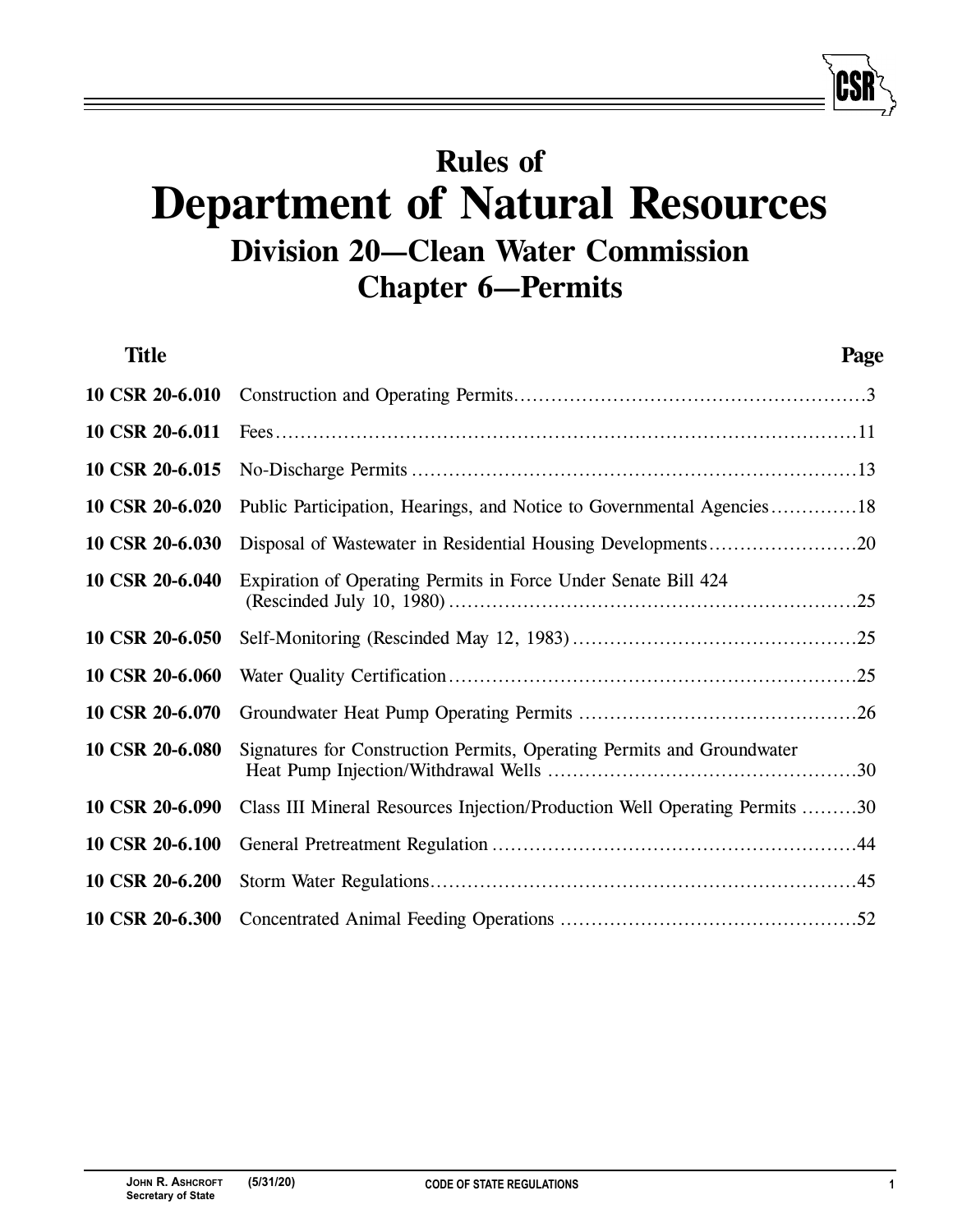# Rules of
# Department of Natural Resources
## Division 20—Clean Water Commission
## Chapter 6—Permits

| Title | | Page |
|---|---|---|
| 10 CSR 20-6.010 | Construction and Operating Permits | 3 |
| 10 CSR 20-6.011 | Fees | 11 |
| 10 CSR 20-6.015 | No-Discharge Permits | 13 |
| 10 CSR 20-6.020 | Public Participation, Hearings, and Notice to Governmental Agencies | 18 |
| 10 CSR 20-6.030 | Disposal of Wastewater in Residential Housing Developments | 20 |
| 10 CSR 20-6.040 | Expiration of Operating Permits in Force Under Senate Bill 424 (Rescinded July 10, 1980) | 25 |
| 10 CSR 20-6.050 | Self-Monitoring (Rescinded May 12, 1983) | 25 |
| 10 CSR 20-6.060 | Water Quality Certification | 25 |
| 10 CSR 20-6.070 | Groundwater Heat Pump Operating Permits | 26 |
| 10 CSR 20-6.080 | Signatures for Construction Permits, Operating Permits and Groundwater Heat Pump Injection/Withdrawal Wells | 30 |
| 10 CSR 20-6.090 | Class III Mineral Resources Injection/Production Well Operating Permits | 30 |
| 10 CSR 20-6.100 | General Pretreatment Regulation | 44 |
| 10 CSR 20-6.200 | Storm Water Regulations | 45 |
| 10 CSR 20-6.300 | Concentrated Animal Feeding Operations | 52 |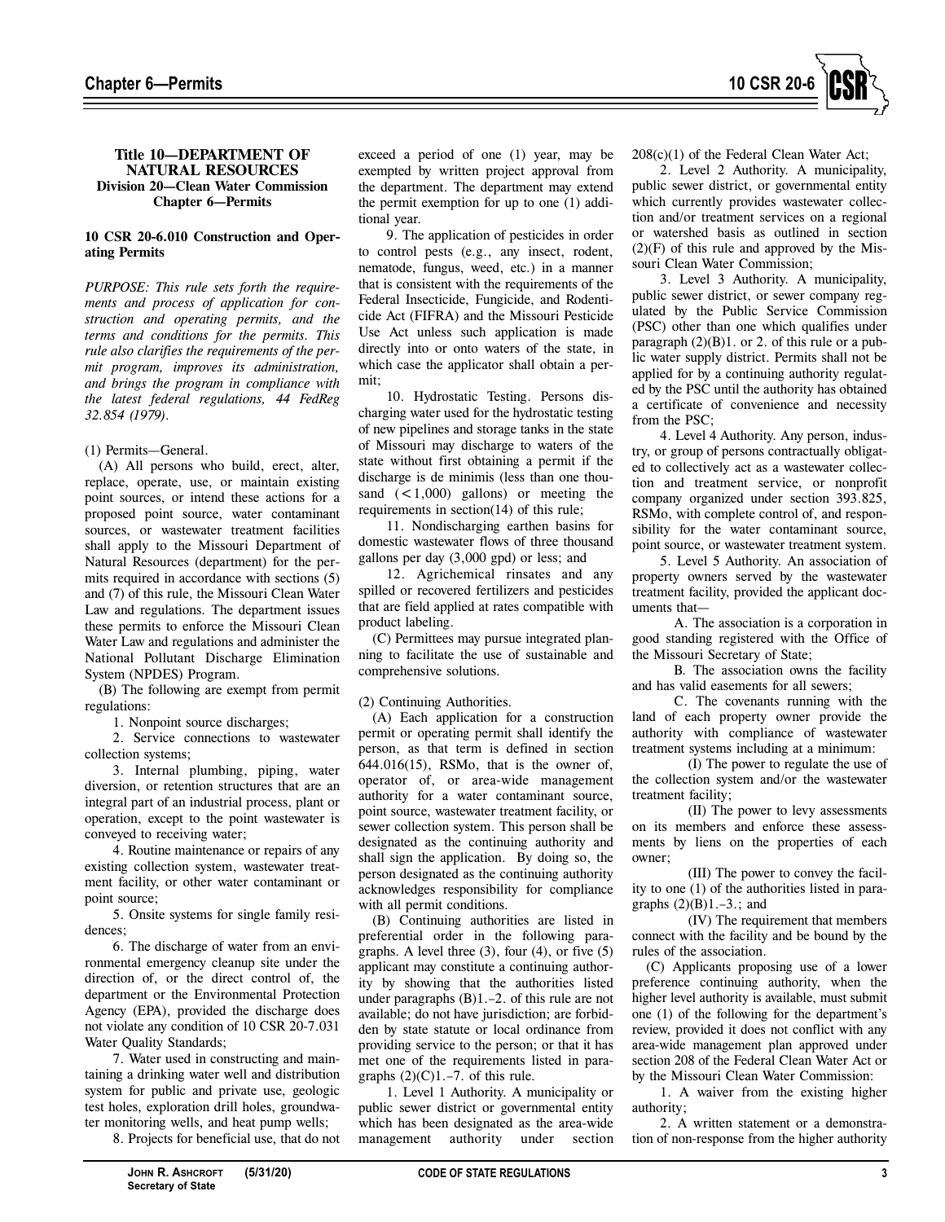**Title 10—DEPARTMENT OF NATURAL RESOURCES**
**Division 20—Clean Water Commission**
**Chapter 6—Permits**

**10 CSR 20-6.010 Construction and Operating Permits**

*PURPOSE: This rule sets forth the requirements and process of application for construction and operating permits, and the terms and conditions for the permits. This rule also clarifies the requirements of the permit program, improves its administration, and brings the program in compliance with the latest federal regulations, 44 FedReg 32.854 (1979).*

(1) Permits—General.

(A) All persons who build, erect, alter, replace, operate, use, or maintain existing point sources, or intend these actions for a proposed point source, water contaminant sources, or wastewater treatment facilities shall apply to the Missouri Department of Natural Resources (department) for the permits required in accordance with sections (5) and (7) of this rule, the Missouri Clean Water Law and regulations. The department issues these permits to enforce the Missouri Clean Water Law and regulations and administer the National Pollutant Discharge Elimination System (NPDES) Program.

(B) The following are exempt from permit regulations:

1. Nonpoint source discharges;

2. Service connections to wastewater collection systems;

3. Internal plumbing, piping, water diversion, or retention structures that are an integral part of an industrial process, plant or operation, except to the point wastewater is conveyed to receiving water;

4. Routine maintenance or repairs of any existing collection system, wastewater treatment facility, or other water contaminant or point source;

5. Onsite systems for single family residences;

6. The discharge of water from an environmental emergency cleanup site under the direction of, or the direct control of, the department or the Environmental Protection Agency (EPA), provided the discharge does not violate any condition of 10 CSR 20-7.031 Water Quality Standards;

7. Water used in constructing and maintaining a drinking water well and distribution system for public and private use, geologic test holes, exploration drill holes, groundwater monitoring wells, and heat pump wells;

8. Projects for beneficial use, that do not exceed a period of one (1) year, may be exempted by written project approval from the department. The department may extend the permit exemption for up to one (1) additional year.

9. The application of pesticides in order to control pests (e.g., any insect, rodent, nematode, fungus, weed, etc.) in a manner that is consistent with the requirements of the Federal Insecticide, Fungicide, and Rodenticide Act (FIFRA) and the Missouri Pesticide Use Act unless such application is made directly into or onto waters of the state, in which case the applicator shall obtain a permit;

10. Hydrostatic Testing. Persons discharging water used for the hydrostatic testing of new pipelines and storage tanks in the state of Missouri may discharge to waters of the state without first obtaining a permit if the discharge is de minimis (less than one thousand (<1,000) gallons) or meeting the requirements in section(14) of this rule;

11. Nondischarging earthen basins for domestic wastewater flows of three thousand gallons per day (3,000 gpd) or less; and

12. Agrichemical rinsates and any spilled or recovered fertilizers and pesticides that are field applied at rates compatible with product labeling.

(C) Permittees may pursue integrated planning to facilitate the use of sustainable and comprehensive solutions.

(2) Continuing Authorities.

(A) Each application for a construction permit or operating permit shall identify the person, as that term is defined in section 644.016(15), RSMo, that is the owner of, operator of, or area-wide management authority for a water contaminant source, point source, wastewater treatment facility, or sewer collection system. This person shall be designated as the continuing authority and shall sign the application. By doing so, the person designated as the continuing authority acknowledges responsibility for compliance with all permit conditions.

(B) Continuing authorities are listed in preferential order in the following paragraphs. A level three (3), four (4), or five (5) applicant may constitute a continuing authority by showing that the authorities listed under paragraphs (B)1.–2. of this rule are not available; do not have jurisdiction; are forbidden by state statute or local ordinance from providing service to the person; or that it has met one of the requirements listed in paragraphs (2)(C)1.–7. of this rule.

1. Level 1 Authority. A municipality or public sewer district or governmental entity which has been designated as the area-wide management authority under section 208(c)(1) of the Federal Clean Water Act;

2. Level 2 Authority. A municipality, public sewer district, or governmental entity which currently provides wastewater collection and/or treatment services on a regional or watershed basis as outlined in section (2)(F) of this rule and approved by the Missouri Clean Water Commission;

3. Level 3 Authority. A municipality, public sewer district, or sewer company regulated by the Public Service Commission (PSC) other than one which qualifies under paragraph (2)(B)1. or 2. of this rule or a public water supply district. Permits shall not be applied for by a continuing authority regulated by the PSC until the authority has obtained a certificate of convenience and necessity from the PSC;

4. Level 4 Authority. Any person, industry, or group of persons contractually obligated to collectively act as a wastewater collection and treatment service, or nonprofit company organized under section 393.825, RSMo, with complete control of, and responsibility for the water contaminant source, point source, or wastewater treatment system.

5. Level 5 Authority. An association of property owners served by the wastewater treatment facility, provided the applicant documents that—

A. The association is a corporation in good standing registered with the Office of the Missouri Secretary of State;

B. The association owns the facility and has valid easements for all sewers;

C. The covenants running with the land of each property owner provide the authority with compliance of wastewater treatment systems including at a minimum:

(I) The power to regulate the use of the collection system and/or the wastewater treatment facility;

(II) The power to levy assessments on its members and enforce these assessments by liens on the properties of each owner;

(III) The power to convey the facility to one (1) of the authorities listed in paragraphs (2)(B)1.–3.; and

(IV) The requirement that members connect with the facility and be bound by the rules of the association.

(C) Applicants proposing use of a lower preference continuing authority, when the higher level authority is available, must submit one (1) of the following for the department's review, provided it does not conflict with any area-wide management plan approved under section 208 of the Federal Clean Water Act or by the Missouri Clean Water Commission:

1. A waiver from the existing higher authority;

2. A written statement or a demonstration of non-response from the higher authority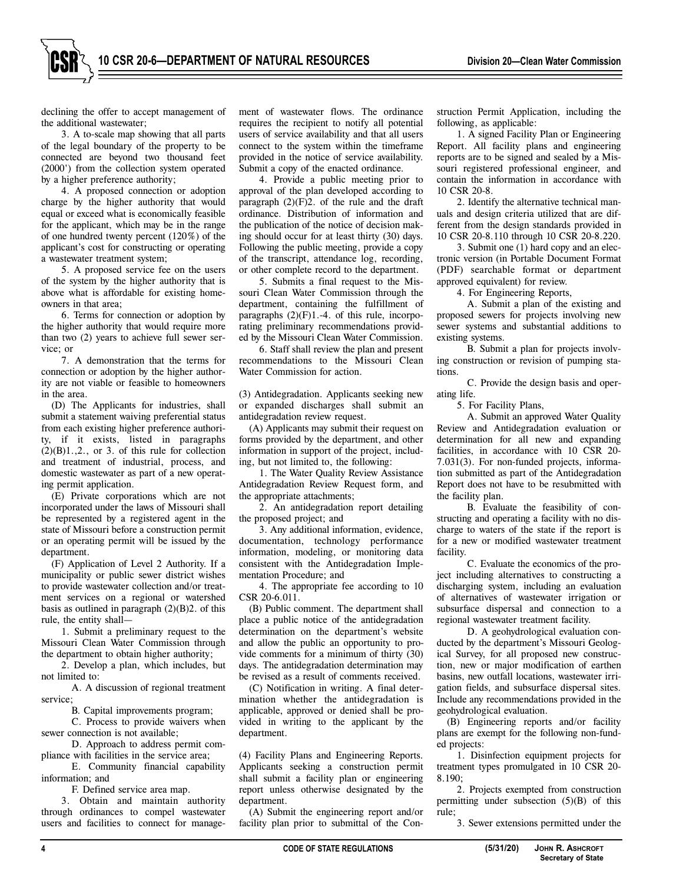declining the offer to accept management of the additional wastewater;

3. A to-scale map showing that all parts of the legal boundary of the property to be connected are beyond two thousand feet (2000') from the collection system operated by a higher preference authority;

4. A proposed connection or adoption charge by the higher authority that would equal or exceed what is economically feasible for the applicant, which may be in the range of one hundred twenty percent (120%) of the applicant's cost for constructing or operating a wastewater treatment system;

5. A proposed service fee on the users of the system by the higher authority that is above what is affordable for existing homeowners in that area;

6. Terms for connection or adoption by the higher authority that would require more than two (2) years to achieve full sewer service; or

7. A demonstration that the terms for connection or adoption by the higher authority are not viable or feasible to homeowners in the area.

(D) The Applicants for industries, shall submit a statement waiving preferential status from each existing higher preference authority, if it exists, listed in paragraphs (2)(B)1.,2., or 3. of this rule for collection and treatment of industrial, process, and domestic wastewater as part of a new operating permit application.

(E) Private corporations which are not incorporated under the laws of Missouri shall be represented by a registered agent in the state of Missouri before a construction permit or an operating permit will be issued by the department.

(F) Application of Level 2 Authority. If a municipality or public sewer district wishes to provide wastewater collection and/or treatment services on a regional or watershed basis as outlined in paragraph (2)(B)2. of this rule, the entity shall—

1. Submit a preliminary request to the Missouri Clean Water Commission through the department to obtain higher authority;

2. Develop a plan, which includes, but not limited to:

A. A discussion of regional treatment service;

B. Capital improvements program;

C. Process to provide waivers when sewer connection is not available;

D. Approach to address permit compliance with facilities in the service area;

E. Community financial capability information; and

F. Defined service area map.

3. Obtain and maintain authority through ordinances to compel wastewater users and facilities to connect for management of wastewater flows. The ordinance requires the recipient to notify all potential users of service availability and that all users connect to the system within the timeframe provided in the notice of service availability. Submit a copy of the enacted ordinance.

4. Provide a public meeting prior to approval of the plan developed according to paragraph (2)(F)2. of the rule and the draft ordinance. Distribution of information and the publication of the notice of decision making should occur for at least thirty (30) days. Following the public meeting, provide a copy of the transcript, attendance log, recording, or other complete record to the department.

5. Submits a final request to the Missouri Clean Water Commission through the department, containing the fulfillment of paragraphs (2)(F)1.-4. of this rule, incorporating preliminary recommendations provided by the Missouri Clean Water Commission.

6. Staff shall review the plan and present recommendations to the Missouri Clean Water Commission for action.

(3) Antidegradation. Applicants seeking new or expanded discharges shall submit an antidegradation review request.

(A) Applicants may submit their request on forms provided by the department, and other information in support of the project, including, but not limited to, the following:

1. The Water Quality Review Assistance Antidegradation Review Request form, and the appropriate attachments;

2. An antidegradation report detailing the proposed project; and

3. Any additional information, evidence, documentation, technology performance information, modeling, or monitoring data consistent with the Antidegradation Implementation Procedure; and

4. The appropriate fee according to 10 CSR 20-6.011.

(B) Public comment. The department shall place a public notice of the antidegradation determination on the department's website and allow the public an opportunity to provide comments for a minimum of thirty (30) days. The antidegradation determination may be revised as a result of comments received.

(C) Notification in writing. A final determination whether the antidegradation is applicable, approved or denied shall be provided in writing to the applicant by the department.

(4) Facility Plans and Engineering Reports. Applicants seeking a construction permit shall submit a facility plan or engineering report unless otherwise designated by the department.

(A) Submit the engineering report and/or facility plan prior to submittal of the Construction Permit Application, including the following, as applicable:

1. A signed Facility Plan or Engineering Report. All facility plans and engineering reports are to be signed and sealed by a Missouri registered professional engineer, and contain the information in accordance with 10 CSR 20-8.

2. Identify the alternative technical manuals and design criteria utilized that are different from the design standards provided in 10 CSR 20-8.110 through 10 CSR 20-8.220.

3. Submit one (1) hard copy and an electronic version (in Portable Document Format (PDF) searchable format or department approved equivalent) for review.

4. For Engineering Reports,

A. Submit a plan of the existing and proposed sewers for projects involving new sewer systems and substantial additions to existing systems.

B. Submit a plan for projects involving construction or revision of pumping stations.

C. Provide the design basis and operating life.

5. For Facility Plans,

A. Submit an approved Water Quality Review and Antidegradation evaluation or determination for all new and expanding facilities, in accordance with 10 CSR 20-7.031(3). For non-funded projects, information submitted as part of the Antidegradation Report does not have to be resubmitted with the facility plan.

B. Evaluate the feasibility of constructing and operating a facility with no discharge to waters of the state if the report is for a new or modified wastewater treatment facility.

C. Evaluate the economics of the project including alternatives to constructing a discharging system, including an evaluation of alternatives of wastewater irrigation or subsurface dispersal and connection to a regional wastewater treatment facility.

D. A geohydrological evaluation conducted by the department's Missouri Geological Survey, for all proposed new construction, new or major modification of earthen basins, new outfall locations, wastewater irrigation fields, and subsurface dispersal sites. Include any recommendations provided in the geohydrological evaluation.

(B) Engineering reports and/or facility plans are exempt for the following non-funded projects:

1. Disinfection equipment projects for treatment types promulgated in 10 CSR 20-8.190;

2. Projects exempted from construction permitting under subsection (5)(B) of this rule;

3. Sewer extensions permitted under the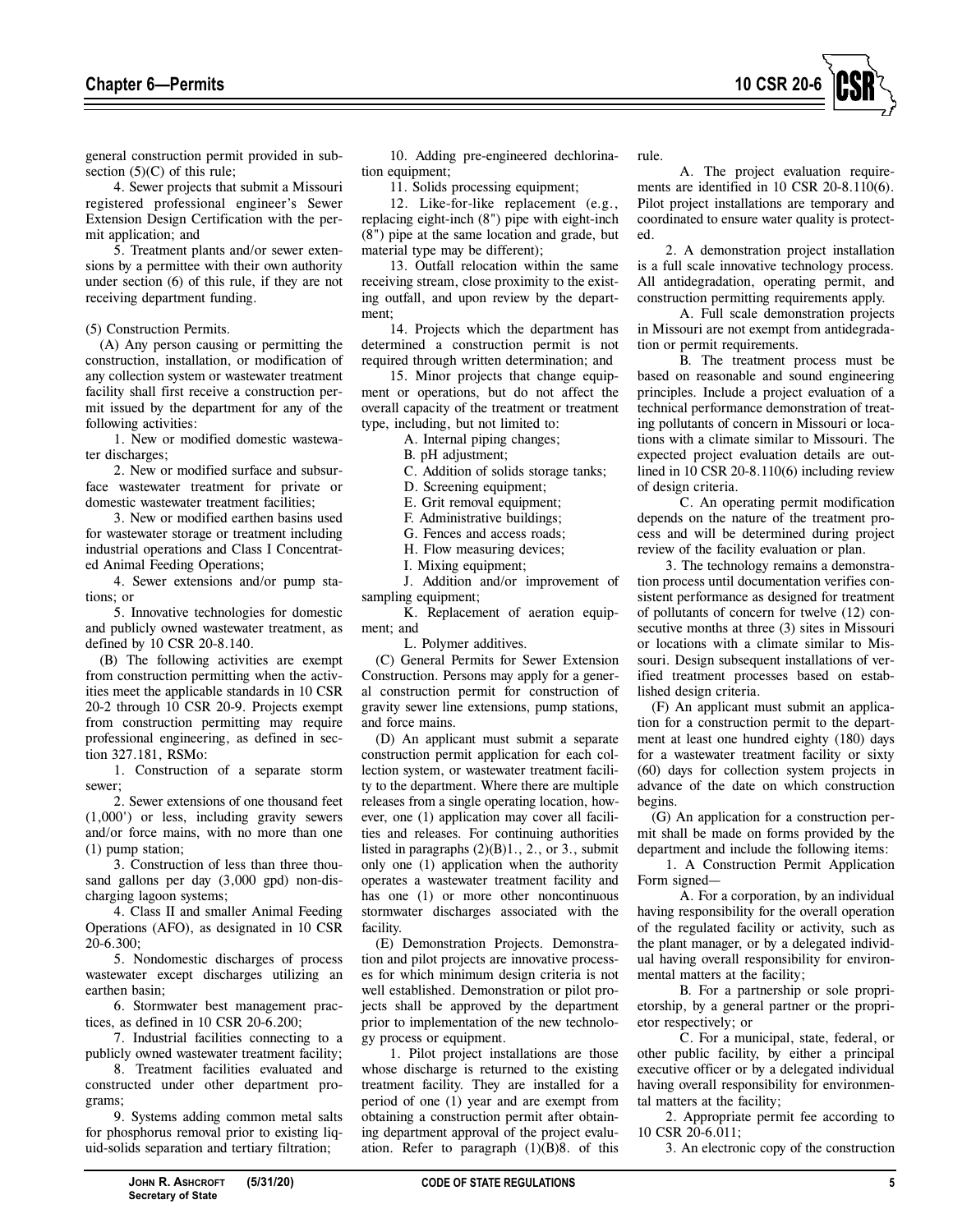general construction permit provided in subsection (5)(C) of this rule;

4. Sewer projects that submit a Missouri registered professional engineer's Sewer Extension Design Certification with the permit application; and

5. Treatment plants and/or sewer extensions by a permittee with their own authority under section (6) of this rule, if they are not receiving department funding.

(5) Construction Permits.

(A) Any person causing or permitting the construction, installation, or modification of any collection system or wastewater treatment facility shall first receive a construction permit issued by the department for any of the following activities:

1. New or modified domestic wastewater discharges;

2. New or modified surface and subsurface wastewater treatment for private or domestic wastewater treatment facilities;

3. New or modified earthen basins used for wastewater storage or treatment including industrial operations and Class I Concentrated Animal Feeding Operations;

4. Sewer extensions and/or pump stations; or

5. Innovative technologies for domestic and publicly owned wastewater treatment, as defined by 10 CSR 20-8.140.

(B) The following activities are exempt from construction permitting when the activities meet the applicable standards in 10 CSR 20-2 through 10 CSR 20-9. Projects exempt from construction permitting may require professional engineering, as defined in section 327.181, RSMo:

1. Construction of a separate storm sewer;

2. Sewer extensions of one thousand feet (1,000') or less, including gravity sewers and/or force mains, with no more than one (1) pump station;

3. Construction of less than three thousand gallons per day (3,000 gpd) non-discharging lagoon systems;

4. Class II and smaller Animal Feeding Operations (AFO), as designated in 10 CSR 20-6.300;

5. Nondomestic discharges of process wastewater except discharges utilizing an earthen basin;

6. Stormwater best management practices, as defined in 10 CSR 20-6.200;

7. Industrial facilities connecting to a publicly owned wastewater treatment facility;

8. Treatment facilities evaluated and constructed under other department programs;

9. Systems adding common metal salts for phosphorus removal prior to existing liquid-solids separation and tertiary filtration;

10. Adding pre-engineered dechlorination equipment;

11. Solids processing equipment;

12. Like-for-like replacement (e.g., replacing eight-inch (8") pipe with eight-inch (8") pipe at the same location and grade, but material type may be different);

13. Outfall relocation within the same receiving stream, close proximity to the existing outfall, and upon review by the department;

14. Projects which the department has determined a construction permit is not required through written determination; and

15. Minor projects that change equipment or operations, but do not affect the overall capacity of the treatment or treatment type, including, but not limited to:

A. Internal piping changes;

B. pH adjustment;

C. Addition of solids storage tanks;

D. Screening equipment;

E. Grit removal equipment;

F. Administrative buildings;

G. Fences and access roads;

H. Flow measuring devices;

I. Mixing equipment;

J. Addition and/or improvement of sampling equipment;

K. Replacement of aeration equipment; and

L. Polymer additives.

(C) General Permits for Sewer Extension Construction. Persons may apply for a general construction permit for construction of gravity sewer line extensions, pump stations, and force mains.

(D) An applicant must submit a separate construction permit application for each collection system, or wastewater treatment facility to the department. Where there are multiple releases from a single operating location, however, one (1) application may cover all facilities and releases. For continuing authorities listed in paragraphs (2)(B)1., 2., or 3., submit only one (1) application when the authority operates a wastewater treatment facility and has one (1) or more other noncontinuous stormwater discharges associated with the facility.

(E) Demonstration Projects. Demonstration and pilot projects are innovative processes for which minimum design criteria is not well established. Demonstration or pilot projects shall be approved by the department prior to implementation of the new technology process or equipment.

1. Pilot project installations are those whose discharge is returned to the existing treatment facility. They are installed for a period of one (1) year and are exempt from obtaining a construction permit after obtaining department approval of the project evaluation. Refer to paragraph (1)(B)8. of this rule.

A. The project evaluation requirements are identified in 10 CSR 20-8.110(6). Pilot project installations are temporary and coordinated to ensure water quality is protected.

2. A demonstration project installation is a full scale innovative technology process. All antidegradation, operating permit, and construction permitting requirements apply.

A. Full scale demonstration projects in Missouri are not exempt from antidegradation or permit requirements.

B. The treatment process must be based on reasonable and sound engineering principles. Include a project evaluation of a technical performance demonstration of treating pollutants of concern in Missouri or locations with a climate similar to Missouri. The expected project evaluation details are outlined in 10 CSR 20-8.110(6) including review of design criteria.

C. An operating permit modification depends on the nature of the treatment process and will be determined during project review of the facility evaluation or plan.

3. The technology remains a demonstration process until documentation verifies consistent performance as designed for treatment of pollutants of concern for twelve (12) consecutive months at three (3) sites in Missouri or locations with a climate similar to Missouri. Design subsequent installations of verified treatment processes based on established design criteria.

(F) An applicant must submit an application for a construction permit to the department at least one hundred eighty (180) days for a wastewater treatment facility or sixty (60) days for collection system projects in advance of the date on which construction begins.

(G) An application for a construction permit shall be made on forms provided by the department and include the following items:

1. A Construction Permit Application Form signed—

A. For a corporation, by an individual having responsibility for the overall operation of the regulated facility or activity, such as the plant manager, or by a delegated individual having overall responsibility for environmental matters at the facility;

B. For a partnership or sole proprietorship, by a general partner or the proprietor respectively; or

C. For a municipal, state, federal, or other public facility, by either a principal executive officer or by a delegated individual having overall responsibility for environmental matters at the facility;

2. Appropriate permit fee according to 10 CSR 20-6.011;

3. An electronic copy of the construction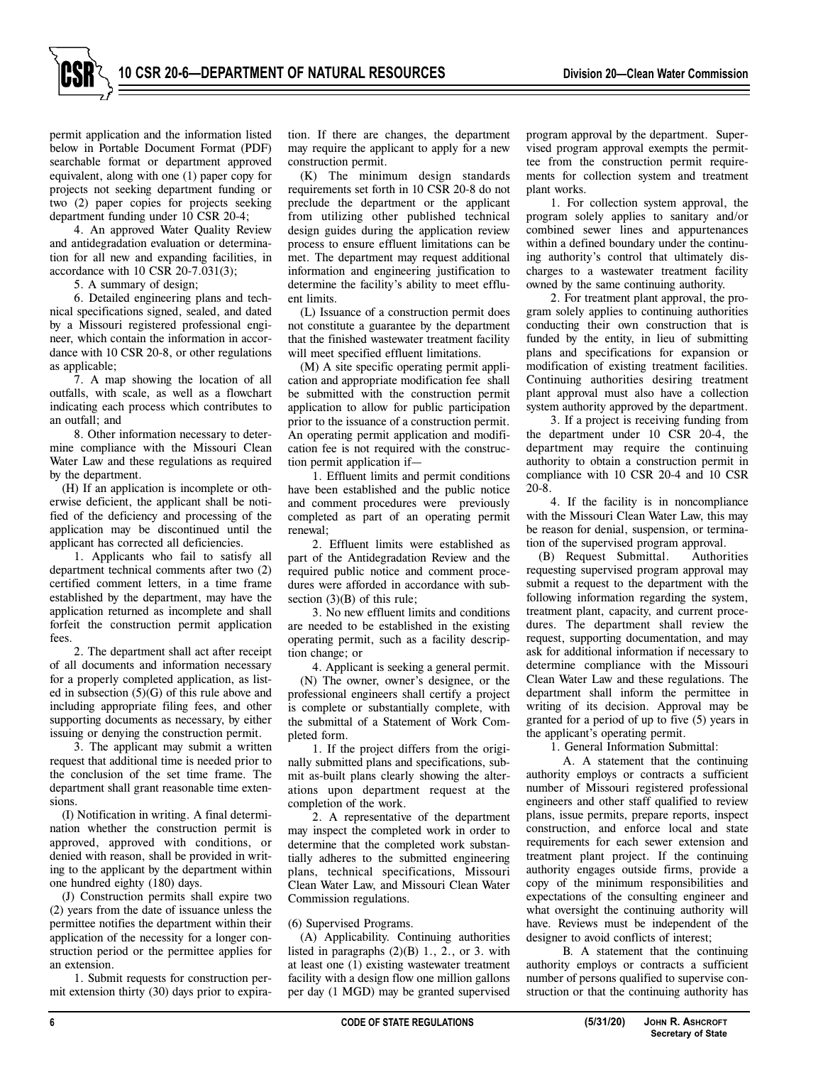permit application and the information listed below in Portable Document Format (PDF) searchable format or department approved equivalent, along with one (1) paper copy for projects not seeking department funding or two (2) paper copies for projects seeking department funding under 10 CSR 20-4;

4. An approved Water Quality Review and antidegradation evaluation or determination for all new and expanding facilities, in accordance with 10 CSR 20-7.031(3);

5. A summary of design;

6. Detailed engineering plans and technical specifications signed, sealed, and dated by a Missouri registered professional engineer, which contain the information in accordance with 10 CSR 20-8, or other regulations as applicable;

7. A map showing the location of all outfalls, with scale, as well as a flowchart indicating each process which contributes to an outfall; and

8. Other information necessary to determine compliance with the Missouri Clean Water Law and these regulations as required by the department.

(H) If an application is incomplete or otherwise deficient, the applicant shall be notified of the deficiency and processing of the application may be discontinued until the applicant has corrected all deficiencies.

1. Applicants who fail to satisfy all department technical comments after two (2) certified comment letters, in a time frame established by the department, may have the application returned as incomplete and shall forfeit the construction permit application fees.

2. The department shall act after receipt of all documents and information necessary for a properly completed application, as listed in subsection (5)(G) of this rule above and including appropriate filing fees, and other supporting documents as necessary, by either issuing or denying the construction permit.

3. The applicant may submit a written request that additional time is needed prior to the conclusion of the set time frame. The department shall grant reasonable time extensions.

(I) Notification in writing. A final determination whether the construction permit is approved, approved with conditions, or denied with reason, shall be provided in writing to the applicant by the department within one hundred eighty (180) days.

(J) Construction permits shall expire two (2) years from the date of issuance unless the permittee notifies the department within their application of the necessity for a longer construction period or the permittee applies for an extension.

1. Submit requests for construction permit extension thirty (30) days prior to expiration. If there are changes, the department may require the applicant to apply for a new construction permit.

(K) The minimum design standards requirements set forth in 10 CSR 20-8 do not preclude the department or the applicant from utilizing other published technical design guides during the application review process to ensure effluent limitations can be met. The department may request additional information and engineering justification to determine the facility's ability to meet effluent limits.

(L) Issuance of a construction permit does not constitute a guarantee by the department that the finished wastewater treatment facility will meet specified effluent limitations.

(M) A site specific operating permit application and appropriate modification fee shall be submitted with the construction permit application to allow for public participation prior to the issuance of a construction permit. An operating permit application and modification fee is not required with the construction permit application if—

1. Effluent limits and permit conditions have been established and the public notice and comment procedures were previously completed as part of an operating permit renewal;

2. Effluent limits were established as part of the Antidegradation Review and the required public notice and comment procedures were afforded in accordance with subsection (3)(B) of this rule;

3. No new effluent limits and conditions are needed to be established in the existing operating permit, such as a facility description change; or

4. Applicant is seeking a general permit.

(N) The owner, owner's designee, or the professional engineers shall certify a project is complete or substantially complete, with the submittal of a Statement of Work Completed form.

1. If the project differs from the originally submitted plans and specifications, submit as-built plans clearly showing the alterations upon department request at the completion of the work.

2. A representative of the department may inspect the completed work in order to determine that the completed work substantially adheres to the submitted engineering plans, technical specifications, Missouri Clean Water Law, and Missouri Clean Water Commission regulations.

(6) Supervised Programs.

(A) Applicability. Continuing authorities listed in paragraphs (2)(B) 1., 2., or 3. with at least one (1) existing wastewater treatment facility with a design flow one million gallons per day (1 MGD) may be granted supervised program approval by the department. Supervised program approval exempts the permittee from the construction permit requirements for collection system and treatment plant works.

1. For collection system approval, the program solely applies to sanitary and/or combined sewer lines and appurtenances within a defined boundary under the continuing authority's control that ultimately discharges to a wastewater treatment facility owned by the same continuing authority.

2. For treatment plant approval, the program solely applies to continuing authorities conducting their own construction that is funded by the entity, in lieu of submitting plans and specifications for expansion or modification of existing treatment facilities. Continuing authorities desiring treatment plant approval must also have a collection system authority approved by the department.

3. If a project is receiving funding from the department under 10 CSR 20-4, the department may require the continuing authority to obtain a construction permit in compliance with 10 CSR 20-4 and 10 CSR 20-8.

4. If the facility is in noncompliance with the Missouri Clean Water Law, this may be reason for denial, suspension, or termination of the supervised program approval.

(B) Request Submittal. Authorities requesting supervised program approval may submit a request to the department with the following information regarding the system, treatment plant, capacity, and current procedures. The department shall review the request, supporting documentation, and may ask for additional information if necessary to determine compliance with the Missouri Clean Water Law and these regulations. The department shall inform the permittee in writing of its decision. Approval may be granted for a period of up to five (5) years in the applicant's operating permit.

1. General Information Submittal:

A. A statement that the continuing authority employs or contracts a sufficient number of Missouri registered professional engineers and other staff qualified to review plans, issue permits, prepare reports, inspect construction, and enforce local and state requirements for each sewer extension and treatment plant project. If the continuing authority engages outside firms, provide a copy of the minimum responsibilities and expectations of the consulting engineer and what oversight the continuing authority will have. Reviews must be independent of the designer to avoid conflicts of interest;

B. A statement that the continuing authority employs or contracts a sufficient number of persons qualified to supervise construction or that the continuing authority has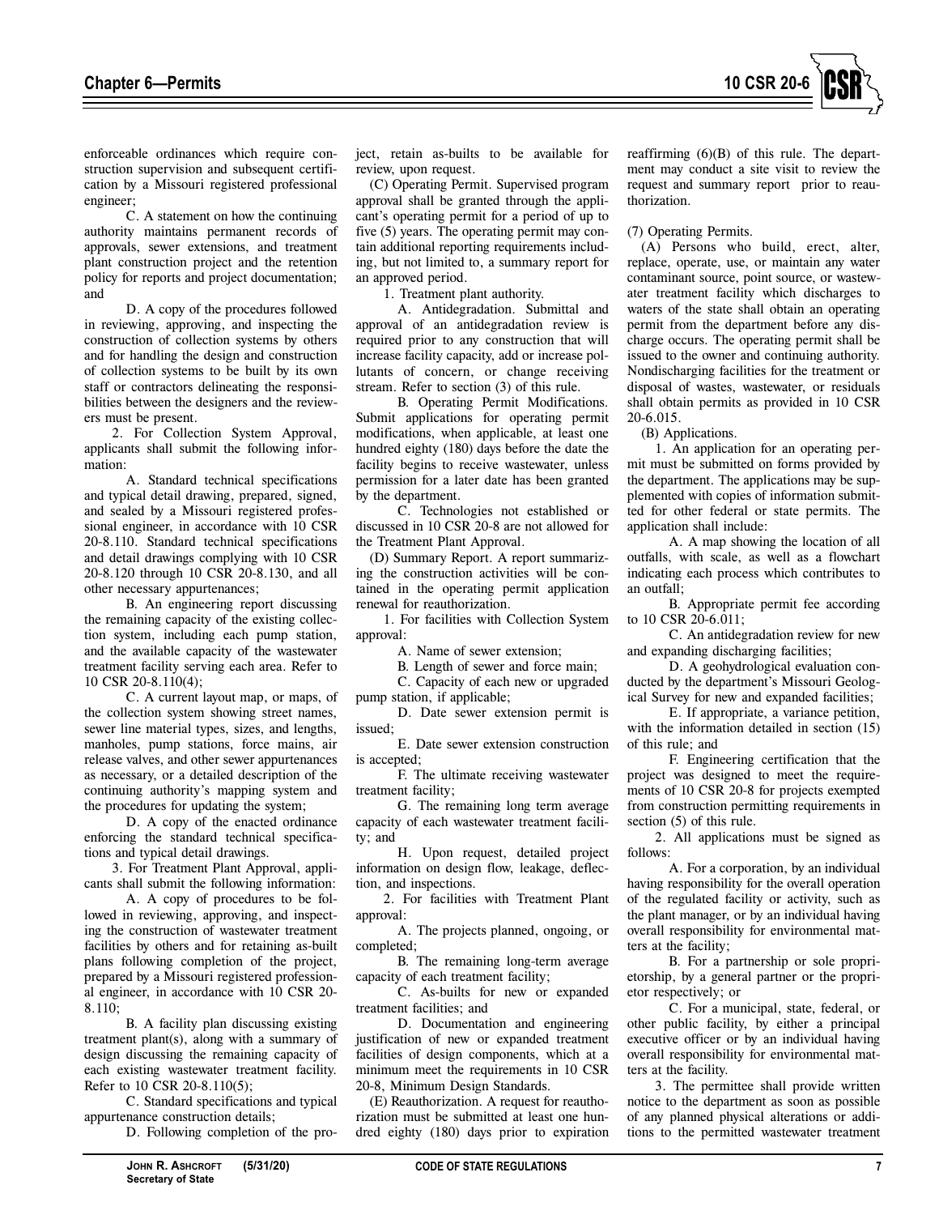enforceable ordinances which require construction supervision and subsequent certification by a Missouri registered professional engineer;

C. A statement on how the continuing authority maintains permanent records of approvals, sewer extensions, and treatment plant construction project and the retention policy for reports and project documentation; and

D. A copy of the procedures followed in reviewing, approving, and inspecting the construction of collection systems by others and for handling the design and construction of collection systems to be built by its own staff or contractors delineating the responsibilities between the designers and the reviewers must be present.

2. For Collection System Approval, applicants shall submit the following information:

A. Standard technical specifications and typical detail drawing, prepared, signed, and sealed by a Missouri registered professional engineer, in accordance with 10 CSR 20-8.110. Standard technical specifications and detail drawings complying with 10 CSR 20-8.120 through 10 CSR 20-8.130, and all other necessary appurtenances;

B. An engineering report discussing the remaining capacity of the existing collection system, including each pump station, and the available capacity of the wastewater treatment facility serving each area. Refer to 10 CSR 20-8.110(4);

C. A current layout map, or maps, of the collection system showing street names, sewer line material types, sizes, and lengths, manholes, pump stations, force mains, air release valves, and other sewer appurtenances as necessary, or a detailed description of the continuing authority's mapping system and the procedures for updating the system;

D. A copy of the enacted ordinance enforcing the standard technical specifications and typical detail drawings.

3. For Treatment Plant Approval, applicants shall submit the following information:

A. A copy of procedures to be followed in reviewing, approving, and inspecting the construction of wastewater treatment facilities by others and for retaining as-built plans following completion of the project, prepared by a Missouri registered professional engineer, in accordance with 10 CSR 20-8.110;

B. A facility plan discussing existing treatment plant(s), along with a summary of design discussing the remaining capacity of each existing wastewater treatment facility. Refer to 10 CSR 20-8.110(5);

C. Standard specifications and typical appurtenance construction details;

D. Following completion of the project, retain as-builts to be available for review, upon request.

(C) Operating Permit. Supervised program approval shall be granted through the applicant's operating permit for a period of up to five (5) years. The operating permit may contain additional reporting requirements including, but not limited to, a summary report for an approved period.

1. Treatment plant authority.

A. Antidegradation. Submittal and approval of an antidegradation review is required prior to any construction that will increase facility capacity, add or increase pollutants of concern, or change receiving stream. Refer to section (3) of this rule.

B. Operating Permit Modifications. Submit applications for operating permit modifications, when applicable, at least one hundred eighty (180) days before the date the facility begins to receive wastewater, unless permission for a later date has been granted by the department.

C. Technologies not established or discussed in 10 CSR 20-8 are not allowed for the Treatment Plant Approval.

(D) Summary Report. A report summarizing the construction activities will be contained in the operating permit application renewal for reauthorization.

1. For facilities with Collection System approval:

A. Name of sewer extension;

B. Length of sewer and force main;

C. Capacity of each new or upgraded pump station, if applicable;

D. Date sewer extension permit is issued;

E. Date sewer extension construction is accepted;

F. The ultimate receiving wastewater treatment facility;

G. The remaining long term average capacity of each wastewater treatment facility; and

H. Upon request, detailed project information on design flow, leakage, deflection, and inspections.

2. For facilities with Treatment Plant approval:

A. The projects planned, ongoing, or completed;

B. The remaining long-term average capacity of each treatment facility;

C. As-builts for new or expanded treatment facilities; and

D. Documentation and engineering justification of new or expanded treatment facilities of design components, which at a minimum meet the requirements in 10 CSR 20-8, Minimum Design Standards.

(E) Reauthorization. A request for reauthorization must be submitted at least one hundred eighty (180) days prior to expiration reaffirming (6)(B) of this rule. The department may conduct a site visit to review the request and summary report prior to reauthorization.

(7) Operating Permits.

(A) Persons who build, erect, alter, replace, operate, use, or maintain any water contaminant source, point source, or wastewater treatment facility which discharges to waters of the state shall obtain an operating permit from the department before any discharge occurs. The operating permit shall be issued to the owner and continuing authority. Nondischarging facilities for the treatment or disposal of wastes, wastewater, or residuals shall obtain permits as provided in 10 CSR 20-6.015.

(B) Applications.

1. An application for an operating permit must be submitted on forms provided by the department. The applications may be supplemented with copies of information submitted for other federal or state permits. The application shall include:

A. A map showing the location of all outfalls, with scale, as well as a flowchart indicating each process which contributes to an outfall;

B. Appropriate permit fee according to 10 CSR 20-6.011;

C. An antidegradation review for new and expanding discharging facilities;

D. A geohydrological evaluation conducted by the department's Missouri Geological Survey for new and expanded facilities;

E. If appropriate, a variance petition, with the information detailed in section (15) of this rule; and

F. Engineering certification that the project was designed to meet the requirements of 10 CSR 20-8 for projects exempted from construction permitting requirements in section (5) of this rule.

2. All applications must be signed as follows:

A. For a corporation, by an individual having responsibility for the overall operation of the regulated facility or activity, such as the plant manager, or by an individual having overall responsibility for environmental matters at the facility;

B. For a partnership or sole proprietorship, by a general partner or the proprietor respectively; or

C. For a municipal, state, federal, or other public facility, by either a principal executive officer or by an individual having overall responsibility for environmental matters at the facility.

3. The permittee shall provide written notice to the department as soon as possible of any planned physical alterations or additions to the permitted wastewater treatment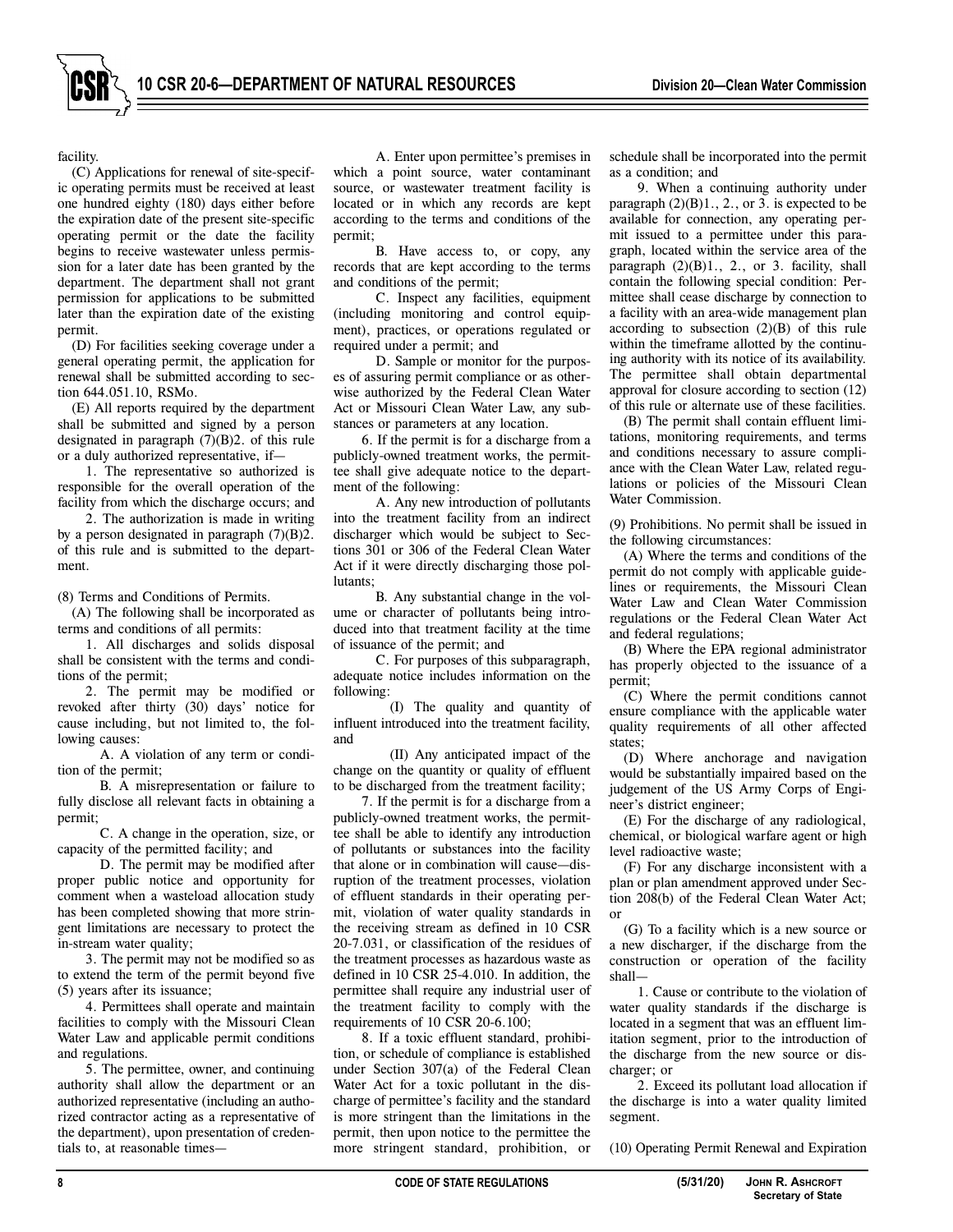facility.

(C) Applications for renewal of site-specific operating permits must be received at least one hundred eighty (180) days either before the expiration date of the present site-specific operating permit or the date the facility begins to receive wastewater unless permission for a later date has been granted by the department. The department shall not grant permission for applications to be submitted later than the expiration date of the existing permit.

(D) For facilities seeking coverage under a general operating permit, the application for renewal shall be submitted according to section 644.051.10, RSMo.

(E) All reports required by the department shall be submitted and signed by a person designated in paragraph (7)(B)2. of this rule or a duly authorized representative, if—

1. The representative so authorized is responsible for the overall operation of the facility from which the discharge occurs; and

2. The authorization is made in writing by a person designated in paragraph (7)(B)2. of this rule and is submitted to the department.

(8) Terms and Conditions of Permits.

(A) The following shall be incorporated as terms and conditions of all permits:

1. All discharges and solids disposal shall be consistent with the terms and conditions of the permit;

2. The permit may be modified or revoked after thirty (30) days' notice for cause including, but not limited to, the following causes:

A. A violation of any term or condition of the permit;

B. A misrepresentation or failure to fully disclose all relevant facts in obtaining a permit;

C. A change in the operation, size, or capacity of the permitted facility; and

D. The permit may be modified after proper public notice and opportunity for comment when a wasteload allocation study has been completed showing that more stringent limitations are necessary to protect the in-stream water quality;

3. The permit may not be modified so as to extend the term of the permit beyond five (5) years after its issuance;

4. Permittees shall operate and maintain facilities to comply with the Missouri Clean Water Law and applicable permit conditions and regulations.

5. The permittee, owner, and continuing authority shall allow the department or an authorized representative (including an authorized contractor acting as a representative of the department), upon presentation of credentials to, at reasonable times—

A. Enter upon permittee's premises in which a point source, water contaminant source, or wastewater treatment facility is located or in which any records are kept according to the terms and conditions of the permit;

B. Have access to, or copy, any records that are kept according to the terms and conditions of the permit;

C. Inspect any facilities, equipment (including monitoring and control equipment), practices, or operations regulated or required under a permit; and

D. Sample or monitor for the purposes of assuring permit compliance or as otherwise authorized by the Federal Clean Water Act or Missouri Clean Water Law, any substances or parameters at any location.

6. If the permit is for a discharge from a publicly-owned treatment works, the permittee shall give adequate notice to the department of the following:

A. Any new introduction of pollutants into the treatment facility from an indirect discharger which would be subject to Sections 301 or 306 of the Federal Clean Water Act if it were directly discharging those pollutants;

B. Any substantial change in the volume or character of pollutants being introduced into that treatment facility at the time of issuance of the permit; and

C. For purposes of this subparagraph, adequate notice includes information on the following:

(I) The quality and quantity of influent introduced into the treatment facility, and

(II) Any anticipated impact of the change on the quantity or quality of effluent to be discharged from the treatment facility;

7. If the permit is for a discharge from a publicly-owned treatment works, the permittee shall be able to identify any introduction of pollutants or substances into the facility that alone or in combination will cause—disruption of the treatment processes, violation of effluent standards in their operating permit, violation of water quality standards in the receiving stream as defined in 10 CSR 20-7.031, or classification of the residues of the treatment processes as hazardous waste as defined in 10 CSR 25-4.010. In addition, the permittee shall require any industrial user of the treatment facility to comply with the requirements of 10 CSR 20-6.100;

8. If a toxic effluent standard, prohibition, or schedule of compliance is established under Section 307(a) of the Federal Clean Water Act for a toxic pollutant in the discharge of permittee's facility and the standard is more stringent than the limitations in the permit, then upon notice to the permittee the more stringent standard, prohibition, or schedule shall be incorporated into the permit as a condition; and

9. When a continuing authority under paragraph (2)(B)1., 2., or 3. is expected to be available for connection, any operating permit issued to a permittee under this paragraph, located within the service area of the paragraph (2)(B)1., 2., or 3. facility, shall contain the following special condition: Permittee shall cease discharge by connection to a facility with an area-wide management plan according to subsection (2)(B) of this rule within the timeframe allotted by the continuing authority with its notice of its availability. The permittee shall obtain departmental approval for closure according to section (12) of this rule or alternate use of these facilities.

(B) The permit shall contain effluent limitations, monitoring requirements, and terms and conditions necessary to assure compliance with the Clean Water Law, related regulations or policies of the Missouri Clean Water Commission.

(9) Prohibitions. No permit shall be issued in the following circumstances:

(A) Where the terms and conditions of the permit do not comply with applicable guidelines or requirements, the Missouri Clean Water Law and Clean Water Commission regulations or the Federal Clean Water Act and federal regulations;

(B) Where the EPA regional administrator has properly objected to the issuance of a permit;

(C) Where the permit conditions cannot ensure compliance with the applicable water quality requirements of all other affected states;

(D) Where anchorage and navigation would be substantially impaired based on the judgement of the US Army Corps of Engineer's district engineer;

(E) For the discharge of any radiological, chemical, or biological warfare agent or high level radioactive waste;

(F) For any discharge inconsistent with a plan or plan amendment approved under Section 208(b) of the Federal Clean Water Act; or

(G) To a facility which is a new source or a new discharger, if the discharge from the construction or operation of the facility shall—

1. Cause or contribute to the violation of water quality standards if the discharge is located in a segment that was an effluent limitation segment, prior to the introduction of the discharge from the new source or discharger; or

2. Exceed its pollutant load allocation if the discharge is into a water quality limited segment.

(10) Operating Permit Renewal and Expiration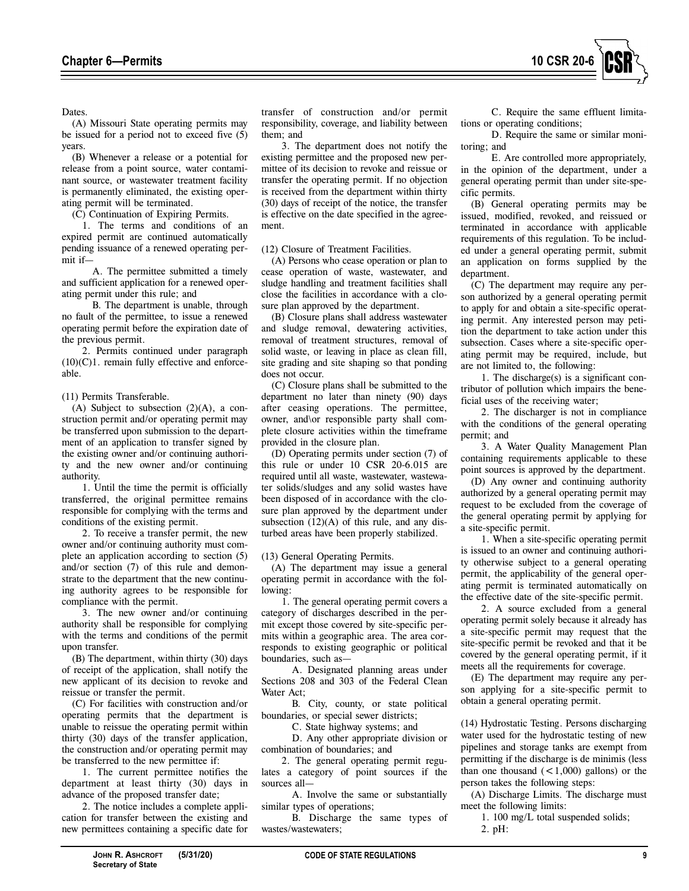Dates.

(A) Missouri State operating permits may be issued for a period not to exceed five (5) years.

(B) Whenever a release or a potential for release from a point source, water contaminant source, or wastewater treatment facility is permanently eliminated, the existing operating permit will be terminated.

(C) Continuation of Expiring Permits.

1. The terms and conditions of an expired permit are continued automatically pending issuance of a renewed operating permit if—

A. The permittee submitted a timely and sufficient application for a renewed operating permit under this rule; and

B. The department is unable, through no fault of the permittee, to issue a renewed operating permit before the expiration date of the previous permit.

2. Permits continued under paragraph (10)(C)1. remain fully effective and enforceable.

(11) Permits Transferable.

(A) Subject to subsection (2)(A), a construction permit and/or operating permit may be transferred upon submission to the department of an application to transfer signed by the existing owner and/or continuing authority and the new owner and/or continuing authority.

1. Until the time the permit is officially transferred, the original permittee remains responsible for complying with the terms and conditions of the existing permit.

2. To receive a transfer permit, the new owner and/or continuing authority must complete an application according to section (5) and/or section (7) of this rule and demonstrate to the department that the new continuing authority agrees to be responsible for compliance with the permit.

3. The new owner and/or continuing authority shall be responsible for complying with the terms and conditions of the permit upon transfer.

(B) The department, within thirty (30) days of receipt of the application, shall notify the new applicant of its decision to revoke and reissue or transfer the permit.

(C) For facilities with construction and/or operating permits that the department is unable to reissue the operating permit within thirty (30) days of the transfer application, the construction and/or operating permit may be transferred to the new permittee if:

1. The current permittee notifies the department at least thirty (30) days in advance of the proposed transfer date;

2. The notice includes a complete application for transfer between the existing and new permittees containing a specific date for transfer of construction and/or permit responsibility, coverage, and liability between them; and

3. The department does not notify the existing permittee and the proposed new permittee of its decision to revoke and reissue or transfer the operating permit. If no objection is received from the department within thirty (30) days of receipt of the notice, the transfer is effective on the date specified in the agreement.

(12) Closure of Treatment Facilities.

(A) Persons who cease operation or plan to cease operation of waste, wastewater, and sludge handling and treatment facilities shall close the facilities in accordance with a closure plan approved by the department.

(B) Closure plans shall address wastewater and sludge removal, dewatering activities, removal of treatment structures, removal of solid waste, or leaving in place as clean fill, site grading and site shaping so that ponding does not occur.

(C) Closure plans shall be submitted to the department no later than ninety (90) days after ceasing operations. The permittee, owner, and\or responsible party shall complete closure activities within the timeframe provided in the closure plan.

(D) Operating permits under section (7) of this rule or under 10 CSR 20-6.015 are required until all waste, wastewater, wastewater solids/sludges and any solid wastes have been disposed of in accordance with the closure plan approved by the department under subsection (12)(A) of this rule, and any disturbed areas have been properly stabilized.

(13) General Operating Permits.

(A) The department may issue a general operating permit in accordance with the following:

1. The general operating permit covers a category of discharges described in the permit except those covered by site-specific permits within a geographic area. The area corresponds to existing geographic or political boundaries, such as—

A. Designated planning areas under Sections 208 and 303 of the Federal Clean Water Act;

B. City, county, or state political boundaries, or special sewer districts;

C. State highway systems; and

D. Any other appropriate division or combination of boundaries; and

2. The general operating permit regulates a category of point sources if the sources all—

A. Involve the same or substantially similar types of operations;

B. Discharge the same types of wastes/wastewaters;

C. Require the same effluent limitations or operating conditions;

D. Require the same or similar monitoring; and

E. Are controlled more appropriately, in the opinion of the department, under a general operating permit than under site-specific permits.

(B) General operating permits may be issued, modified, revoked, and reissued or terminated in accordance with applicable requirements of this regulation. To be included under a general operating permit, submit an application on forms supplied by the department.

(C) The department may require any person authorized by a general operating permit to apply for and obtain a site-specific operating permit. Any interested person may petition the department to take action under this subsection. Cases where a site-specific operating permit may be required, include, but are not limited to, the following:

1. The discharge(s) is a significant contributor of pollution which impairs the beneficial uses of the receiving water;

2. The discharger is not in compliance with the conditions of the general operating permit; and

3. A Water Quality Management Plan containing requirements applicable to these point sources is approved by the department.

(D) Any owner and continuing authority authorized by a general operating permit may request to be excluded from the coverage of the general operating permit by applying for a site-specific permit.

1. When a site-specific operating permit is issued to an owner and continuing authority otherwise subject to a general operating permit, the applicability of the general operating permit is terminated automatically on the effective date of the site-specific permit.

2. A source excluded from a general operating permit solely because it already has a site-specific permit may request that the site-specific permit be revoked and that it be covered by the general operating permit, if it meets all the requirements for coverage.

(E) The department may require any person applying for a site-specific permit to obtain a general operating permit.

(14) Hydrostatic Testing. Persons discharging water used for the hydrostatic testing of new pipelines and storage tanks are exempt from permitting if the discharge is de minimis (less than one thousand (<1,000) gallons) or the person takes the following steps:

(A) Discharge Limits. The discharge must meet the following limits:

1. 100 mg/L total suspended solids;

2. pH: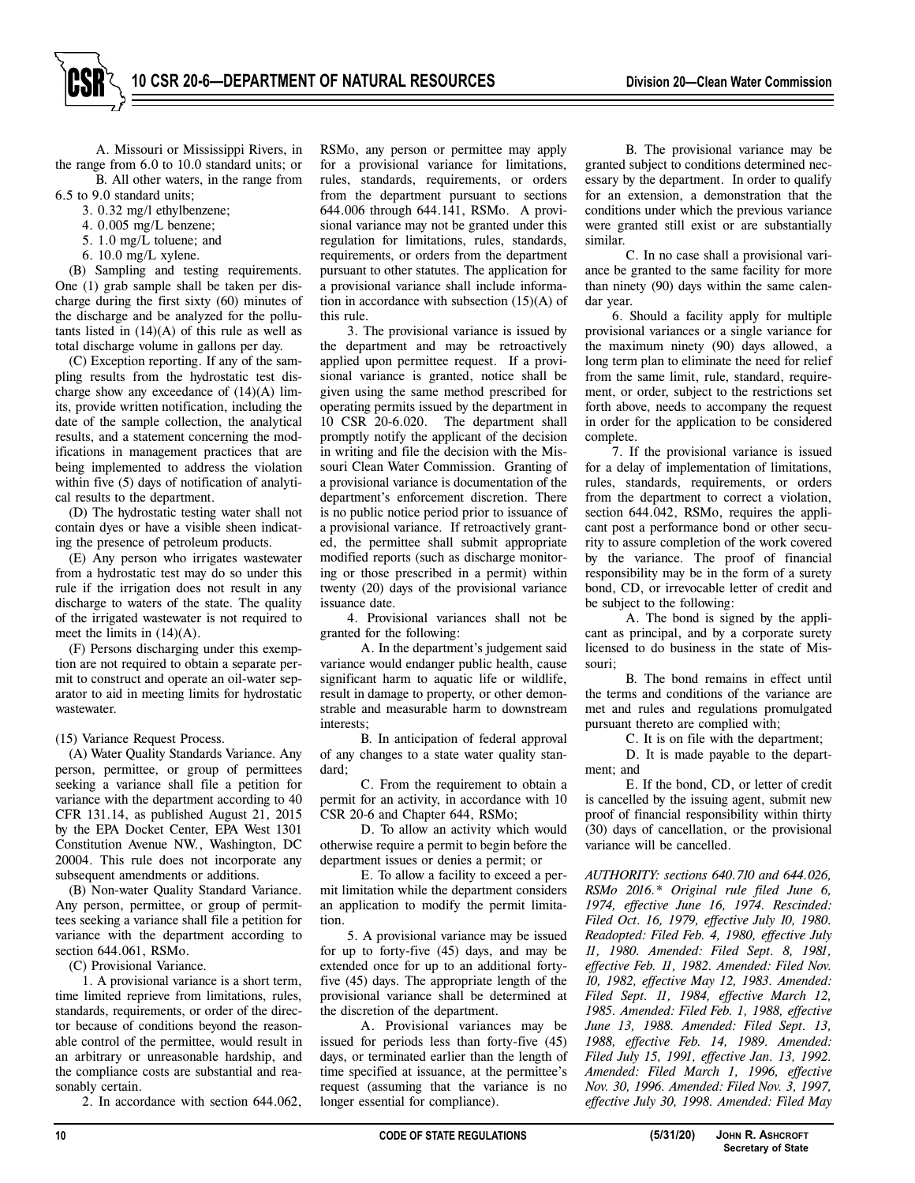A. Missouri or Mississippi Rivers, in the range from 6.0 to 10.0 standard units; or

B. All other waters, in the range from 6.5 to 9.0 standard units;

3. 0.32 mg/l ethylbenzene;

4. 0.005 mg/L benzene;

5. 1.0 mg/L toluene; and

6. 10.0 mg/L xylene.

(B) Sampling and testing requirements. One (1) grab sample shall be taken per discharge during the first sixty (60) minutes of the discharge and be analyzed for the pollutants listed in (14)(A) of this rule as well as total discharge volume in gallons per day.

(C) Exception reporting. If any of the sampling results from the hydrostatic test discharge show any exceedance of (14)(A) limits, provide written notification, including the date of the sample collection, the analytical results, and a statement concerning the modifications in management practices that are being implemented to address the violation within five (5) days of notification of analytical results to the department.

(D) The hydrostatic testing water shall not contain dyes or have a visible sheen indicating the presence of petroleum products.

(E) Any person who irrigates wastewater from a hydrostatic test may do so under this rule if the irrigation does not result in any discharge to waters of the state. The quality of the irrigated wastewater is not required to meet the limits in (14)(A).

(F) Persons discharging under this exemption are not required to obtain a separate permit to construct and operate an oil-water separator to aid in meeting limits for hydrostatic wastewater.

(15) Variance Request Process.

(A) Water Quality Standards Variance. Any person, permittee, or group of permittees seeking a variance shall file a petition for variance with the department according to 40 CFR 131.14, as published August 21, 2015 by the EPA Docket Center, EPA West 1301 Constitution Avenue NW., Washington, DC 20004. This rule does not incorporate any subsequent amendments or additions.

(B) Non-water Quality Standard Variance. Any person, permittee, or group of permittees seeking a variance shall file a petition for variance with the department according to section 644.061, RSMo.

(C) Provisional Variance.

1. A provisional variance is a short term, time limited reprieve from limitations, rules, standards, requirements, or order of the director because of conditions beyond the reasonable control of the permittee, would result in an arbitrary or unreasonable hardship, and the compliance costs are substantial and reasonably certain.

2. In accordance with section 644.062, RSMo, any person or permittee may apply for a provisional variance for limitations, rules, standards, requirements, or orders from the department pursuant to sections 644.006 through 644.141, RSMo. A provisional variance may not be granted under this regulation for limitations, rules, standards, requirements, or orders from the department pursuant to other statutes. The application for a provisional variance shall include information in accordance with subsection (15)(A) of this rule.

3. The provisional variance is issued by the department and may be retroactively applied upon permittee request. If a provisional variance is granted, notice shall be given using the same method prescribed for operating permits issued by the department in 10 CSR 20-6.020. The department shall promptly notify the applicant of the decision in writing and file the decision with the Missouri Clean Water Commission. Granting of a provisional variance is documentation of the department's enforcement discretion. There is no public notice period prior to issuance of a provisional variance. If retroactively granted, the permittee shall submit appropriate modified reports (such as discharge monitoring or those prescribed in a permit) within twenty (20) days of the provisional variance issuance date.

4. Provisional variances shall not be granted for the following:

A. In the department's judgement said variance would endanger public health, cause significant harm to aquatic life or wildlife, result in damage to property, or other demonstrable and measurable harm to downstream interests;

B. In anticipation of federal approval of any changes to a state water quality standard;

C. From the requirement to obtain a permit for an activity, in accordance with 10 CSR 20-6 and Chapter 644, RSMo;

D. To allow an activity which would otherwise require a permit to begin before the department issues or denies a permit; or

E. To allow a facility to exceed a permit limitation while the department considers an application to modify the permit limitation.

5. A provisional variance may be issued for up to forty-five (45) days, and may be extended once for up to an additional forty-five (45) days. The appropriate length of the provisional variance shall be determined at the discretion of the department.

A. Provisional variances may be issued for periods less than forty-five (45) days, or terminated earlier than the length of time specified at issuance, at the permittee's request (assuming that the variance is no longer essential for compliance).

B. The provisional variance may be granted subject to conditions determined necessary by the department. In order to qualify for an extension, a demonstration that the conditions under which the previous variance were granted still exist or are substantially similar.

C. In no case shall a provisional variance be granted to the same facility for more than ninety (90) days within the same calendar year.

6. Should a facility apply for multiple provisional variances or a single variance for the maximum ninety (90) days allowed, a long term plan to eliminate the need for relief from the same limit, rule, standard, requirement, or order, subject to the restrictions set forth above, needs to accompany the request in order for the application to be considered complete.

7. If the provisional variance is issued for a delay of implementation of limitations, rules, standards, requirements, or orders from the department to correct a violation, section 644.042, RSMo, requires the applicant post a performance bond or other security to assure completion of the work covered by the variance. The proof of financial responsibility may be in the form of a surety bond, CD, or irrevocable letter of credit and be subject to the following:

A. The bond is signed by the applicant as principal, and by a corporate surety licensed to do business in the state of Missouri;

B. The bond remains in effect until the terms and conditions of the variance are met and rules and regulations promulgated pursuant thereto are complied with;

C. It is on file with the department;

D. It is made payable to the department; and

E. If the bond, CD, or letter of credit is cancelled by the issuing agent, submit new proof of financial responsibility within thirty (30) days of cancellation, or the provisional variance will be cancelled.

*AUTHORITY: sections 640.710 and 644.026, RSMo 2016.\* Original rule filed June 6, 1974, effective June 16, 1974. Rescinded: Filed Oct. 16, 1979, effective July 10, 1980. Readopted: Filed Feb. 4, 1980, effective July 11, 1980. Amended: Filed Sept. 8, 1981, effective Feb. 11, 1982. Amended: Filed Nov. 10, 1982, effective May 12, 1983. Amended: Filed Sept. 11, 1984, effective March 12, 1985. Amended: Filed Feb. 1, 1988, effective June 13, 1988. Amended: Filed Sept. 13, 1988, effective Feb. 14, 1989. Amended: Filed July 15, 1991, effective Jan. 13, 1992. Amended: Filed March 1, 1996, effective Nov. 30, 1996. Amended: Filed Nov. 3, 1997, effective July 30, 1998. Amended: Filed May*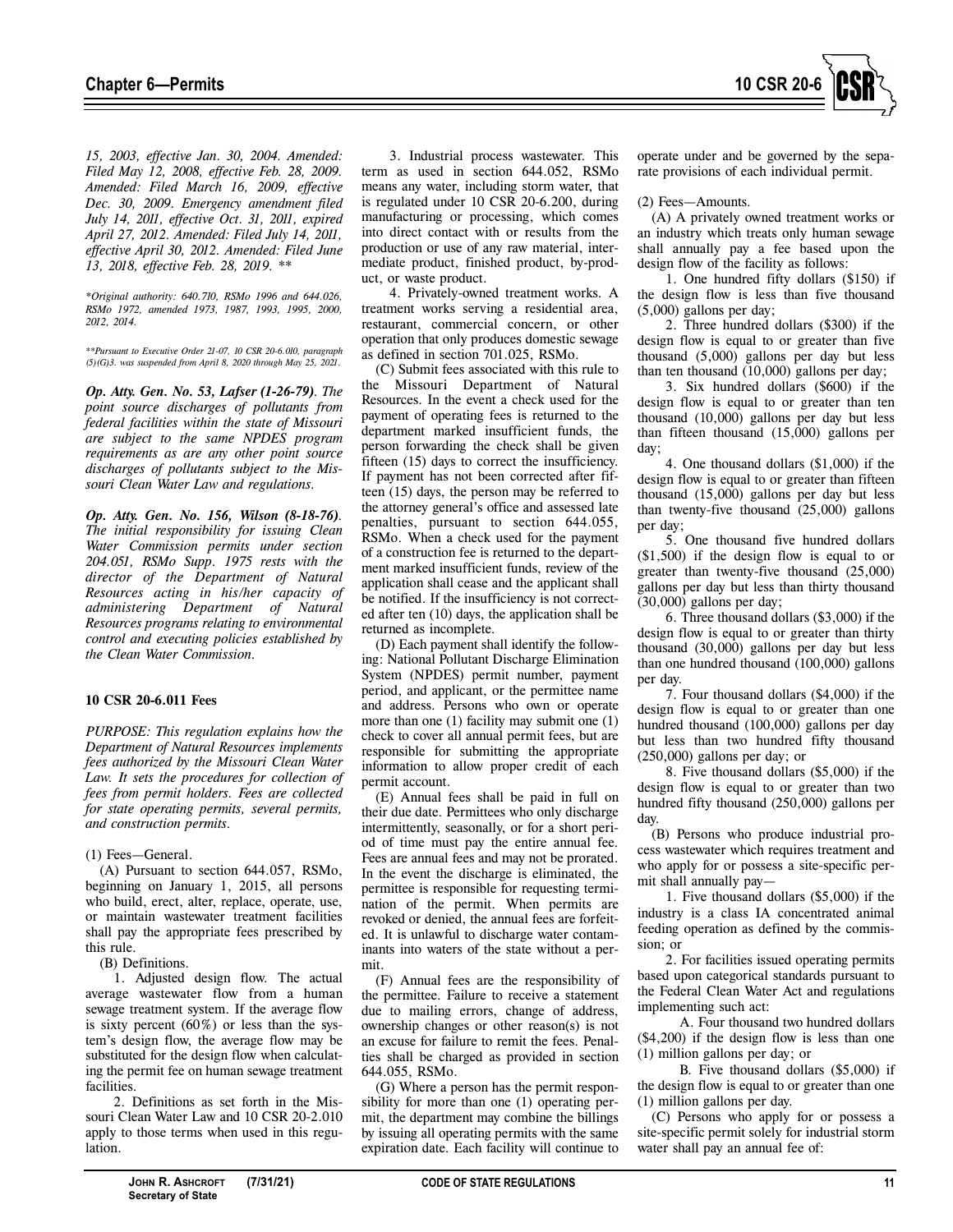*15, 2003, effective Jan. 30, 2004. Amended: Filed May 12, 2008, effective Feb. 28, 2009. Amended: Filed March 16, 2009, effective Dec. 30, 2009. Emergency amendment filed July 14, 2011, effective Oct. 31, 2011, expired April 27, 2012. Amended: Filed July 14, 2011, effective April 30, 2012. Amended: Filed June 13, 2018, effective Feb. 28, 2019. \*\**

*\*Original authority: 640.710, RSMo 1996 and 644.026, RSMo 1972, amended 1973, 1987, 1993, 1995, 2000, 2012, 2014.*

*\*\*Pursuant to Executive Order 21-07, 10 CSR 20-6.010, paragraph (5)(G)3. was suspended from April 8, 2020 through May 25, 2021.*

***Op. Atty. Gen. No. 53, Lafser (1-26-79).** The point source discharges of pollutants from federal facilities within the state of Missouri are subject to the same NPDES program requirements as are any other point source discharges of pollutants subject to the Missouri Clean Water Law and regulations.*

***Op. Atty. Gen. No. 156, Wilson (8-18-76).** The initial responsibility for issuing Clean Water Commission permits under section 204.051, RSMo Supp. 1975 rests with the director of the Department of Natural Resources acting in his/her capacity of administering Department of Natural Resources programs relating to environmental control and executing policies established by the Clean Water Commission.*

## 10 CSR 20-6.011 Fees

*PURPOSE: This regulation explains how the Department of Natural Resources implements fees authorized by the Missouri Clean Water Law. It sets the procedures for collection of fees from permit holders. Fees are collected for state operating permits, several permits, and construction permits.*

(1) Fees—General.

(A) Pursuant to section 644.057, RSMo, beginning on January 1, 2015, all persons who build, erect, alter, replace, operate, use, or maintain wastewater treatment facilities shall pay the appropriate fees prescribed by this rule.

(B) Definitions.

1. Adjusted design flow. The actual average wastewater flow from a human sewage treatment system. If the average flow is sixty percent (60%) or less than the system's design flow, the average flow may be substituted for the design flow when calculating the permit fee on human sewage treatment facilities.

2. Definitions as set forth in the Missouri Clean Water Law and 10 CSR 20-2.010 apply to those terms when used in this regulation.

3. Industrial process wastewater. This term as used in section 644.052, RSMo means any water, including storm water, that is regulated under 10 CSR 20-6.200, during manufacturing or processing, which comes into direct contact with or results from the production or use of any raw material, intermediate product, finished product, by-product, or waste product.

4. Privately-owned treatment works. A treatment works serving a residential area, restaurant, commercial concern, or other operation that only produces domestic sewage as defined in section 701.025, RSMo.

(C) Submit fees associated with this rule to the Missouri Department of Natural Resources. In the event a check used for the payment of operating fees is returned to the department marked insufficient funds, the person forwarding the check shall be given fifteen (15) days to correct the insufficiency. If payment has not been corrected after fifteen (15) days, the person may be referred to the attorney general's office and assessed late penalties, pursuant to section 644.055, RSMo. When a check used for the payment of a construction fee is returned to the department marked insufficient funds, review of the application shall cease and the applicant shall be notified. If the insufficiency is not corrected after ten (10) days, the application shall be returned as incomplete.

(D) Each payment shall identify the following: National Pollutant Discharge Elimination System (NPDES) permit number, payment period, and applicant, or the permittee name and address. Persons who own or operate more than one (1) facility may submit one (1) check to cover all annual permit fees, but are responsible for submitting the appropriate information to allow proper credit of each permit account.

(E) Annual fees shall be paid in full on their due date. Permittees who only discharge intermittently, seasonally, or for a short period of time must pay the entire annual fee. Fees are annual fees and may not be prorated. In the event the discharge is eliminated, the permittee is responsible for requesting termination of the permit. When permits are revoked or denied, the annual fees are forfeited. It is unlawful to discharge water contaminants into waters of the state without a permit.

(F) Annual fees are the responsibility of the permittee. Failure to receive a statement due to mailing errors, change of address, ownership changes or other reason(s) is not an excuse for failure to remit the fees. Penalties shall be charged as provided in section 644.055, RSMo.

(G) Where a person has the permit responsibility for more than one (1) operating permit, the department may combine the billings by issuing all operating permits with the same expiration date. Each facility will continue to operate under and be governed by the separate provisions of each individual permit.

(2) Fees—Amounts.

(A) A privately owned treatment works or an industry which treats only human sewage shall annually pay a fee based upon the design flow of the facility as follows:

1. One hundred fifty dollars ($150) if the design flow is less than five thousand (5,000) gallons per day;

2. Three hundred dollars ($300) if the design flow is equal to or greater than five thousand (5,000) gallons per day but less than ten thousand (10,000) gallons per day;

3. Six hundred dollars ($600) if the design flow is equal to or greater than ten thousand (10,000) gallons per day but less than fifteen thousand (15,000) gallons per day;

4. One thousand dollars ($1,000) if the design flow is equal to or greater than fifteen thousand (15,000) gallons per day but less than twenty-five thousand (25,000) gallons per day;

5. One thousand five hundred dollars ($1,500) if the design flow is equal to or greater than twenty-five thousand (25,000) gallons per day but less than thirty thousand (30,000) gallons per day;

6. Three thousand dollars ($3,000) if the design flow is equal to or greater than thirty thousand (30,000) gallons per day but less than one hundred thousand (100,000) gallons per day.

7. Four thousand dollars ($4,000) if the design flow is equal to or greater than one hundred thousand (100,000) gallons per day but less than two hundred fifty thousand (250,000) gallons per day; or

8. Five thousand dollars ($5,000) if the design flow is equal to or greater than two hundred fifty thousand (250,000) gallons per day.

(B) Persons who produce industrial process wastewater which requires treatment and who apply for or possess a site-specific permit shall annually pay—

1. Five thousand dollars ($5,000) if the industry is a class IA concentrated animal feeding operation as defined by the commission; or

2. For facilities issued operating permits based upon categorical standards pursuant to the Federal Clean Water Act and regulations implementing such act:

A. Four thousand two hundred dollars ($4,200) if the design flow is less than one (1) million gallons per day; or

B. Five thousand dollars ($5,000) if the design flow is equal to or greater than one (1) million gallons per day.

(C) Persons who apply for or possess a site-specific permit solely for industrial storm water shall pay an annual fee of: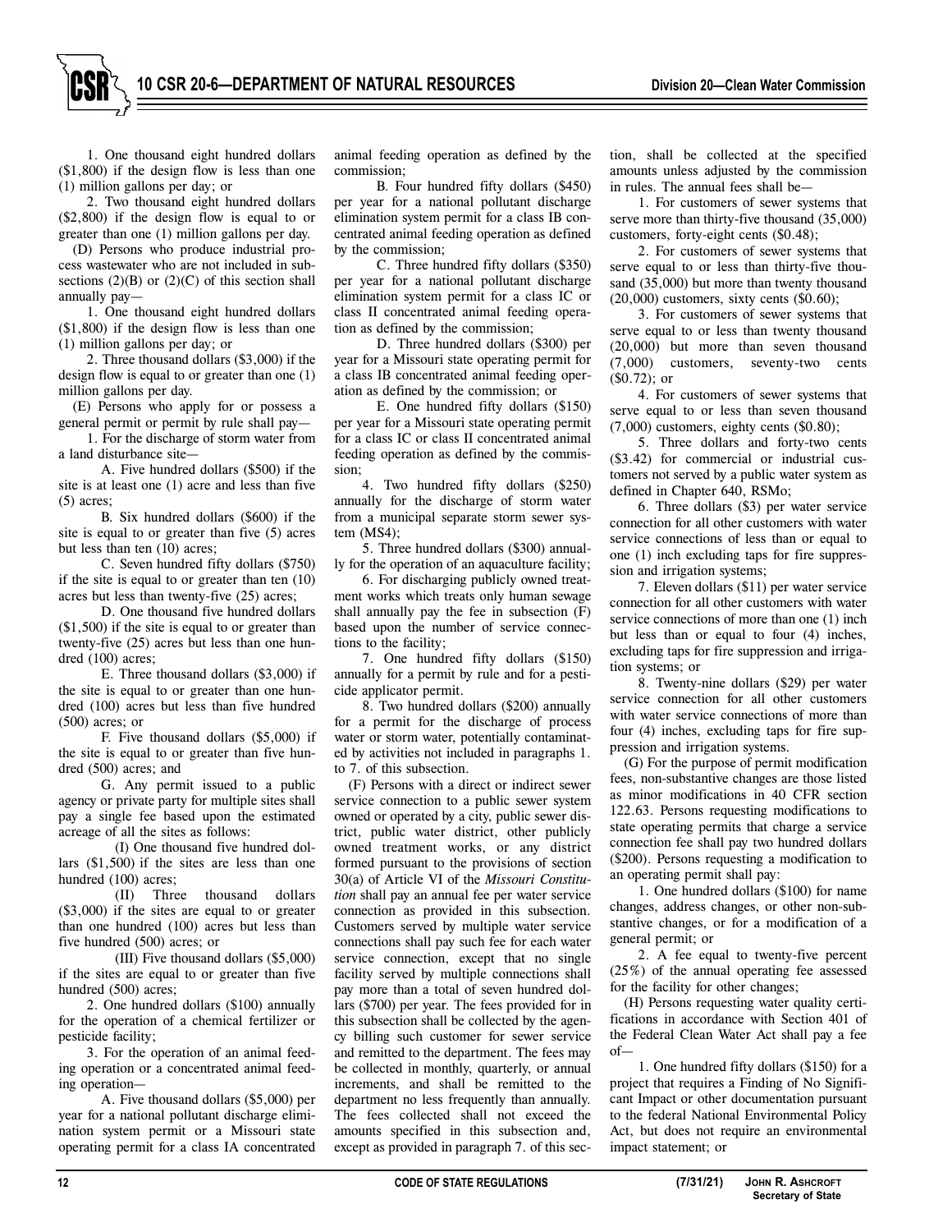1. One thousand eight hundred dollars ($1,800) if the design flow is less than one (1) million gallons per day; or

2. Two thousand eight hundred dollars ($2,800) if the design flow is equal to or greater than one (1) million gallons per day.

(D) Persons who produce industrial process wastewater who are not included in subsections (2)(B) or (2)(C) of this section shall annually pay—

1. One thousand eight hundred dollars ($1,800) if the design flow is less than one (1) million gallons per day; or

2. Three thousand dollars ($3,000) if the design flow is equal to or greater than one (1) million gallons per day.

(E) Persons who apply for or possess a general permit or permit by rule shall pay—

1. For the discharge of storm water from a land disturbance site—

A. Five hundred dollars ($500) if the site is at least one (1) acre and less than five (5) acres;

B. Six hundred dollars ($600) if the site is equal to or greater than five (5) acres but less than ten (10) acres;

C. Seven hundred fifty dollars ($750) if the site is equal to or greater than ten (10) acres but less than twenty-five (25) acres;

D. One thousand five hundred dollars ($1,500) if the site is equal to or greater than twenty-five (25) acres but less than one hundred (100) acres;

E. Three thousand dollars ($3,000) if the site is equal to or greater than one hundred (100) acres but less than five hundred (500) acres; or

F. Five thousand dollars ($5,000) if the site is equal to or greater than five hundred (500) acres; and

G. Any permit issued to a public agency or private party for multiple sites shall pay a single fee based upon the estimated acreage of all the sites as follows:

(I) One thousand five hundred dollars ($1,500) if the sites are less than one hundred (100) acres;

(II) Three thousand dollars ($3,000) if the sites are equal to or greater than one hundred (100) acres but less than five hundred (500) acres; or

(III) Five thousand dollars ($5,000) if the sites are equal to or greater than five hundred (500) acres;

2. One hundred dollars ($100) annually for the operation of a chemical fertilizer or pesticide facility;

3. For the operation of an animal feeding operation or a concentrated animal feeding operation—

A. Five thousand dollars ($5,000) per year for a national pollutant discharge elimination system permit or a Missouri state operating permit for a class IA concentrated animal feeding operation as defined by the commission;

B. Four hundred fifty dollars ($450) per year for a national pollutant discharge elimination system permit for a class IB concentrated animal feeding operation as defined by the commission;

C. Three hundred fifty dollars ($350) per year for a national pollutant discharge elimination system permit for a class IC or class II concentrated animal feeding operation as defined by the commission;

D. Three hundred dollars ($300) per year for a Missouri state operating permit for a class IB concentrated animal feeding operation as defined by the commission; or

E. One hundred fifty dollars ($150) per year for a Missouri state operating permit for a class IC or class II concentrated animal feeding operation as defined by the commission;

4. Two hundred fifty dollars ($250) annually for the discharge of storm water from a municipal separate storm sewer system (MS4);

5. Three hundred dollars ($300) annually for the operation of an aquaculture facility;

6. For discharging publicly owned treatment works which treats only human sewage shall annually pay the fee in subsection (F) based upon the number of service connections to the facility;

7. One hundred fifty dollars ($150) annually for a permit by rule and for a pesticide applicator permit.

8. Two hundred dollars ($200) annually for a permit for the discharge of process water or storm water, potentially contaminated by activities not included in paragraphs 1. to 7. of this subsection.

(F) Persons with a direct or indirect sewer service connection to a public sewer system owned or operated by a city, public sewer district, public water district, other publicly owned treatment works, or any district formed pursuant to the provisions of section 30(a) of Article VI of the *Missouri Constitution* shall pay an annual fee per water service connection as provided in this subsection. Customers served by multiple water service connections shall pay such fee for each water service connection, except that no single facility served by multiple connections shall pay more than a total of seven hundred dollars ($700) per year. The fees provided for in this subsection shall be collected by the agency billing such customer for sewer service and remitted to the department. The fees may be collected in monthly, quarterly, or annual increments, and shall be remitted to the department no less frequently than annually. The fees collected shall not exceed the amounts specified in this subsection and, except as provided in paragraph 7. of this section, shall be collected at the specified amounts unless adjusted by the commission in rules. The annual fees shall be—

1. For customers of sewer systems that serve more than thirty-five thousand (35,000) customers, forty-eight cents ($0.48);

2. For customers of sewer systems that serve equal to or less than thirty-five thousand (35,000) but more than twenty thousand (20,000) customers, sixty cents ($0.60);

3. For customers of sewer systems that serve equal to or less than twenty thousand (20,000) but more than seven thousand (7,000) customers, seventy-two cents ($0.72); or

4. For customers of sewer systems that serve equal to or less than seven thousand (7,000) customers, eighty cents ($0.80);

5. Three dollars and forty-two cents ($3.42) for commercial or industrial customers not served by a public water system as defined in Chapter 640, RSMo;

6. Three dollars ($3) per water service connection for all other customers with water service connections of less than or equal to one (1) inch excluding taps for fire suppression and irrigation systems;

7. Eleven dollars ($11) per water service connection for all other customers with water service connections of more than one (1) inch but less than or equal to four (4) inches, excluding taps for fire suppression and irrigation systems; or

8. Twenty-nine dollars ($29) per water service connection for all other customers with water service connections of more than four (4) inches, excluding taps for fire suppression and irrigation systems.

(G) For the purpose of permit modification fees, non-substantive changes are those listed as minor modifications in 40 CFR section 122.63. Persons requesting modifications to state operating permits that charge a service connection fee shall pay two hundred dollars ($200). Persons requesting a modification to an operating permit shall pay:

1. One hundred dollars ($100) for name changes, address changes, or other non-substantive changes, or for a modification of a general permit; or

2. A fee equal to twenty-five percent (25%) of the annual operating fee assessed for the facility for other changes;

(H) Persons requesting water quality certifications in accordance with Section 401 of the Federal Clean Water Act shall pay a fee of—

1. One hundred fifty dollars ($150) for a project that requires a Finding of No Significant Impact or other documentation pursuant to the federal National Environmental Policy Act, but does not require an environmental impact statement; or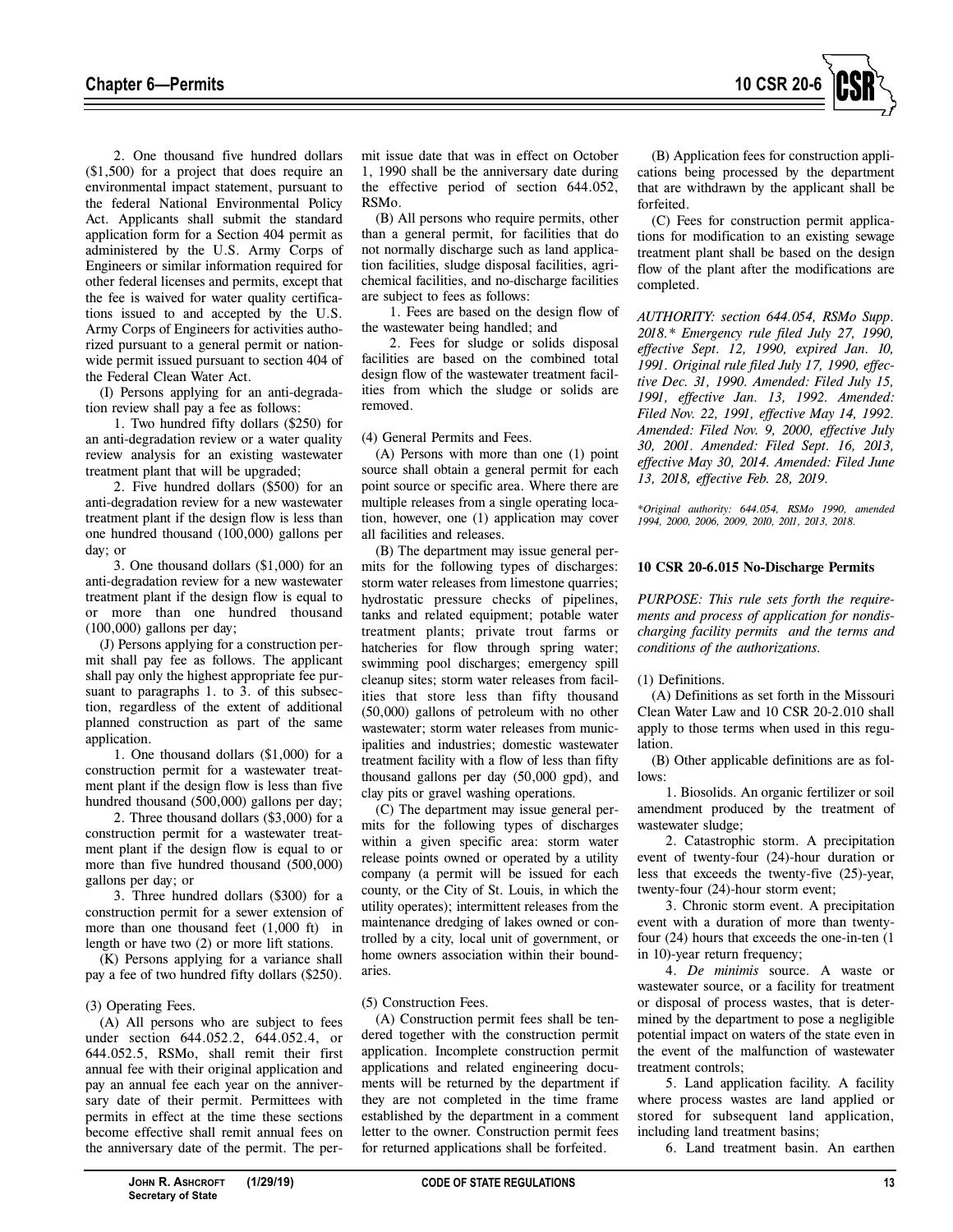2. One thousand five hundred dollars ($1,500) for a project that does require an environmental impact statement, pursuant to the federal National Environmental Policy Act. Applicants shall submit the standard application form for a Section 404 permit as administered by the U.S. Army Corps of Engineers or similar information required for other federal licenses and permits, except that the fee is waived for water quality certifications issued to and accepted by the U.S. Army Corps of Engineers for activities authorized pursuant to a general permit or nationwide permit issued pursuant to section 404 of the Federal Clean Water Act.

(I) Persons applying for an anti-degradation review shall pay a fee as follows:

1. Two hundred fifty dollars ($250) for an anti-degradation review or a water quality review analysis for an existing wastewater treatment plant that will be upgraded;

2. Five hundred dollars ($500) for an anti-degradation review for a new wastewater treatment plant if the design flow is less than one hundred thousand (100,000) gallons per day; or

3. One thousand dollars ($1,000) for an anti-degradation review for a new wastewater treatment plant if the design flow is equal to or more than one hundred thousand (100,000) gallons per day;

(J) Persons applying for a construction permit shall pay fee as follows. The applicant shall pay only the highest appropriate fee pursuant to paragraphs 1. to 3. of this subsection, regardless of the extent of additional planned construction as part of the same application.

1. One thousand dollars ($1,000) for a construction permit for a wastewater treatment plant if the design flow is less than five hundred thousand (500,000) gallons per day;

2. Three thousand dollars ($3,000) for a construction permit for a wastewater treatment plant if the design flow is equal to or more than five hundred thousand (500,000) gallons per day; or

3. Three hundred dollars ($300) for a construction permit for a sewer extension of more than one thousand feet (1,000 ft) in length or have two (2) or more lift stations.

(K) Persons applying for a variance shall pay a fee of two hundred fifty dollars ($250).

(3) Operating Fees.

(A) All persons who are subject to fees under section 644.052.2, 644.052.4, or 644.052.5, RSMo, shall remit their first annual fee with their original application and pay an annual fee each year on the anniversary date of their permit. Permittees with permits in effect at the time these sections become effective shall remit annual fees on the anniversary date of the permit. The permit issue date that was in effect on October 1, 1990 shall be the anniversary date during the effective period of section 644.052, RSMo.

(B) All persons who require permits, other than a general permit, for facilities that do not normally discharge such as land application facilities, sludge disposal facilities, agrichemical facilities, and no-discharge facilities are subject to fees as follows:

1. Fees are based on the design flow of the wastewater being handled; and

2. Fees for sludge or solids disposal facilities are based on the combined total design flow of the wastewater treatment facilities from which the sludge or solids are removed.

(4) General Permits and Fees.

(A) Persons with more than one (1) point source shall obtain a general permit for each point source or specific area. Where there are multiple releases from a single operating location, however, one (1) application may cover all facilities and releases.

(B) The department may issue general permits for the following types of discharges: storm water releases from limestone quarries; hydrostatic pressure checks of pipelines, tanks and related equipment; potable water treatment plants; private trout farms or hatcheries for flow through spring water; swimming pool discharges; emergency spill cleanup sites; storm water releases from facilities that store less than fifty thousand (50,000) gallons of petroleum with no other wastewater; storm water releases from municipalities and industries; domestic wastewater treatment facility with a flow of less than fifty thousand gallons per day (50,000 gpd), and clay pits or gravel washing operations.

(C) The department may issue general permits for the following types of discharges within a given specific area: storm water release points owned or operated by a utility company (a permit will be issued for each county, or the City of St. Louis, in which the utility operates); intermittent releases from the maintenance dredging of lakes owned or controlled by a city, local unit of government, or home owners association within their boundaries.

(5) Construction Fees.

(A) Construction permit fees shall be tendered together with the construction permit application. Incomplete construction permit applications and related engineering documents will be returned by the department if they are not completed in the time frame established by the department in a comment letter to the owner. Construction permit fees for returned applications shall be forfeited.

(B) Application fees for construction applications being processed by the department that are withdrawn by the applicant shall be forfeited.

(C) Fees for construction permit applications for modification to an existing sewage treatment plant shall be based on the design flow of the plant after the modifications are completed.

*AUTHORITY: section 644.054, RSMo Supp. 2018.\* Emergency rule filed July 27, 1990, effective Sept. 12, 1990, expired Jan. 10, 1991. Original rule filed July 17, 1990, effective Dec. 31, 1990. Amended: Filed July 15, 1991, effective Jan. 13, 1992. Amended: Filed Nov. 22, 1991, effective May 14, 1992. Amended: Filed Nov. 9, 2000, effective July 30, 2001. Amended: Filed Sept. 16, 2013, effective May 30, 2014. Amended: Filed June 13, 2018, effective Feb. 28, 2019.*

*\*Original authority: 644.054, RSMo 1990, amended 1994, 2000, 2006, 2009, 2010, 2011, 2013, 2018.*

**10 CSR 20-6.015 No-Discharge Permits**

*PURPOSE: This rule sets forth the requirements and process of application for nondischarging facility permits and the terms and conditions of the authorizations.*

(1) Definitions.

(A) Definitions as set forth in the Missouri Clean Water Law and 10 CSR 20-2.010 shall apply to those terms when used in this regulation.

(B) Other applicable definitions are as follows:

1. Biosolids. An organic fertilizer or soil amendment produced by the treatment of wastewater sludge;

2. Catastrophic storm. A precipitation event of twenty-four (24)-hour duration or less that exceeds the twenty-five (25)-year, twenty-four (24)-hour storm event;

3. Chronic storm event. A precipitation event with a duration of more than twenty-four (24) hours that exceeds the one-in-ten (1 in 10)-year return frequency;

4. *De minimis* source. A waste or wastewater source, or a facility for treatment or disposal of process wastes, that is determined by the department to pose a negligible potential impact on waters of the state even in the event of the malfunction of wastewater treatment controls;

5. Land application facility. A facility where process wastes are land applied or stored for subsequent land application, including land treatment basins;

6. Land treatment basin. An earthen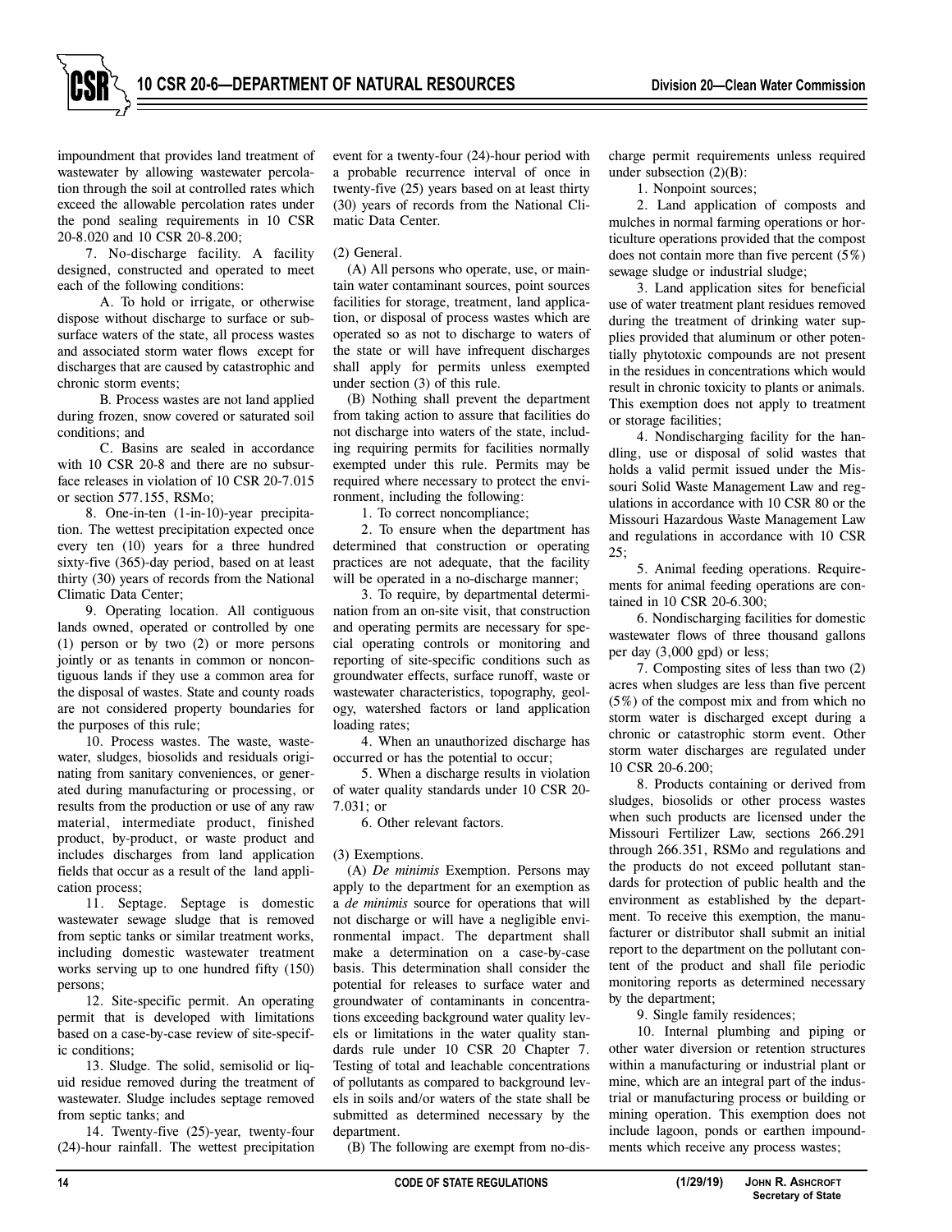impoundment that provides land treatment of wastewater by allowing wastewater percolation through the soil at controlled rates which exceed the allowable percolation rates under the pond sealing requirements in 10 CSR 20-8.020 and 10 CSR 20-8.200;

7. No-discharge facility. A facility designed, constructed and operated to meet each of the following conditions:

A. To hold or irrigate, or otherwise dispose without discharge to surface or subsurface waters of the state, all process wastes and associated storm water flows except for discharges that are caused by catastrophic and chronic storm events;

B. Process wastes are not land applied during frozen, snow covered or saturated soil conditions; and

C. Basins are sealed in accordance with 10 CSR 20-8 and there are no subsurface releases in violation of 10 CSR 20-7.015 or section 577.155, RSMo;

8. One-in-ten (1-in-10)-year precipitation. The wettest precipitation expected once every ten (10) years for a three hundred sixty-five (365)-day period, based on at least thirty (30) years of records from the National Climatic Data Center;

9. Operating location. All contiguous lands owned, operated or controlled by one (1) person or by two (2) or more persons jointly or as tenants in common or noncontiguous lands if they use a common area for the disposal of wastes. State and county roads are not considered property boundaries for the purposes of this rule;

10. Process wastes. The waste, wastewater, sludges, biosolids and residuals originating from sanitary conveniences, or generated during manufacturing or processing, or results from the production or use of any raw material, intermediate product, finished product, by-product, or waste product and includes discharges from land application fields that occur as a result of the land application process;

11. Septage. Septage is domestic wastewater sewage sludge that is removed from septic tanks or similar treatment works, including domestic wastewater treatment works serving up to one hundred fifty (150) persons;

12. Site-specific permit. An operating permit that is developed with limitations based on a case-by-case review of site-specific conditions;

13. Sludge. The solid, semisolid or liquid residue removed during the treatment of wastewater. Sludge includes septage removed from septic tanks; and

14. Twenty-five (25)-year, twenty-four (24)-hour rainfall. The wettest precipitation event for a twenty-four (24)-hour period with a probable recurrence interval of once in twenty-five (25) years based on at least thirty (30) years of records from the National Climatic Data Center.

(2) General.

(A) All persons who operate, use, or maintain water contaminant sources, point sources facilities for storage, treatment, land application, or disposal of process wastes which are operated so as not to discharge to waters of the state or will have infrequent discharges shall apply for permits unless exempted under section (3) of this rule.

(B) Nothing shall prevent the department from taking action to assure that facilities do not discharge into waters of the state, including requiring permits for facilities normally exempted under this rule. Permits may be required where necessary to protect the environment, including the following:

1. To correct noncompliance;

2. To ensure when the department has determined that construction or operating practices are not adequate, that the facility will be operated in a no-discharge manner;

3. To require, by departmental determination from an on-site visit, that construction and operating permits are necessary for special operating controls or monitoring and reporting of site-specific conditions such as groundwater effects, surface runoff, waste or wastewater characteristics, topography, geology, watershed factors or land application loading rates;

4. When an unauthorized discharge has occurred or has the potential to occur;

5. When a discharge results in violation of water quality standards under 10 CSR 20-7.031; or

6. Other relevant factors.

(3) Exemptions.

(A) *De minimis* Exemption. Persons may apply to the department for an exemption as a *de minimis* source for operations that will not discharge or will have a negligible environmental impact. The department shall make a determination on a case-by-case basis. This determination shall consider the potential for releases to surface water and groundwater of contaminants in concentrations exceeding background water quality levels or limitations in the water quality standards rule under 10 CSR 20 Chapter 7. Testing of total and leachable concentrations of pollutants as compared to background levels in soils and/or waters of the state shall be submitted as determined necessary by the department.

(B) The following are exempt from no-discharge permit requirements unless required under subsection (2)(B):

1. Nonpoint sources;

2. Land application of composts and mulches in normal farming operations or horticulture operations provided that the compost does not contain more than five percent (5%) sewage sludge or industrial sludge;

3. Land application sites for beneficial use of water treatment plant residues removed during the treatment of drinking water supplies provided that aluminum or other potentially phytotoxic compounds are not present in the residues in concentrations which would result in chronic toxicity to plants or animals. This exemption does not apply to treatment or storage facilities;

4. Nondischarging facility for the handling, use or disposal of solid wastes that holds a valid permit issued under the Missouri Solid Waste Management Law and regulations in accordance with 10 CSR 80 or the Missouri Hazardous Waste Management Law and regulations in accordance with 10 CSR 25;

5. Animal feeding operations. Requirements for animal feeding operations are contained in 10 CSR 20-6.300;

6. Nondischarging facilities for domestic wastewater flows of three thousand gallons per day (3,000 gpd) or less;

7. Composting sites of less than two (2) acres when sludges are less than five percent (5%) of the compost mix and from which no storm water is discharged except during a chronic or catastrophic storm event. Other storm water discharges are regulated under 10 CSR 20-6.200;

8. Products containing or derived from sludges, biosolids or other process wastes when such products are licensed under the Missouri Fertilizer Law, sections 266.291 through 266.351, RSMo and regulations and the products do not exceed pollutant standards for protection of public health and the environment as established by the department. To receive this exemption, the manufacturer or distributor shall submit an initial report to the department on the pollutant content of the product and shall file periodic monitoring reports as determined necessary by the department;

9. Single family residences;

10. Internal plumbing and piping or other water diversion or retention structures within a manufacturing or industrial plant or mine, which are an integral part of the industrial or manufacturing process or building or mining operation. This exemption does not include lagoon, ponds or earthen impoundments which receive any process wastes;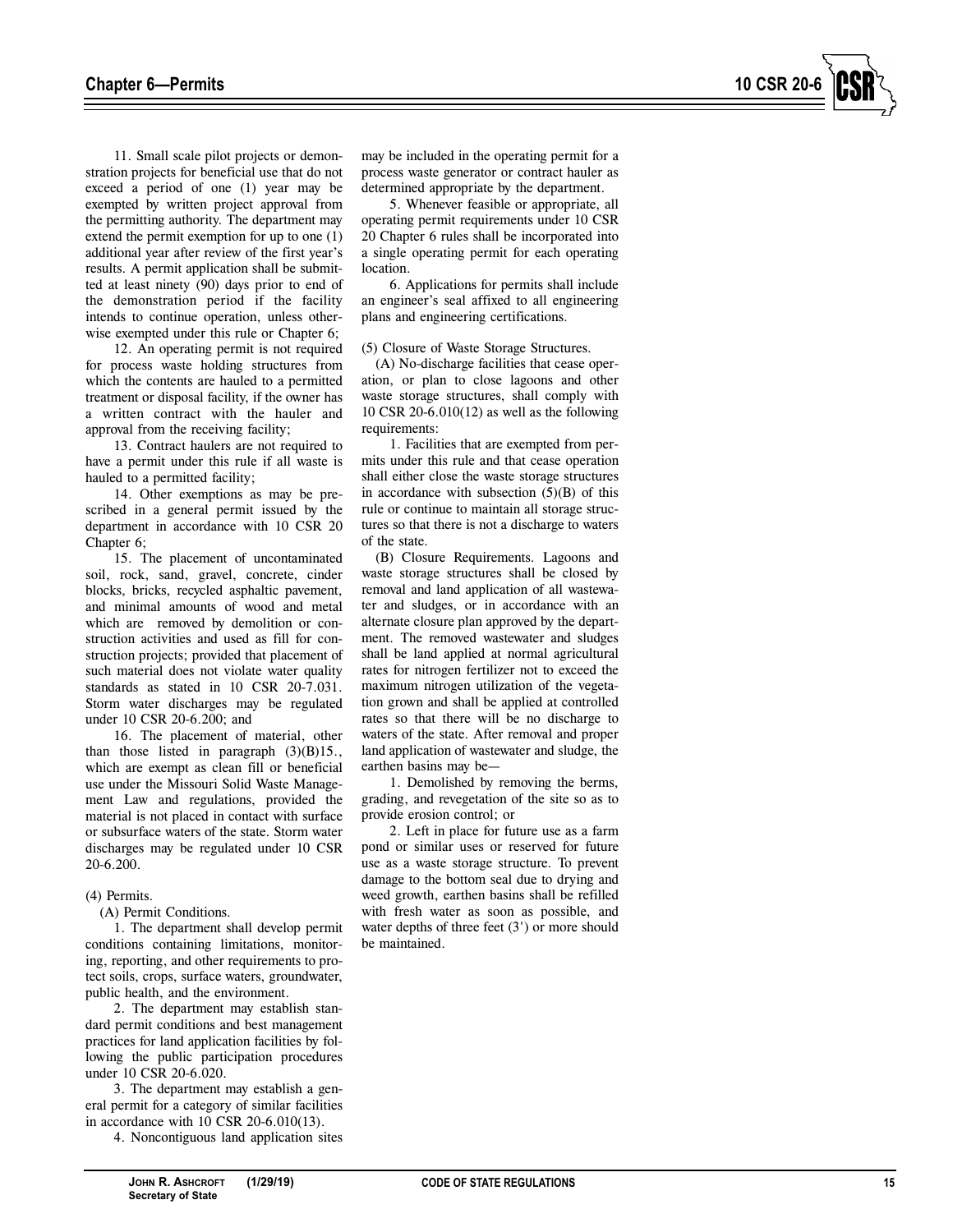11. Small scale pilot projects or demonstration projects for beneficial use that do not exceed a period of one (1) year may be exempted by written project approval from the permitting authority. The department may extend the permit exemption for up to one (1) additional year after review of the first year's results. A permit application shall be submitted at least ninety (90) days prior to end of the demonstration period if the facility intends to continue operation, unless otherwise exempted under this rule or Chapter 6;

12. An operating permit is not required for process waste holding structures from which the contents are hauled to a permitted treatment or disposal facility, if the owner has a written contract with the hauler and approval from the receiving facility;

13. Contract haulers are not required to have a permit under this rule if all waste is hauled to a permitted facility;

14. Other exemptions as may be prescribed in a general permit issued by the department in accordance with 10 CSR 20 Chapter 6;

15. The placement of uncontaminated soil, rock, sand, gravel, concrete, cinder blocks, bricks, recycled asphaltic pavement, and minimal amounts of wood and metal which are removed by demolition or construction activities and used as fill for construction projects; provided that placement of such material does not violate water quality standards as stated in 10 CSR 20-7.031. Storm water discharges may be regulated under 10 CSR 20-6.200; and

16. The placement of material, other than those listed in paragraph (3)(B)15., which are exempt as clean fill or beneficial use under the Missouri Solid Waste Management Law and regulations, provided the material is not placed in contact with surface or subsurface waters of the state. Storm water discharges may be regulated under 10 CSR 20-6.200.

(4) Permits.

(A) Permit Conditions.

1. The department shall develop permit conditions containing limitations, monitoring, reporting, and other requirements to protect soils, crops, surface waters, groundwater, public health, and the environment.

2. The department may establish standard permit conditions and best management practices for land application facilities by following the public participation procedures under 10 CSR 20-6.020.

3. The department may establish a general permit for a category of similar facilities in accordance with 10 CSR 20-6.010(13).

4. Noncontiguous land application sites may be included in the operating permit for a process waste generator or contract hauler as determined appropriate by the department.

5. Whenever feasible or appropriate, all operating permit requirements under 10 CSR 20 Chapter 6 rules shall be incorporated into a single operating permit for each operating location.

6. Applications for permits shall include an engineer's seal affixed to all engineering plans and engineering certifications.

(5) Closure of Waste Storage Structures.

(A) No-discharge facilities that cease operation, or plan to close lagoons and other waste storage structures, shall comply with 10 CSR 20-6.010(12) as well as the following requirements:

1. Facilities that are exempted from permits under this rule and that cease operation shall either close the waste storage structures in accordance with subsection (5)(B) of this rule or continue to maintain all storage structures so that there is not a discharge to waters of the state.

(B) Closure Requirements. Lagoons and waste storage structures shall be closed by removal and land application of all wastewater and sludges, or in accordance with an alternate closure plan approved by the department. The removed wastewater and sludges shall be land applied at normal agricultural rates for nitrogen fertilizer not to exceed the maximum nitrogen utilization of the vegetation grown and shall be applied at controlled rates so that there will be no discharge to waters of the state. After removal and proper land application of wastewater and sludge, the earthen basins may be—

1. Demolished by removing the berms, grading, and revegetation of the site so as to provide erosion control; or

2. Left in place for future use as a farm pond or similar uses or reserved for future use as a waste storage structure. To prevent damage to the bottom seal due to drying and weed growth, earthen basins shall be refilled with fresh water as soon as possible, and water depths of three feet (3') or more should be maintained.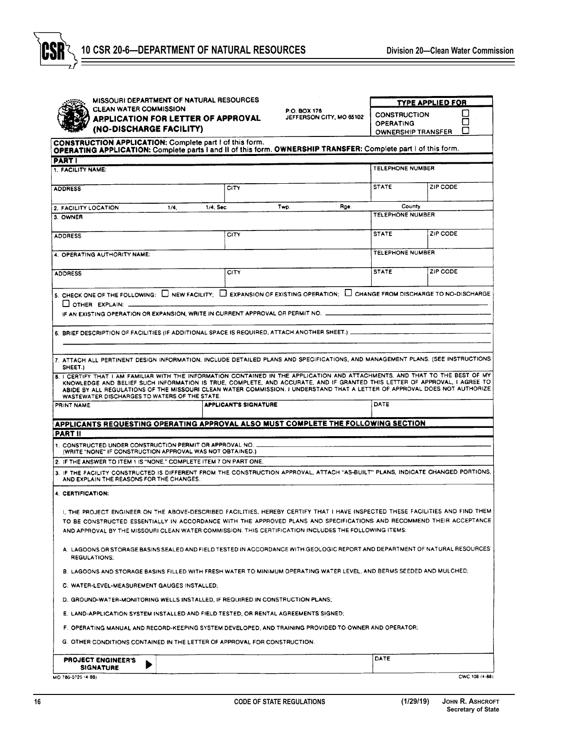MISSOURI DEPARTMENT OF NATURAL RESOURCES
CLEAN WATER COMMISSION

# APPLICATION FOR LETTER OF APPROVAL (NO-DISCHARGE FACILITY)

P.O. BOX 176
JEFFERSON CITY, MO 65102

**TYPE APPLIED FOR**

- CONSTRUCTION ☐
- OPERATING ☐
- OWNERSHIP TRANSFER ☐

**CONSTRUCTION APPLICATION:** Complete part I of this form.
**OPERATING APPLICATION:** Complete parts I and II of this form. **OWNERSHIP TRANSFER:** Complete part I of this form.

## PART I

| | | | | |
|---|---|---|---|---|
| 1. FACILITY NAME: | | | TELEPHONE NUMBER | |
| ADDRESS | CITY | | STATE | ZIP CODE |
| 2. FACILITY LOCATION 1/4, 1/4, Sec. | Twp. | Rge. | County | |
| 3. OWNER | | | TELEPHONE NUMBER | |
| ADDRESS | CITY | | STATE | ZIP CODE |
| 4. OPERATING AUTHORITY NAME: | | | TELEPHONE NUMBER | |
| ADDRESS | CITY | | STATE | ZIP CODE |

5. CHECK ONE OF THE FOLLOWING: ☐ NEW FACILITY; ☐ EXPANSION OF EXISTING OPERATION; ☐ CHANGE FROM DISCHARGE TO NO-DISCHARGE
☐ OTHER EXPLAIN: ______
IF AN EXISTING OPERATION OR EXPANSION, WRITE IN CURRENT APPROVAL OR PERMIT NO. ______

6. BRIEF DESCRIPTION OF FACILITIES (IF ADDITIONAL SPACE IS REQUIRED, ATTACH ANOTHER SHEET.) ______

7. ATTACH ALL PERTINENT DESIGN INFORMATION. INCLUDE DETAILED PLANS AND SPECIFICATIONS, AND MANAGEMENT PLANS. (SEE INSTRUCTIONS SHEET.)

8. I CERTIFY THAT I AM FAMILIAR WITH THE INFORMATION CONTAINED IN THE APPLICATION AND ATTACHMENTS, AND THAT TO THE BEST OF MY KNOWLEDGE AND BELIEF SUCH INFORMATION IS TRUE, COMPLETE, AND ACCURATE, AND IF GRANTED THIS LETTER OF APPROVAL, I AGREE TO ABIDE BY ALL REGULATIONS OF THE MISSOURI CLEAN WATER COMMISSION. I UNDERSTAND THAT A LETTER OF APPROVAL DOES NOT AUTHORIZE WASTEWATER DISCHARGES TO WATERS OF THE STATE.

| PRINT NAME | APPLICANT'S SIGNATURE | DATE |
|---|---|---|
| | | |

**APPLICANTS REQUESTING OPERATING APPROVAL ALSO MUST COMPLETE THE FOLLOWING SECTION**

## PART II

1. CONSTRUCTED UNDER CONSTRUCTION PERMIT OR APPROVAL NO. ______
(WRITE "NONE" IF CONSTRUCTION APPROVAL WAS NOT OBTAINED.)

2. IF THE ANSWER TO ITEM 1 IS "NONE," COMPLETE ITEM 7 ON PART ONE.

3. IF THE FACILITY CONSTRUCTED IS DIFFERENT FROM THE CONSTRUCTION APPROVAL, ATTACH "AS-BUILT" PLANS, INDICATE CHANGED PORTIONS, AND EXPLAIN THE REASONS FOR THE CHANGES.

4. **CERTIFICATION:**

I, THE PROJECT ENGINEER ON THE ABOVE-DESCRIBED FACILITIES, HEREBY CERTIFY THAT I HAVE INSPECTED THESE FACILITIES AND FIND THEM TO BE CONSTRUCTED ESSENTIALLY IN ACCORDANCE WITH THE APPROVED PLANS AND SPECIFICATIONS AND RECOMMEND THEIR ACCEPTANCE AND APPROVAL BY THE MISSOURI CLEAN WATER COMMISSION. THIS CERTIFICATION INCLUDES THE FOLLOWING ITEMS:

A. LAGOONS OR STORAGE BASINS SEALED AND FIELD TESTED IN ACCORDANCE WITH GEOLOGIC REPORT AND DEPARTMENT OF NATURAL RESOURCES REGULATIONS;

B. LAGOONS AND STORAGE BASINS FILLED WITH FRESH WATER TO MINIMUM OPERATING WATER LEVEL, AND BERMS SEEDED AND MULCHED;

C. WATER-LEVEL-MEASUREMENT GAUGES INSTALLED;

D. GROUND-WATER-MONITORING WELLS INSTALLED, IF REQUIRED IN CONSTRUCTION PLANS;

E. LAND-APPLICATION SYSTEM INSTALLED AND FIELD TESTED, OR RENTAL AGREEMENTS SIGNED;

F. OPERATING MANUAL AND RECORD-KEEPING SYSTEM DEVELOPED, AND TRAINING PROVIDED TO OWNER AND OPERATOR;

G. OTHER CONDITIONS CONTAINED IN THE LETTER OF APPROVAL FOR CONSTRUCTION.

| PROJECT ENGINEER'S SIGNATURE ▶ | | DATE |
|---|---|---|
| | | |

MO 780-0725 (4-88) CWC 106 (4-88)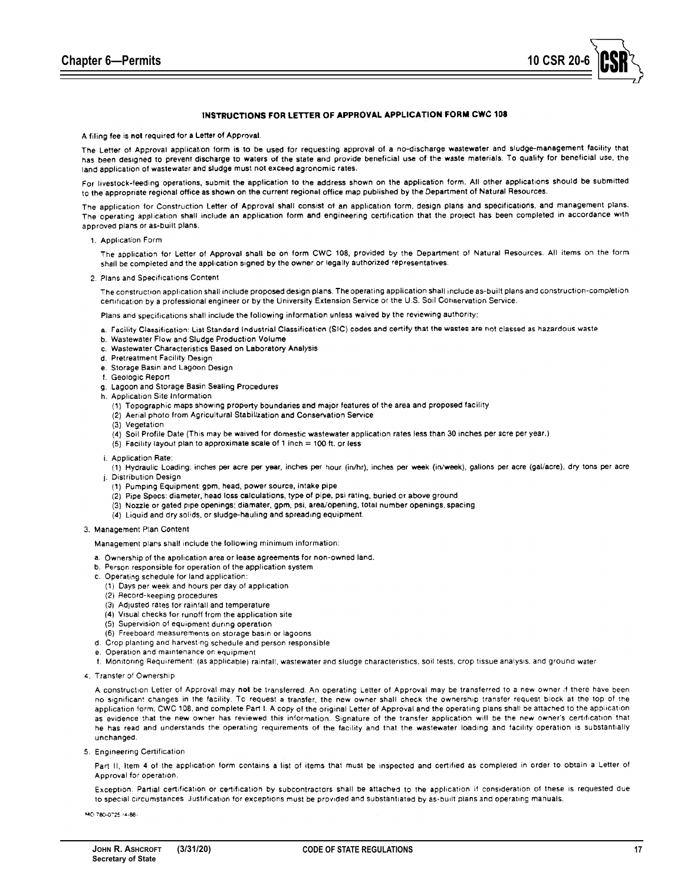### INSTRUCTIONS FOR LETTER OF APPROVAL APPLICATION FORM CWC 108

A filing fee is **not** required for a Letter of Approval.

The Letter of Approval application form is to be used for requesting approval of a no-discharge wastewater and sludge-management facility that has been designed to prevent discharge to waters of the state and provide beneficial use of the waste materials. To qualify for beneficial use, the land application of wastewater and sludge must not exceed agronomic rates.

For livestock-feeding operations, submit the application to the address shown on the application form. All other applications should be submitted to the appropriate regional office as shown on the current regional office map published by the Department of Natural Resources.

The application for Construction Letter of Approval shall consist of an application form, design plans and specifications, and management plans. The operating application shall include an application form and engineering certification that the project has been completed in accordance with approved plans or as-built plans.

1. Application Form

   The application for Letter of Approval shall be on form CWC 108, provided by the Department of Natural Resources. All items on the form shall be completed and the application signed by the owner or legally authorized representatives.

2. Plans and Specifications Content

   The construction application shall include proposed design plans. The operating application shall include as-built plans and construction-completion certification by a professional engineer or by the University Extension Service or the U.S. Soil Conservation Service.

   Plans and specifications shall include the following information unless waived by the reviewing authority:

   a. Facility Classification: List Standard Industrial Classification (SIC) codes and certify that the wastes are not classed as hazardous waste
   b. Wastewater Flow and Sludge Production Volume
   c. Wastewater Characteristics Based on Laboratory Analysis
   d. Pretreatment Facility Design
   e. Storage Basin and Lagoon Design
   f. Geologic Report
   g. Lagoon and Storage Basin Sealing Procedures
   h. Application Site Information
      (1) Topographic maps showing property boundaries and major features of the area and proposed facility
      (2) Aerial photo from Agricultural Stabilization and Conservation Service
      (3) Vegetation
      (4) Soil Profile Date (This may be waived for domestic wastewater application rates less than 30 inches per acre per year.)
      (5) Facility layout plan to approximate scale of 1 inch = 100 ft. or less
   i. Application Rate:
      (1) Hydraulic Loading: inches per acre per year, inches per hour (in/hr), inches per week (in/week), gallons per acre (gal/acre), dry tons per acre
   j. Distribution Design
      (1) Pumping Equipment: gpm, head, power source, intake pipe
      (2) Pipe Specs: diameter, head loss calculations, type of pipe, psi rating, buried or above ground
      (3) Nozzle or gated pipe openings; diamater, gpm, psi, area/opening, total number openings, spacing
      (4) Liquid and dry solids, or sludge-hauling and spreading equipment.

3. Management Plan Content

   Management plans shall include the following minimum information:

   a. Ownership of the application area or lease agreements for non-owned land.
   b. Person responsible for operation of the application system
   c. Operating schedule for land application:
      (1) Days per week and hours per day of application
      (2) Record-keeping procedures
      (3) Adjusted rates for rainfall and temperature
      (4) Visual checks for runoff from the application site
      (5) Supervision of equipment during operation
      (6) Freeboard measurements on storage basin or lagoons
   d. Crop planting and harvesting schedule and person responsible
   e. Operation and maintenance on equipment
   f. Monitoring Requirement: (as applicable) rainfall, wastewater and sludge characteristics, soil tests, crop tissue analysis, and ground water

4. Transfer of Ownership

   A construction Letter of Approval may **not** be transferred. An operating Letter of Approval may be transferred to a new owner if there have been no significant changes in the facility. To request a transfer, the new owner shall check the ownership transfer request block at the top of the application form, CWC 108, and complete Part I. A copy of the original Letter of Approval and the operating plans shall be attached to the application as evidence that the new owner has reviewed this information. Signature of the transfer application will be the new owner's certification that he has read and understands the operating requirements of the facility and that the wastewater loading and facility operation is substantially unchanged.

5. Engineering Certification

   Part II, Item 4 of the application form contains a list of items that must be inspected and certified as completed in order to obtain a Letter of Approval for operation.

   Exception: Partial certification or certification by subcontractors shall be attached to the application if consideration of these is requested due to special circumstances. Justification for exceptions must be provided and substantiated by as-built plans and operating manuals.

MO 780-0725 (4-88)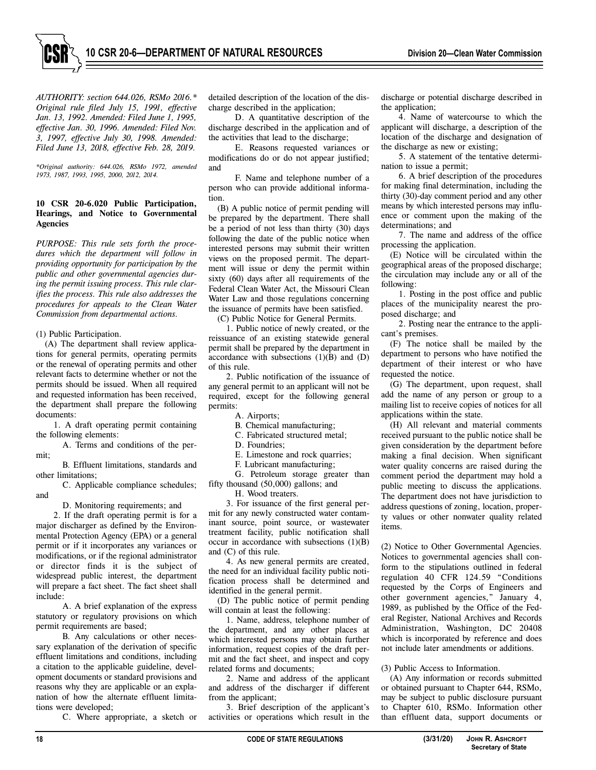*AUTHORITY: section 644.026, RSMo 2016.\* Original rule filed July 15, 1991, effective Jan. 13, 1992. Amended: Filed June 1, 1995, effective Jan. 30, 1996. Amended: Filed Nov. 3, 1997, effective July 30, 1998. Amended: Filed June 13, 2018, effective Feb. 28, 2019.*

*\*Original authority: 644.026, RSMo 1972, amended 1973, 1987, 1993, 1995, 2000, 2012, 2014.*

**10 CSR 20-6.020 Public Participation, Hearings, and Notice to Governmental Agencies**

*PURPOSE: This rule sets forth the procedures which the department will follow in providing opportunity for participation by the public and other governmental agencies during the permit issuing process. This rule clarifies the process. This rule also addresses the procedures for appeals to the Clean Water Commission from departmental actions.*

(1) Public Participation.

(A) The department shall review applications for general permits, operating permits or the renewal of operating permits and other relevant facts to determine whether or not the permits should be issued. When all required and requested information has been received, the department shall prepare the following documents:

1. A draft operating permit containing the following elements:

A. Terms and conditions of the permit;

B. Effluent limitations, standards and other limitations;

C. Applicable compliance schedules; and

D. Monitoring requirements; and

2. If the draft operating permit is for a major discharger as defined by the Environmental Protection Agency (EPA) or a general permit or if it incorporates any variances or modifications, or if the regional administrator or director finds it is the subject of widespread public interest, the department will prepare a fact sheet. The fact sheet shall include:

A. A brief explanation of the express statutory or regulatory provisions on which permit requirements are based;

B. Any calculations or other necessary explanation of the derivation of specific effluent limitations and conditions, including a citation to the applicable guideline, development documents or standard provisions and reasons why they are applicable or an explanation of how the alternate effluent limitations were developed;

C. Where appropriate, a sketch or detailed description of the location of the discharge described in the application;

D. A quantitative description of the discharge described in the application and of the activities that lead to the discharge;

E. Reasons requested variances or modifications do or do not appear justified; and

F. Name and telephone number of a person who can provide additional information.

(B) A public notice of permit pending will be prepared by the department. There shall be a period of not less than thirty (30) days following the date of the public notice when interested persons may submit their written views on the proposed permit. The department will issue or deny the permit within sixty (60) days after all requirements of the Federal Clean Water Act, the Missouri Clean Water Law and those regulations concerning the issuance of permits have been satisfied.

(C) Public Notice for General Permits.

1. Public notice of newly created, or the reissuance of an existing statewide general permit shall be prepared by the department in accordance with subsections (1)(B) and (D) of this rule.

2. Public notification of the issuance of any general permit to an applicant will not be required, except for the following general permits:

A. Airports;

B. Chemical manufacturing;

C. Fabricated structured metal;

D. Foundries;

E. Limestone and rock quarries;

F. Lubricant manufacturing;

G. Petroleum storage greater than fifty thousand (50,000) gallons; and

H. Wood treaters.

3. For issuance of the first general permit for any newly constructed water contaminant source, point source, or wastewater treatment facility, public notification shall occur in accordance with subsections (1)(B) and (C) of this rule.

4. As new general permits are created, the need for an individual facility public notification process shall be determined and identified in the general permit.

(D) The public notice of permit pending will contain at least the following:

1. Name, address, telephone number of the department, and any other places at which interested persons may obtain further information, request copies of the draft permit and the fact sheet, and inspect and copy related forms and documents;

2. Name and address of the applicant and address of the discharger if different from the applicant;

3. Brief description of the applicant's activities or operations which result in the discharge or potential discharge described in the application;

4. Name of watercourse to which the applicant will discharge, a description of the location of the discharge and designation of the discharge as new or existing;

5. A statement of the tentative determination to issue a permit;

6. A brief description of the procedures for making final determination, including the thirty (30)-day comment period and any other means by which interested persons may influence or comment upon the making of the determinations; and

7. The name and address of the office processing the application.

(E) Notice will be circulated within the geographical areas of the proposed discharge; the circulation may include any or all of the following:

1. Posting in the post office and public places of the municipality nearest the proposed discharge; and

2. Posting near the entrance to the applicant's premises.

(F) The notice shall be mailed by the department to persons who have notified the department of their interest or who have requested the notice.

(G) The department, upon request, shall add the name of any person or group to a mailing list to receive copies of notices for all applications within the state.

(H) All relevant and material comments received pursuant to the public notice shall be given consideration by the department before making a final decision. When significant water quality concerns are raised during the comment period the department may hold a public meeting to discuss the applications. The department does not have jurisdiction to address questions of zoning, location, property values or other nonwater quality related items.

(2) Notice to Other Governmental Agencies. Notices to governmental agencies shall conform to the stipulations outlined in federal regulation 40 CFR 124.59 "Conditions requested by the Corps of Engineers and other government agencies," January 4, 1989, as published by the Office of the Federal Register, National Archives and Records Administration, Washington, DC 20408 which is incorporated by reference and does not include later amendments or additions.

(3) Public Access to Information.

(A) Any information or records submitted or obtained pursuant to Chapter 644, RSMo, may be subject to public disclosure pursuant to Chapter 610, RSMo. Information other than effluent data, support documents or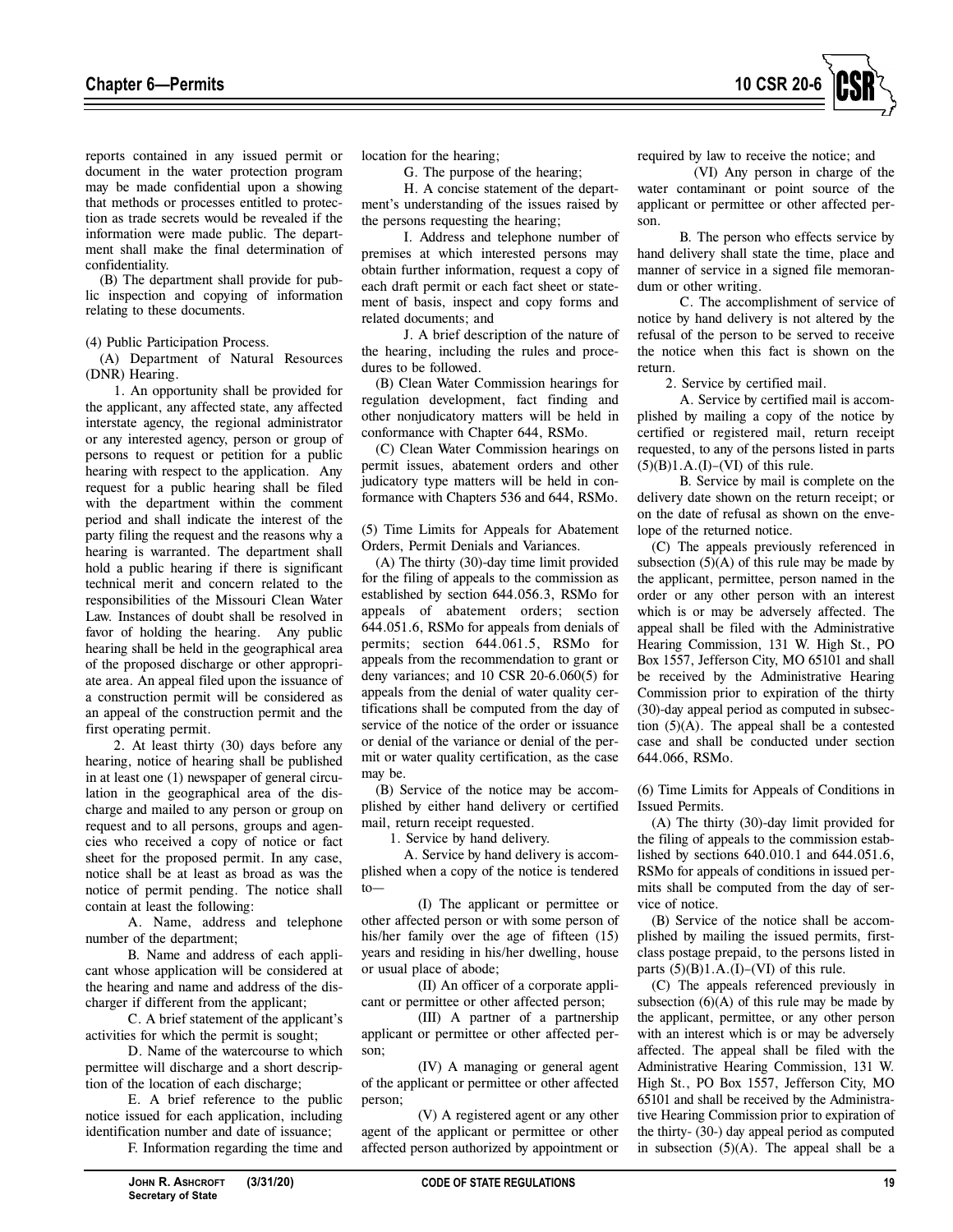reports contained in any issued permit or document in the water protection program may be made confidential upon a showing that methods or processes entitled to protection as trade secrets would be revealed if the information were made public. The department shall make the final determination of confidentiality.

(B) The department shall provide for public inspection and copying of information relating to these documents.

(4) Public Participation Process.

(A) Department of Natural Resources (DNR) Hearing.

1. An opportunity shall be provided for the applicant, any affected state, any affected interstate agency, the regional administrator or any interested agency, person or group of persons to request or petition for a public hearing with respect to the application. Any request for a public hearing shall be filed with the department within the comment period and shall indicate the interest of the party filing the request and the reasons why a hearing is warranted. The department shall hold a public hearing if there is significant technical merit and concern related to the responsibilities of the Missouri Clean Water Law. Instances of doubt shall be resolved in favor of holding the hearing. Any public hearing shall be held in the geographical area of the proposed discharge or other appropriate area. An appeal filed upon the issuance of a construction permit will be considered as an appeal of the construction permit and the first operating permit.

2. At least thirty (30) days before any hearing, notice of hearing shall be published in at least one (1) newspaper of general circulation in the geographical area of the discharge and mailed to any person or group on request and to all persons, groups and agencies who received a copy of notice or fact sheet for the proposed permit. In any case, notice shall be at least as broad as was the notice of permit pending. The notice shall contain at least the following:

A. Name, address and telephone number of the department;

B. Name and address of each applicant whose application will be considered at the hearing and name and address of the discharger if different from the applicant;

C. A brief statement of the applicant's activities for which the permit is sought;

D. Name of the watercourse to which permittee will discharge and a short description of the location of each discharge;

E. A brief reference to the public notice issued for each application, including identification number and date of issuance;

F. Information regarding the time and location for the hearing;

G. The purpose of the hearing;

H. A concise statement of the department's understanding of the issues raised by the persons requesting the hearing;

I. Address and telephone number of premises at which interested persons may obtain further information, request a copy of each draft permit or each fact sheet or statement of basis, inspect and copy forms and related documents; and

J. A brief description of the nature of the hearing, including the rules and procedures to be followed.

(B) Clean Water Commission hearings for regulation development, fact finding and other nonjudicatory matters will be held in conformance with Chapter 644, RSMo.

(C) Clean Water Commission hearings on permit issues, abatement orders and other judicatory type matters will be held in conformance with Chapters 536 and 644, RSMo.

(5) Time Limits for Appeals for Abatement Orders, Permit Denials and Variances.

(A) The thirty (30)-day time limit provided for the filing of appeals to the commission as established by section 644.056.3, RSMo for appeals of abatement orders; section 644.051.6, RSMo for appeals from denials of permits; section 644.061.5, RSMo for appeals from the recommendation to grant or deny variances; and 10 CSR 20-6.060(5) for appeals from the denial of water quality certifications shall be computed from the day of service of the notice of the order or issuance or denial of the variance or denial of the permit or water quality certification, as the case may be.

(B) Service of the notice may be accomplished by either hand delivery or certified mail, return receipt requested.

1. Service by hand delivery.

A. Service by hand delivery is accomplished when a copy of the notice is tendered to—

(I) The applicant or permittee or other affected person or with some person of his/her family over the age of fifteen (15) years and residing in his/her dwelling, house or usual place of abode;

(II) An officer of a corporate applicant or permittee or other affected person;

(III) A partner of a partnership applicant or permittee or other affected person;

(IV) A managing or general agent of the applicant or permittee or other affected person;

(V) A registered agent or any other agent of the applicant or permittee or other affected person authorized by appointment or required by law to receive the notice; and

(VI) Any person in charge of the water contaminant or point source of the applicant or permittee or other affected person.

B. The person who effects service by hand delivery shall state the time, place and manner of service in a signed file memorandum or other writing.

C. The accomplishment of service of notice by hand delivery is not altered by the refusal of the person to be served to receive the notice when this fact is shown on the return.

2. Service by certified mail.

A. Service by certified mail is accomplished by mailing a copy of the notice by certified or registered mail, return receipt requested, to any of the persons listed in parts (5)(B)1.A.(I)–(VI) of this rule.

B. Service by mail is complete on the delivery date shown on the return receipt; or on the date of refusal as shown on the envelope of the returned notice.

(C) The appeals previously referenced in subsection (5)(A) of this rule may be made by the applicant, permittee, person named in the order or any other person with an interest which is or may be adversely affected. The appeal shall be filed with the Administrative Hearing Commission, 131 W. High St., PO Box 1557, Jefferson City, MO 65101 and shall be received by the Administrative Hearing Commission prior to expiration of the thirty (30)-day appeal period as computed in subsection (5)(A). The appeal shall be a contested case and shall be conducted under section 644.066, RSMo.

(6) Time Limits for Appeals of Conditions in Issued Permits.

(A) The thirty (30)-day limit provided for the filing of appeals to the commission established by sections 640.010.1 and 644.051.6, RSMo for appeals of conditions in issued permits shall be computed from the day of service of notice.

(B) Service of the notice shall be accomplished by mailing the issued permits, first-class postage prepaid, to the persons listed in parts (5)(B)1.A.(I)–(VI) of this rule.

(C) The appeals referenced previously in subsection (6)(A) of this rule may be made by the applicant, permittee, or any other person with an interest which is or may be adversely affected. The appeal shall be filed with the Administrative Hearing Commission, 131 W. High St., PO Box 1557, Jefferson City, MO 65101 and shall be received by the Administrative Hearing Commission prior to expiration of the thirty- (30-) day appeal period as computed in subsection (5)(A). The appeal shall be a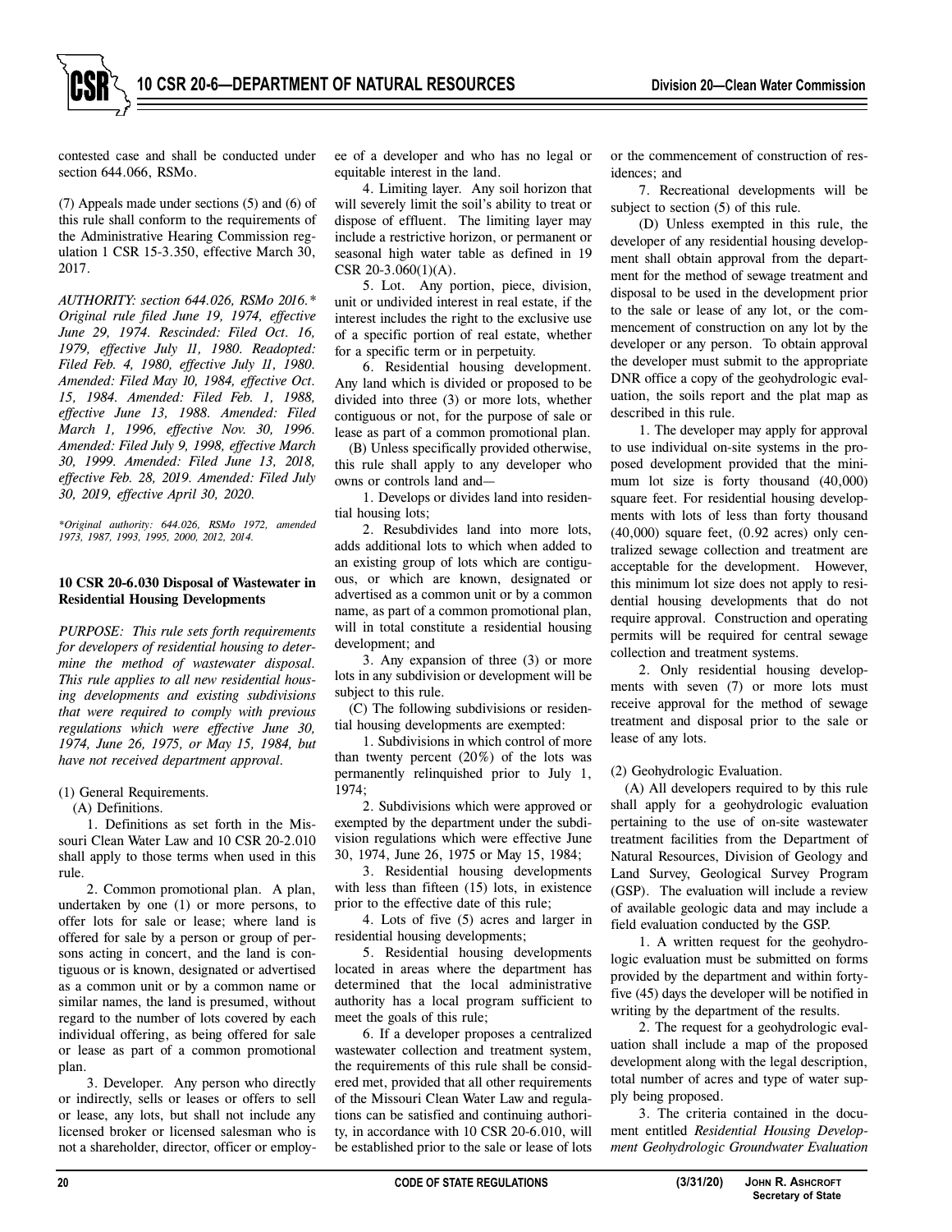contested case and shall be conducted under section 644.066, RSMo.

(7) Appeals made under sections (5) and (6) of this rule shall conform to the requirements of the Administrative Hearing Commission regulation 1 CSR 15-3.350, effective March 30, 2017.

*AUTHORITY: section 644.026, RSMo 2016.\* Original rule filed June 19, 1974, effective June 29, 1974. Rescinded: Filed Oct. 16, 1979, effective July 11, 1980. Readopted: Filed Feb. 4, 1980, effective July 11, 1980. Amended: Filed May 10, 1984, effective Oct. 15, 1984. Amended: Filed Feb. 1, 1988, effective June 13, 1988. Amended: Filed March 1, 1996, effective Nov. 30, 1996. Amended: Filed July 9, 1998, effective March 30, 1999. Amended: Filed June 13, 2018, effective Feb. 28, 2019. Amended: Filed July 30, 2019, effective April 30, 2020.*

*\*Original authority: 644.026, RSMo 1972, amended 1973, 1987, 1993, 1995, 2000, 2012, 2014.*

**10 CSR 20-6.030 Disposal of Wastewater in Residential Housing Developments**

*PURPOSE: This rule sets forth requirements for developers of residential housing to determine the method of wastewater disposal. This rule applies to all new residential housing developments and existing subdivisions that were required to comply with previous regulations which were effective June 30, 1974, June 26, 1975, or May 15, 1984, but have not received department approval.*

(1) General Requirements.

(A) Definitions.

1. Definitions as set forth in the Missouri Clean Water Law and 10 CSR 20-2.010 shall apply to those terms when used in this rule.

2. Common promotional plan. A plan, undertaken by one (1) or more persons, to offer lots for sale or lease; where land is offered for sale by a person or group of persons acting in concert, and the land is contiguous or is known, designated or advertised as a common unit or by a common name or similar names, the land is presumed, without regard to the number of lots covered by each individual offering, as being offered for sale or lease as part of a common promotional plan.

3. Developer. Any person who directly or indirectly, sells or leases or offers to sell or lease, any lots, but shall not include any licensed broker or licensed salesman who is not a shareholder, director, officer or employee of a developer and who has no legal or equitable interest in the land.

4. Limiting layer. Any soil horizon that will severely limit the soil's ability to treat or dispose of effluent. The limiting layer may include a restrictive horizon, or permanent or seasonal high water table as defined in 19 CSR 20-3.060(1)(A).

5. Lot. Any portion, piece, division, unit or undivided interest in real estate, if the interest includes the right to the exclusive use of a specific portion of real estate, whether for a specific term or in perpetuity.

6. Residential housing development. Any land which is divided or proposed to be divided into three (3) or more lots, whether contiguous or not, for the purpose of sale or lease as part of a common promotional plan.

(B) Unless specifically provided otherwise, this rule shall apply to any developer who owns or controls land and—

1. Develops or divides land into residential housing lots;

2. Resubdivides land into more lots, adds additional lots to which when added to an existing group of lots which are contiguous, or which are known, designated or advertised as a common unit or by a common name, as part of a common promotional plan, will in total constitute a residential housing development; and

3. Any expansion of three (3) or more lots in any subdivision or development will be subject to this rule.

(C) The following subdivisions or residential housing developments are exempted:

1. Subdivisions in which control of more than twenty percent (20%) of the lots was permanently relinquished prior to July 1, 1974;

2. Subdivisions which were approved or exempted by the department under the subdivision regulations which were effective June 30, 1974, June 26, 1975 or May 15, 1984;

3. Residential housing developments with less than fifteen (15) lots, in existence prior to the effective date of this rule;

4. Lots of five (5) acres and larger in residential housing developments;

5. Residential housing developments located in areas where the department has determined that the local administrative authority has a local program sufficient to meet the goals of this rule;

6. If a developer proposes a centralized wastewater collection and treatment system, the requirements of this rule shall be considered met, provided that all other requirements of the Missouri Clean Water Law and regulations can be satisfied and continuing authority, in accordance with 10 CSR 20-6.010, will be established prior to the sale or lease of lots or the commencement of construction of residences; and

7. Recreational developments will be subject to section (5) of this rule.

(D) Unless exempted in this rule, the developer of any residential housing development shall obtain approval from the department for the method of sewage treatment and disposal to be used in the development prior to the sale or lease of any lot, or the commencement of construction on any lot by the developer or any person. To obtain approval the developer must submit to the appropriate DNR office a copy of the geohydrologic evaluation, the soils report and the plat map as described in this rule.

1. The developer may apply for approval to use individual on-site systems in the proposed development provided that the minimum lot size is forty thousand (40,000) square feet. For residential housing developments with lots of less than forty thousand (40,000) square feet, (0.92 acres) only centralized sewage collection and treatment are acceptable for the development. However, this minimum lot size does not apply to residential housing developments that do not require approval. Construction and operating permits will be required for central sewage collection and treatment systems.

2. Only residential housing developments with seven (7) or more lots must receive approval for the method of sewage treatment and disposal prior to the sale or lease of any lots.

(2) Geohydrologic Evaluation.

(A) All developers required to by this rule shall apply for a geohydrologic evaluation pertaining to the use of on-site wastewater treatment facilities from the Department of Natural Resources, Division of Geology and Land Survey, Geological Survey Program (GSP). The evaluation will include a review of available geologic data and may include a field evaluation conducted by the GSP.

1. A written request for the geohydrologic evaluation must be submitted on forms provided by the department and within forty-five (45) days the developer will be notified in writing by the department of the results.

2. The request for a geohydrologic evaluation shall include a map of the proposed development along with the legal description, total number of acres and type of water supply being proposed.

3. The criteria contained in the document entitled *Residential Housing Development Geohydrologic Groundwater Evaluation*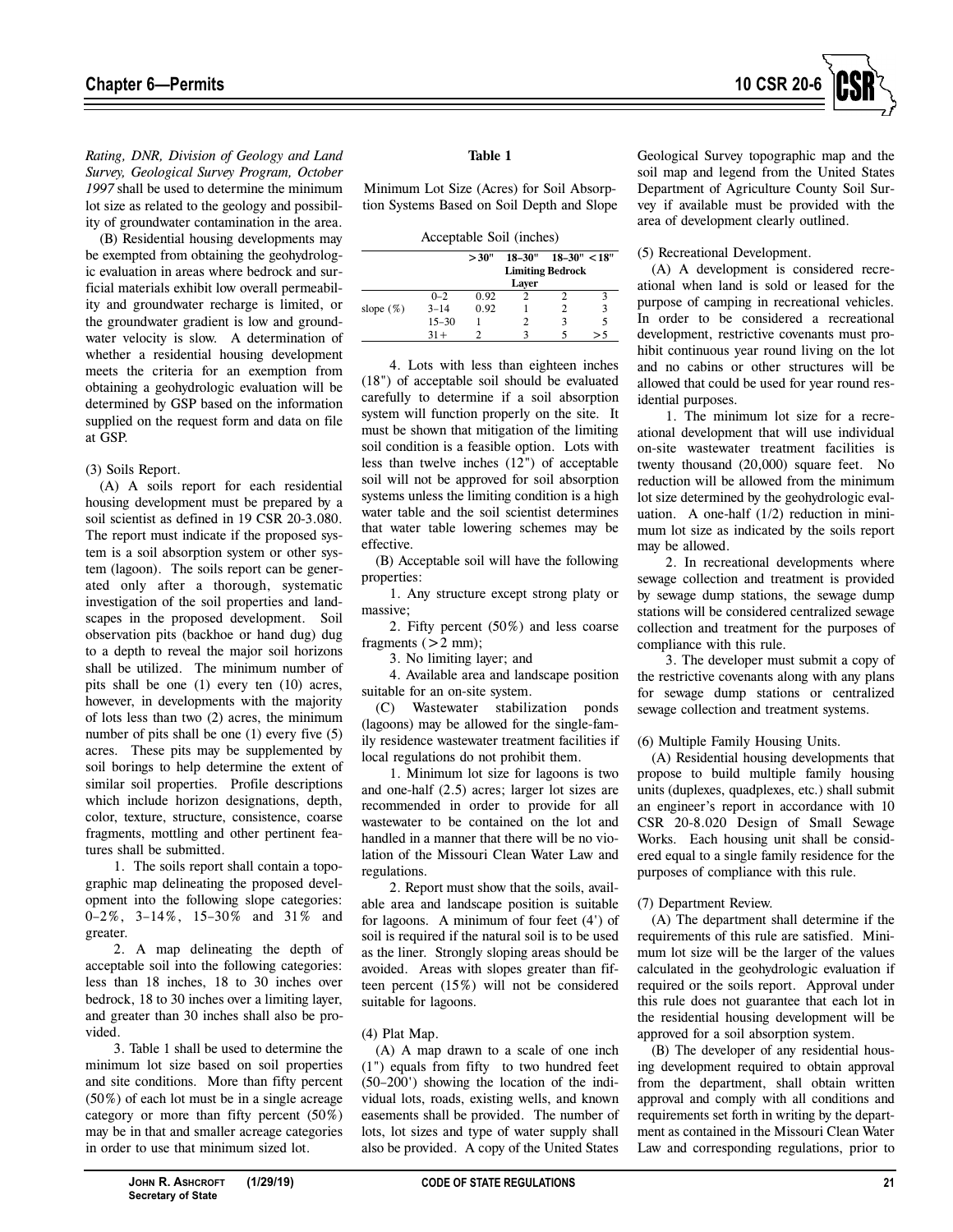*Rating, DNR, Division of Geology and Land Survey, Geological Survey Program, October 1997* shall be used to determine the minimum lot size as related to the geology and possibility of groundwater contamination in the area.

(B) Residential housing developments may be exempted from obtaining the geohydrologic evaluation in areas where bedrock and surficial materials exhibit low overall permeability and groundwater recharge is limited, or the groundwater gradient is low and groundwater velocity is slow. A determination of whether a residential housing development meets the criteria for an exemption from obtaining a geohydrologic evaluation will be determined by GSP based on the information supplied on the request form and data on file at GSP.

(3) Soils Report.

(A) A soils report for each residential housing development must be prepared by a soil scientist as defined in 19 CSR 20-3.080. The report must indicate if the proposed system is a soil absorption system or other system (lagoon). The soils report can be generated only after a thorough, systematic investigation of the soil properties and landscapes in the proposed development. Soil observation pits (backhoe or hand dug) dug to a depth to reveal the major soil horizons shall be utilized. The minimum number of pits shall be one (1) every ten (10) acres, however, in developments with the majority of lots less than two (2) acres, the minimum number of pits shall be one (1) every five (5) acres. These pits may be supplemented by soil borings to help determine the extent of similar soil properties. Profile descriptions which include horizon designations, depth, color, texture, structure, consistence, coarse fragments, mottling and other pertinent features shall be submitted.

1. The soils report shall contain a topographic map delineating the proposed development into the following slope categories: 0–2%, 3–14%, 15–30% and 31% and greater.

2. A map delineating the depth of acceptable soil into the following categories: less than 18 inches, 18 to 30 inches over bedrock, 18 to 30 inches over a limiting layer, and greater than 30 inches shall also be provided.

3. Table 1 shall be used to determine the minimum lot size based on soil properties and site conditions. More than fifty percent (50%) of each lot must be in a single acreage category or more than fifty percent (50%) may be in that and smaller acreage categories in order to use that minimum sized lot.

**Table 1**

Minimum Lot Size (Acres) for Soil Absorption Systems Based on Soil Depth and Slope

Acceptable Soil (inches)

| | | >30" | 18–30" Limiting Bedrock | 18–30" Layer | <18" |
|---|---|---|---|---|---|
| slope (%) | 0–2 | 0.92 | 2 | 2 | 3 |
| | 3–14 | 0.92 | 1 | 2 | 3 |
| | 15–30 | 1 | 2 | 3 | 5 |
| | 31+ | 2 | 3 | 5 | >5 |

4. Lots with less than eighteen inches (18") of acceptable soil should be evaluated carefully to determine if a soil absorption system will function properly on the site. It must be shown that mitigation of the limiting soil condition is a feasible option. Lots with less than twelve inches (12") of acceptable soil will not be approved for soil absorption systems unless the limiting condition is a high water table and the soil scientist determines that water table lowering schemes may be effective.

(B) Acceptable soil will have the following properties:

1. Any structure except strong platy or massive;

2. Fifty percent (50%) and less coarse fragments (>2 mm);

3. No limiting layer; and

4. Available area and landscape position suitable for an on-site system.

(C) Wastewater stabilization ponds (lagoons) may be allowed for the single-family residence wastewater treatment facilities if local regulations do not prohibit them.

1. Minimum lot size for lagoons is two and one-half (2.5) acres; larger lot sizes are recommended in order to provide for all wastewater to be contained on the lot and handled in a manner that there will be no violation of the Missouri Clean Water Law and regulations.

2. Report must show that the soils, available area and landscape position is suitable for lagoons. A minimum of four feet (4') of soil is required if the natural soil is to be used as the liner. Strongly sloping areas should be avoided. Areas with slopes greater than fifteen percent (15%) will not be considered suitable for lagoons.

(4) Plat Map.

(A) A map drawn to a scale of one inch (1") equals from fifty to two hundred feet (50–200') showing the location of the individual lots, roads, existing wells, and known easements shall be provided. The number of lots, lot sizes and type of water supply shall also be provided. A copy of the United States Geological Survey topographic map and the soil map and legend from the United States Department of Agriculture County Soil Survey if available must be provided with the area of development clearly outlined.

(5) Recreational Development.

(A) A development is considered recreational when land is sold or leased for the purpose of camping in recreational vehicles. In order to be considered a recreational development, restrictive covenants must prohibit continuous year round living on the lot and no cabins or other structures will be allowed that could be used for year round residential purposes.

1. The minimum lot size for a recreational development that will use individual on-site wastewater treatment facilities is twenty thousand (20,000) square feet. No reduction will be allowed from the minimum lot size determined by the geohydrologic evaluation. A one-half (1/2) reduction in minimum lot size as indicated by the soils report may be allowed.

2. In recreational developments where sewage collection and treatment is provided by sewage dump stations, the sewage dump stations will be considered centralized sewage collection and treatment for the purposes of compliance with this rule.

3. The developer must submit a copy of the restrictive covenants along with any plans for sewage dump stations or centralized sewage collection and treatment systems.

(6) Multiple Family Housing Units.

(A) Residential housing developments that propose to build multiple family housing units (duplexes, quadplexes, etc.) shall submit an engineer's report in accordance with 10 CSR 20-8.020 Design of Small Sewage Works. Each housing unit shall be considered equal to a single family residence for the purposes of compliance with this rule.

(7) Department Review.

(A) The department shall determine if the requirements of this rule are satisfied. Minimum lot size will be the larger of the values calculated in the geohydrologic evaluation if required or the soils report. Approval under this rule does not guarantee that each lot in the residential housing development will be approved for a soil absorption system.

(B) The developer of any residential housing development required to obtain approval from the department, shall obtain written approval and comply with all conditions and requirements set forth in writing by the department as contained in the Missouri Clean Water Law and corresponding regulations, prior to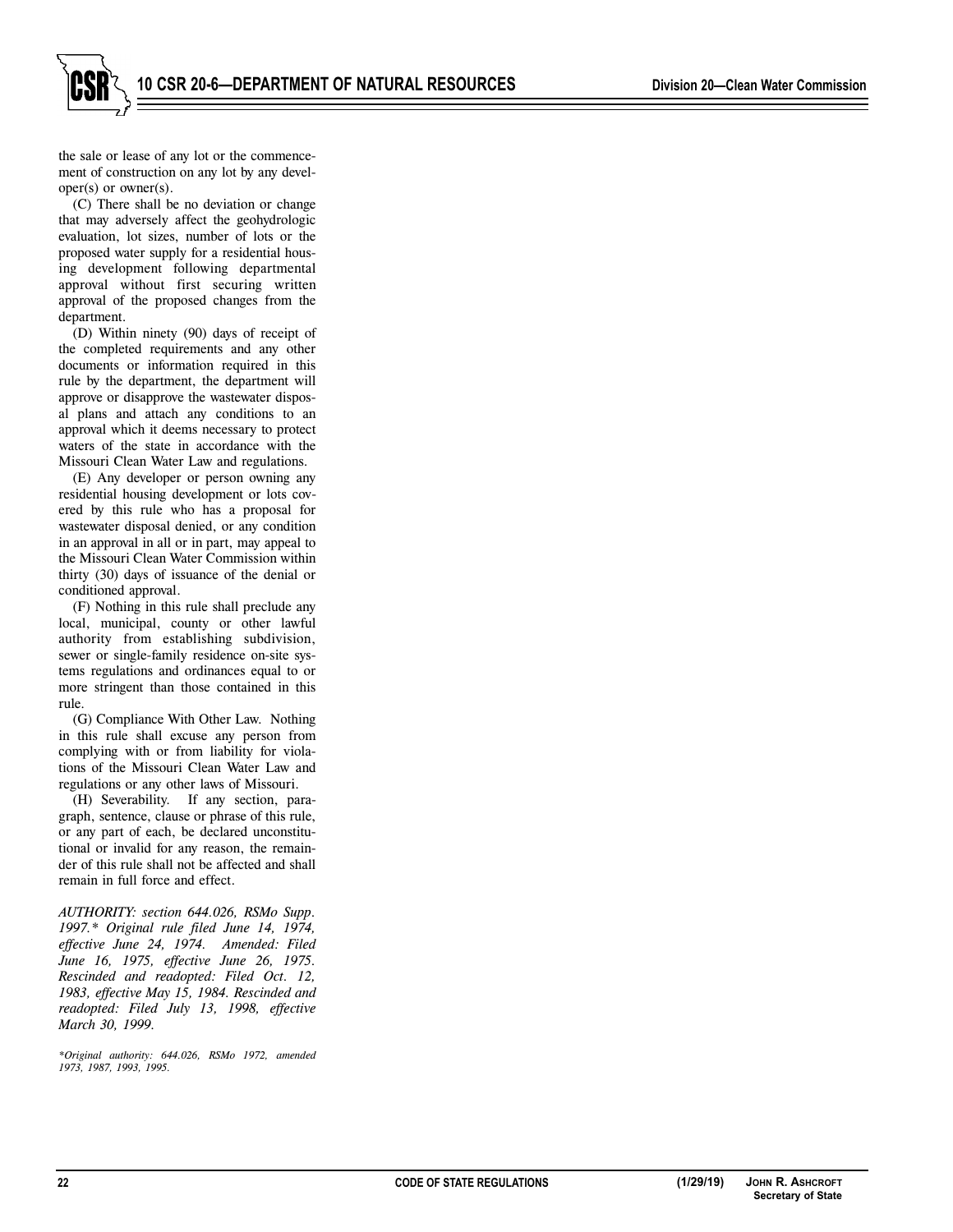the sale or lease of any lot or the commencement of construction on any lot by any developer(s) or owner(s).

(C) There shall be no deviation or change that may adversely affect the geohydrologic evaluation, lot sizes, number of lots or the proposed water supply for a residential housing development following departmental approval without first securing written approval of the proposed changes from the department.

(D) Within ninety (90) days of receipt of the completed requirements and any other documents or information required in this rule by the department, the department will approve or disapprove the wastewater disposal plans and attach any conditions to an approval which it deems necessary to protect waters of the state in accordance with the Missouri Clean Water Law and regulations.

(E) Any developer or person owning any residential housing development or lots covered by this rule who has a proposal for wastewater disposal denied, or any condition in an approval in all or in part, may appeal to the Missouri Clean Water Commission within thirty (30) days of issuance of the denial or conditioned approval.

(F) Nothing in this rule shall preclude any local, municipal, county or other lawful authority from establishing subdivision, sewer or single-family residence on-site systems regulations and ordinances equal to or more stringent than those contained in this rule.

(G) Compliance With Other Law. Nothing in this rule shall excuse any person from complying with or from liability for violations of the Missouri Clean Water Law and regulations or any other laws of Missouri.

(H) Severability. If any section, paragraph, sentence, clause or phrase of this rule, or any part of each, be declared unconstitutional or invalid for any reason, the remainder of this rule shall not be affected and shall remain in full force and effect.

*AUTHORITY: section 644.026, RSMo Supp. 1997.\* Original rule filed June 14, 1974, effective June 24, 1974. Amended: Filed June 16, 1975, effective June 26, 1975. Rescinded and readopted: Filed Oct. 12, 1983, effective May 15, 1984. Rescinded and readopted: Filed July 13, 1998, effective March 30, 1999.*

*\*Original authority: 644.026, RSMo 1972, amended 1973, 1987, 1993, 1995.*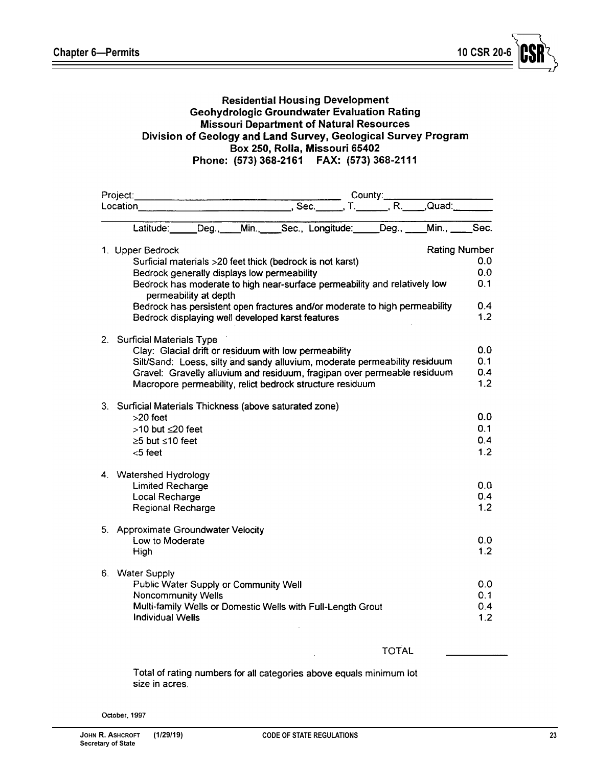**Residential Housing Development**
**Geohydrologic Groundwater Evaluation Rating**
**Missouri Department of Natural Resources**
**Division of Geology and Land Survey, Geological Survey Program**
**Box 250, Rolla, Missouri 65402**
**Phone: (573) 368-2161 FAX: (573) 368-2111**

Project:______________________________ County:__________________
Location________________________, Sec.____, T._____, R.____,Quad:_______

Latitude:_____Deg.,____Min.,____Sec., Longitude:_____Deg., ____Min., ____Sec.

| | Rating Number |
|---|---|
| **1. Upper Bedrock** | |
| Surficial materials >20 feet thick (bedrock is not karst) | 0.0 |
| Bedrock generally displays low permeability | 0.0 |
| Bedrock has moderate to high near-surface permeability and relatively low permeability at depth | 0.1 |
| Bedrock has persistent open fractures and/or moderate to high permeability | 0.4 |
| Bedrock displaying well developed karst features | 1.2 |
| **2. Surficial Materials Type** | |
| Clay: Glacial drift or residuum with low permeability | 0.0 |
| Silt/Sand: Loess, silty and sandy alluvium, moderate permeability residuum | 0.1 |
| Gravel: Gravelly alluvium and residuum, fragipan over permeable residuum | 0.4 |
| Macropore permeability, relict bedrock structure residuum | 1.2 |
| **3. Surficial Materials Thickness (above saturated zone)** | |
| >20 feet | 0.0 |
| >10 but ≤20 feet | 0.1 |
| ≥5 but ≤10 feet | 0.4 |
| <5 feet | 1.2 |
| **4. Watershed Hydrology** | |
| Limited Recharge | 0.0 |
| Local Recharge | 0.4 |
| Regional Recharge | 1.2 |
| **5. Approximate Groundwater Velocity** | |
| Low to Moderate | 0.0 |
| High | 1.2 |
| **6. Water Supply** | |
| Public Water Supply or Community Well | 0.0 |
| Noncommunity Wells | 0.1 |
| Multi-family Wells or Domestic Wells with Full-Length Grout | 0.4 |
| Individual Wells | 1.2 |

TOTAL __________

Total of rating numbers for all categories above equals minimum lot size in acres.

October, 1997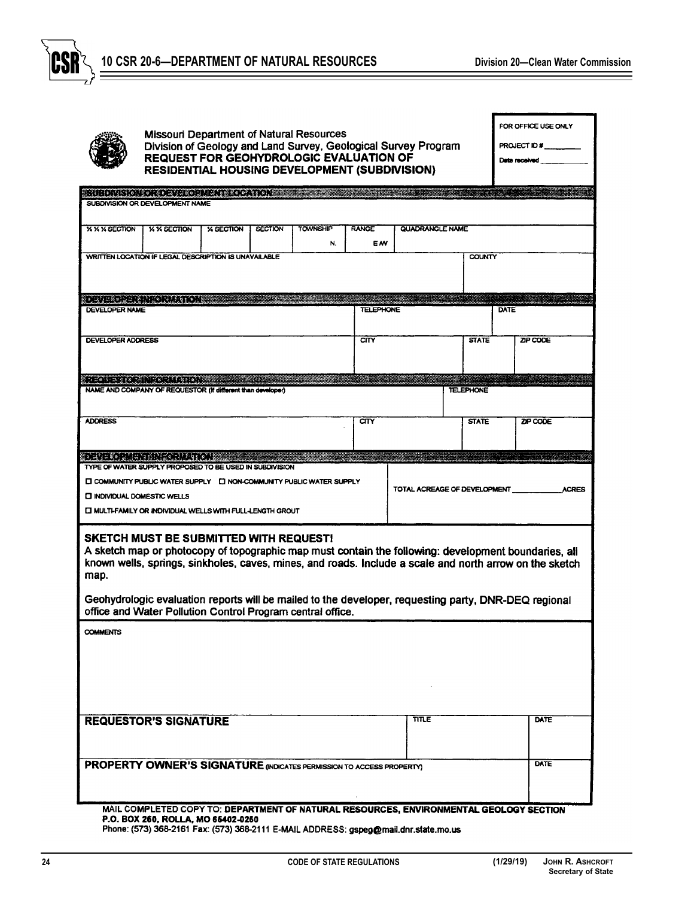Missouri Department of Natural Resources
Division of Geology and Land Survey, Geological Survey Program
**REQUEST FOR GEOHYDROLOGIC EVALUATION OF RESIDENTIAL HOUSING DEVELOPMENT (SUBDIVISION)**

FOR OFFICE USE ONLY
PROJECT ID # ________
Date received ____________

**SUBDIVISION OR DEVELOPMENT LOCATION**

| SUBDIVISION OR DEVELOPMENT NAME | | | | | | |
|---|---|---|---|---|---|---|
| | | | | | | |

| ¼ ¼ ¼ SECTION | ¼ ¼ SECTION | ¼ SECTION | SECTION | TOWNSHIP | RANGE | QUADRANGLE NAME |
|---|---|---|---|---|---|---|
| | | | | N. | E/W | |

| WRITTEN LOCATION IF LEGAL DESCRIPTION IS UNAVAILABLE | COUNTY |
|---|---|
| | |

**DEVELOPER INFORMATION**

| DEVELOPER NAME | TELEPHONE | DATE |
|---|---|---|
| | | |

| DEVELOPER ADDRESS | CITY | STATE | ZIP CODE |
|---|---|---|---|
| | | | |

**REQUESTOR INFORMATION**

| NAME AND COMPANY OF REQUESTOR (If different than developer) | TELEPHONE |
|---|---|
| | |

| ADDRESS | CITY | STATE | ZIP CODE |
|---|---|---|---|
| | | | |

**DEVELOPMENT INFORMATION**

TYPE OF WATER SUPPLY PROPOSED TO BE USED IN SUBDIVISION

☐ COMMUNITY PUBLIC WATER SUPPLY ☐ NON-COMMUNITY PUBLIC WATER SUPPLY

☐ INDIVIDUAL DOMESTIC WELLS

☐ MULTI-FAMILY OR INDIVIDUAL WELLS WITH FULL-LENGTH GROUT

TOTAL ACREAGE OF DEVELOPMENT ____________ ACRES

**SKETCH MUST BE SUBMITTED WITH REQUEST!**
A sketch map or photocopy of topographic map must contain the following: development boundaries, all known wells, springs, sinkholes, caves, mines, and roads. Include a scale and north arrow on the sketch map.

Geohydrologic evaluation reports will be mailed to the developer, requesting party, DNR-DEQ regional office and Water Pollution Control Program central office.

COMMENTS

| **REQUESTOR'S SIGNATURE** | TITLE | DATE |
|---|---|---|
| | | |

| **PROPERTY OWNER'S SIGNATURE** (INDICATES PERMISSION TO ACCESS PROPERTY) | DATE |
|---|---|
| | |

MAIL COMPLETED COPY TO: **DEPARTMENT OF NATURAL RESOURCES, ENVIRONMENTAL GEOLOGY SECTION**
**P.O. BOX 250, ROLLA, MO 65402-0250**
Phone: (573) 368-2161 Fax: (573) 368-2111 E-MAIL ADDRESS: gspeg@mail.dnr.state.mo.us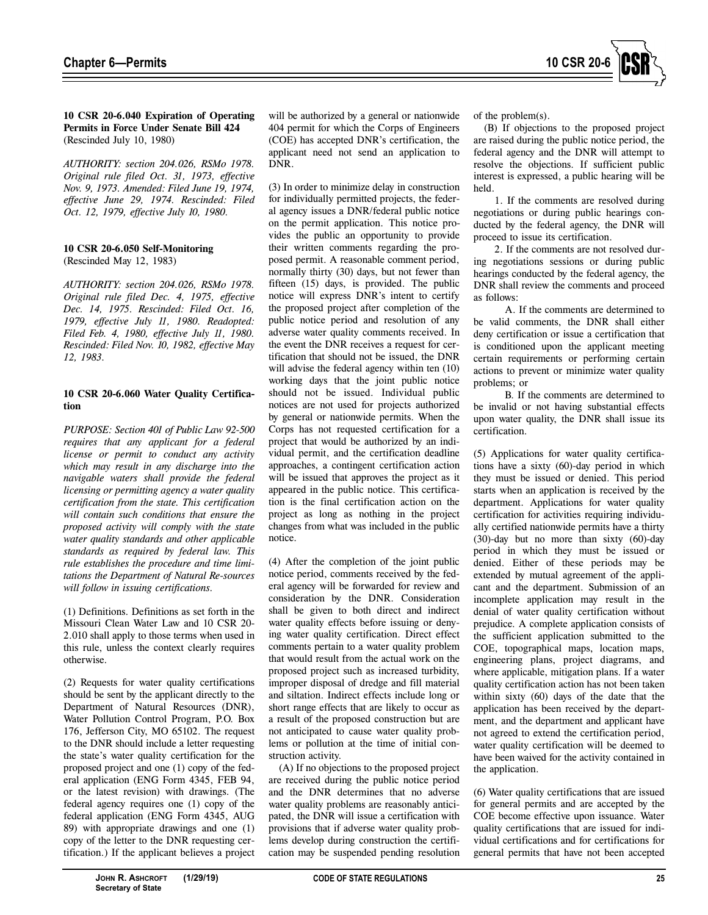**10 CSR 20-6.040 Expiration of Operating Permits in Force Under Senate Bill 424**
(Rescinded July 10, 1980)

*AUTHORITY: section 204.026, RSMo 1978. Original rule filed Oct. 31, 1973, effective Nov. 9, 1973. Amended: Filed June 19, 1974, effective June 29, 1974. Rescinded: Filed Oct. 12, 1979, effective July 10, 1980.*

**10 CSR 20-6.050 Self-Monitoring**
(Rescinded May 12, 1983)

*AUTHORITY: section 204.026, RSMo 1978. Original rule filed Dec. 4, 1975, effective Dec. 14, 1975. Rescinded: Filed Oct. 16, 1979, effective July 11, 1980. Readopted: Filed Feb. 4, 1980, effective July 11, 1980. Rescinded: Filed Nov. 10, 1982, effective May 12, 1983.*

**10 CSR 20-6.060 Water Quality Certification**

*PURPOSE: Section 401 of Public Law 92-500 requires that any applicant for a federal license or permit to conduct any activity which may result in any discharge into the navigable waters shall provide the federal licensing or permitting agency a water quality certification from the state. This certification will contain such conditions that ensure the proposed activity will comply with the state water quality standards and other applicable standards as required by federal law. This rule establishes the procedure and time limitations the Department of Natural Re-sources will follow in issuing certifications.*

(1) Definitions. Definitions as set forth in the Missouri Clean Water Law and 10 CSR 20-2.010 shall apply to those terms when used in this rule, unless the context clearly requires otherwise.

(2) Requests for water quality certifications should be sent by the applicant directly to the Department of Natural Resources (DNR), Water Pollution Control Program, P.O. Box 176, Jefferson City, MO 65102. The request to the DNR should include a letter requesting the state's water quality certification for the proposed project and one (1) copy of the federal application (ENG Form 4345, FEB 94, or the latest revision) with drawings. (The federal agency requires one (1) copy of the federal application (ENG Form 4345, AUG 89) with appropriate drawings and one (1) copy of the letter to the DNR requesting certification.) If the applicant believes a project will be authorized by a general or nationwide 404 permit for which the Corps of Engineers (COE) has accepted DNR's certification, the applicant need not send an application to DNR.

(3) In order to minimize delay in construction for individually permitted projects, the federal agency issues a DNR/federal public notice on the permit application. This notice provides the public an opportunity to provide their written comments regarding the proposed permit. A reasonable comment period, normally thirty (30) days, but not fewer than fifteen (15) days, is provided. The public notice will express DNR's intent to certify the proposed project after completion of the public notice period and resolution of any adverse water quality comments received. In the event the DNR receives a request for certification that should not be issued, the DNR will advise the federal agency within ten (10) working days that the joint public notice should not be issued. Individual public notices are not used for projects authorized by general or nationwide permits. When the Corps has not requested certification for a project that would be authorized by an individual permit, and the certification deadline approaches, a contingent certification action will be issued that approves the project as it appeared in the public notice. This certification is the final certification action on the project as long as nothing in the project changes from what was included in the public notice.

(4) After the completion of the joint public notice period, comments received by the federal agency will be forwarded for review and consideration by the DNR. Consideration shall be given to both direct and indirect water quality effects before issuing or denying water quality certification. Direct effect comments pertain to a water quality problem that would result from the actual work on the proposed project such as increased turbidity, improper disposal of dredge and fill material and siltation. Indirect effects include long or short range effects that are likely to occur as a result of the proposed construction but are not anticipated to cause water quality problems or pollution at the time of initial construction activity.

(A) If no objections to the proposed project are received during the public notice period and the DNR determines that no adverse water quality problems are reasonably anticipated, the DNR will issue a certification with provisions that if adverse water quality problems develop during construction the certification may be suspended pending resolution of the problem(s).

(B) If objections to the proposed project are raised during the public notice period, the federal agency and the DNR will attempt to resolve the objections. If sufficient public interest is expressed, a public hearing will be held.

1. If the comments are resolved during negotiations or during public hearings conducted by the federal agency, the DNR will proceed to issue its certification.

2. If the comments are not resolved during negotiations sessions or during public hearings conducted by the federal agency, the DNR shall review the comments and proceed as follows:

A. If the comments are determined to be valid comments, the DNR shall either deny certification or issue a certification that is conditioned upon the applicant meeting certain requirements or performing certain actions to prevent or minimize water quality problems; or

B. If the comments are determined to be invalid or not having substantial effects upon water quality, the DNR shall issue its certification.

(5) Applications for water quality certifications have a sixty (60)-day period in which they must be issued or denied. This period starts when an application is received by the department. Applications for water quality certification for activities requiring individually certified nationwide permits have a thirty (30)-day but no more than sixty (60)-day period in which they must be issued or denied. Either of these periods may be extended by mutual agreement of the applicant and the department. Submission of an incomplete application may result in the denial of water quality certification without prejudice. A complete application consists of the sufficient application submitted to the COE, topographical maps, location maps, engineering plans, project diagrams, and where applicable, mitigation plans. If a water quality certification action has not been taken within sixty (60) days of the date that the application has been received by the department, and the department and applicant have not agreed to extend the certification period, water quality certification will be deemed to have been waived for the activity contained in the application.

(6) Water quality certifications that are issued for general permits and are accepted by the COE become effective upon issuance. Water quality certifications that are issued for individual certifications and for certifications for general permits that have not been accepted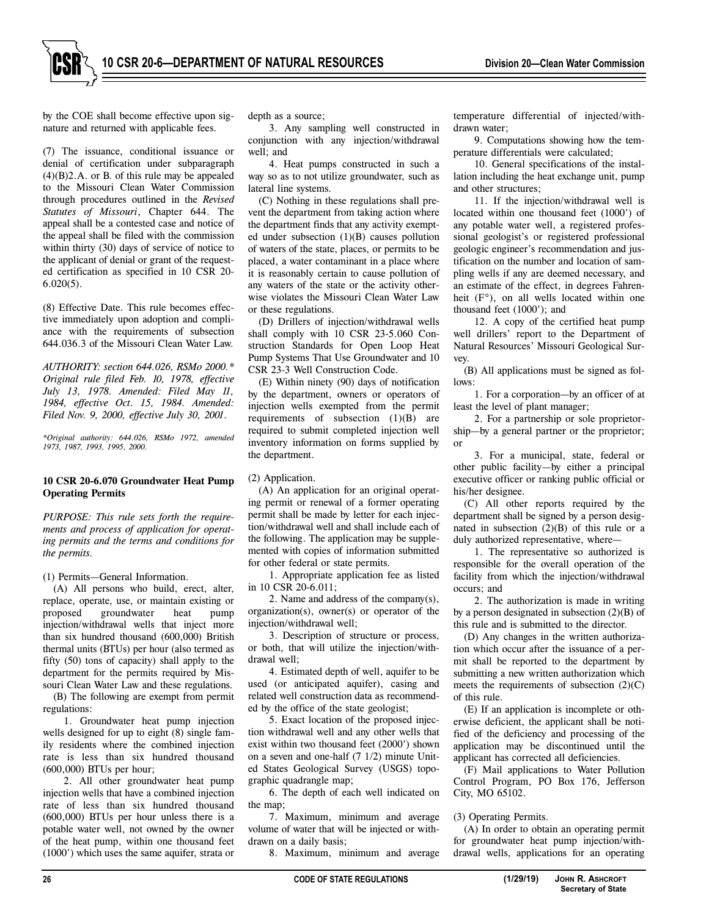by the COE shall become effective upon signature and returned with applicable fees.

(7) The issuance, conditional issuance or denial of certification under subparagraph (4)(B)2.A. or B. of this rule may be appealed to the Missouri Clean Water Commission through procedures outlined in the *Revised Statutes of Missouri*, Chapter 644. The appeal shall be a contested case and notice of the appeal shall be filed with the commission within thirty (30) days of service of notice to the applicant of denial or grant of the requested certification as specified in 10 CSR 20-6.020(5).

(8) Effective Date. This rule becomes effective immediately upon adoption and compliance with the requirements of subsection 644.036.3 of the Missouri Clean Water Law.

*AUTHORITY: section 644.026, RSMo 2000.\* Original rule filed Feb. 10, 1978, effective July 13, 1978. Amended: Filed May 11, 1984, effective Oct. 15, 1984. Amended: Filed Nov. 9, 2000, effective July 30, 2001.*

*\*Original authority: 644.026, RSMo 1972, amended 1973, 1987, 1993, 1995, 2000.*

**10 CSR 20-6.070 Groundwater Heat Pump Operating Permits**

*PURPOSE: This rule sets forth the requirements and process of application for operating permits and the terms and conditions for the permits.*

(1) Permits—General Information.

(A) All persons who build, erect, alter, replace, operate, use, or maintain existing or proposed groundwater heat pump injection/withdrawal wells that inject more than six hundred thousand (600,000) British thermal units (BTUs) per hour (also termed as fifty (50) tons of capacity) shall apply to the department for the permits required by Missouri Clean Water Law and these regulations.

(B) The following are exempt from permit regulations:

1. Groundwater heat pump injection wells designed for up to eight (8) single family residents where the combined injection rate is less than six hundred thousand (600,000) BTUs per hour;

2. All other groundwater heat pump injection wells that have a combined injection rate of less than six hundred thousand (600,000) BTUs per hour unless there is a potable water well, not owned by the owner of the heat pump, within one thousand feet (1000') which uses the same aquifer, strata or depth as a source;

3. Any sampling well constructed in conjunction with any injection/withdrawal well; and

4. Heat pumps constructed in such a way so as to not utilize groundwater, such as lateral line systems.

(C) Nothing in these regulations shall prevent the department from taking action where the department finds that any activity exempted under subsection (1)(B) causes pollution of waters of the state, places, or permits to be placed, a water contaminant in a place where it is reasonably certain to cause pollution of any waters of the state or the activity otherwise violates the Missouri Clean Water Law or these regulations.

(D) Drillers of injection/withdrawal wells shall comply with 10 CSR 23-5.060 Construction Standards for Open Loop Heat Pump Systems That Use Groundwater and 10 CSR 23-3 Well Construction Code.

(E) Within ninety (90) days of notification by the department, owners or operators of injection wells exempted from the permit requirements of subsection (1)(B) are required to submit completed injection well inventory information on forms supplied by the department.

(2) Application.

(A) An application for an original operating permit or renewal of a former operating permit shall be made by letter for each injection/withdrawal well and shall include each of the following. The application may be supplemented with copies of information submitted for other federal or state permits.

1. Appropriate application fee as listed in 10 CSR 20-6.011;

2. Name and address of the company(s), organization(s), owner(s) or operator of the injection/withdrawal well;

3. Description of structure or process, or both, that will utilize the injection/withdrawal well;

4. Estimated depth of well, aquifer to be used (or anticipated aquifer), casing and related well construction data as recommended by the office of the state geologist;

5. Exact location of the proposed injection withdrawal well and any other wells that exist within two thousand feet (2000') shown on a seven and one-half (7 1/2) minute United States Geological Survey (USGS) topographic quadrangle map;

6. The depth of each well indicated on the map;

7. Maximum, minimum and average volume of water that will be injected or withdrawn on a daily basis;

8. Maximum, minimum and average temperature differential of injected/withdrawn water;

9. Computations showing how the temperature differentials were calculated;

10. General specifications of the installation including the heat exchange unit, pump and other structures;

11. If the injection/withdrawal well is located within one thousand feet (1000') of any potable water well, a registered professional geologist's or registered professional geologic engineer's recommendation and justification on the number and location of sampling wells if any are deemed necessary, and an estimate of the effect, in degrees Fahrenheit (F°), on all wells located within one thousand feet (1000'); and

12. A copy of the certified heat pump well drillers' report to the Department of Natural Resources' Missouri Geological Survey.

(B) All applications must be signed as follows:

1. For a corporation—by an officer of at least the level of plant manager;

2. For a partnership or sole proprietorship—by a general partner or the proprietor; or

3. For a municipal, state, federal or other public facility—by either a principal executive officer or ranking public official or his/her designee.

(C) All other reports required by the department shall be signed by a person designated in subsection (2)(B) of this rule or a duly authorized representative, where—

1. The representative so authorized is responsible for the overall operation of the facility from which the injection/withdrawal occurs; and

2. The authorization is made in writing by a person designated in subsection (2)(B) of this rule and is submitted to the director.

(D) Any changes in the written authorization which occur after the issuance of a permit shall be reported to the department by submitting a new written authorization which meets the requirements of subsection (2)(C) of this rule.

(E) If an application is incomplete or otherwise deficient, the applicant shall be notified of the deficiency and processing of the application may be discontinued until the applicant has corrected all deficiencies.

(F) Mail applications to Water Pollution Control Program, PO Box 176, Jefferson City, MO 65102.

(3) Operating Permits.

(A) In order to obtain an operating permit for groundwater heat pump injection/withdrawal wells, applications for an operating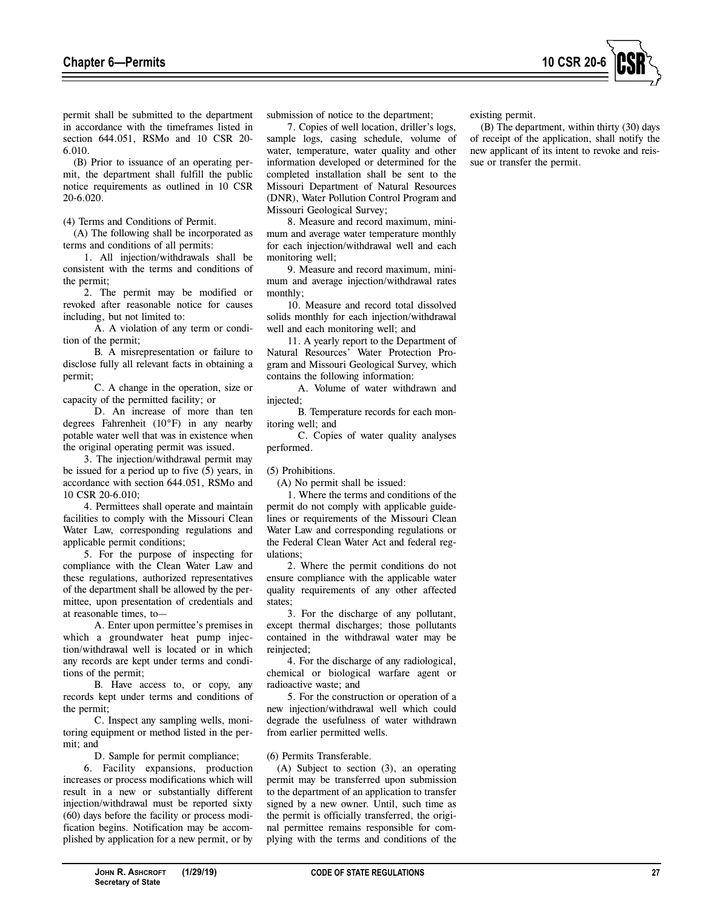permit shall be submitted to the department in accordance with the timeframes listed in section 644.051, RSMo and 10 CSR 20-6.010.

(B) Prior to issuance of an operating permit, the department shall fulfill the public notice requirements as outlined in 10 CSR 20-6.020.

(4) Terms and Conditions of Permit.

(A) The following shall be incorporated as terms and conditions of all permits:

1. All injection/withdrawals shall be consistent with the terms and conditions of the permit;

2. The permit may be modified or revoked after reasonable notice for causes including, but not limited to:

A. A violation of any term or condition of the permit;

B. A misrepresentation or failure to disclose fully all relevant facts in obtaining a permit;

C. A change in the operation, size or capacity of the permitted facility; or

D. An increase of more than ten degrees Fahrenheit (10°F) in any nearby potable water well that was in existence when the original operating permit was issued.

3. The injection/withdrawal permit may be issued for a period up to five (5) years, in accordance with section 644.051, RSMo and 10 CSR 20-6.010;

4. Permittees shall operate and maintain facilities to comply with the Missouri Clean Water Law, corresponding regulations and applicable permit conditions;

5. For the purpose of inspecting for compliance with the Clean Water Law and these regulations, authorized representatives of the department shall be allowed by the permittee, upon presentation of credentials and at reasonable times, to—

A. Enter upon permittee's premises in which a groundwater heat pump injection/withdrawal well is located or in which any records are kept under terms and conditions of the permit;

B. Have access to, or copy, any records kept under terms and conditions of the permit;

C. Inspect any sampling wells, monitoring equipment or method listed in the permit; and

D. Sample for permit compliance;

6. Facility expansions, production increases or process modifications which will result in a new or substantially different injection/withdrawal must be reported sixty (60) days before the facility or process modification begins. Notification may be accomplished by application for a new permit, or by submission of notice to the department;

7. Copies of well location, driller's logs, sample logs, casing schedule, volume of water, temperature, water quality and other information developed or determined for the completed installation shall be sent to the Missouri Department of Natural Resources (DNR), Water Pollution Control Program and Missouri Geological Survey;

8. Measure and record maximum, minimum and average water temperature monthly for each injection/withdrawal well and each monitoring well;

9. Measure and record maximum, minimum and average injection/withdrawal rates monthly;

10. Measure and record total dissolved solids monthly for each injection/withdrawal well and each monitoring well; and

11. A yearly report to the Department of Natural Resources' Water Protection Program and Missouri Geological Survey, which contains the following information:

A. Volume of water withdrawn and injected;

B. Temperature records for each monitoring well; and

C. Copies of water quality analyses performed.

(5) Prohibitions.

(A) No permit shall be issued:

1. Where the terms and conditions of the permit do not comply with applicable guidelines or requirements of the Missouri Clean Water Law and corresponding regulations or the Federal Clean Water Act and federal regulations;

2. Where the permit conditions do not ensure compliance with the applicable water quality requirements of any other affected states;

3. For the discharge of any pollutant, except thermal discharges; those pollutants contained in the withdrawal water may be reinjected;

4. For the discharge of any radiological, chemical or biological warfare agent or radioactive waste; and

5. For the construction or operation of a new injection/withdrawal well which could degrade the usefulness of water withdrawn from earlier permitted wells.

(6) Permits Transferable.

(A) Subject to section (3), an operating permit may be transferred upon submission to the department of an application to transfer signed by a new owner. Until, such time as the permit is officially transferred, the original permittee remains responsible for complying with the terms and conditions of the existing permit.

(B) The department, within thirty (30) days of receipt of the application, shall notify the new applicant of its intent to revoke and reissue or transfer the permit.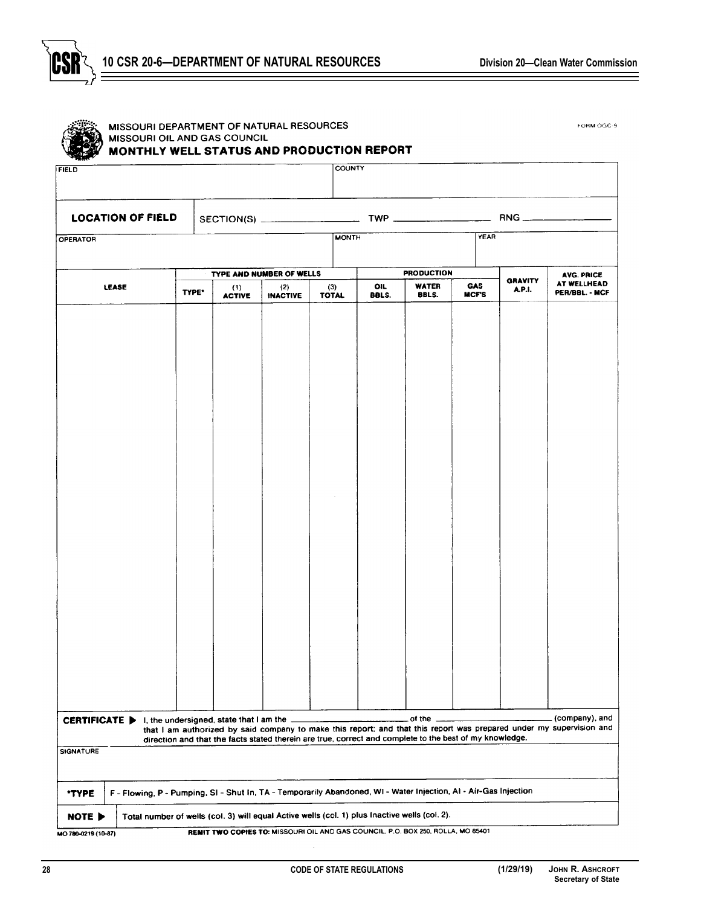MISSOURI DEPARTMENT OF NATURAL RESOURCES
MISSOURI OIL AND GAS COUNCIL

FORM OGC-9

## MONTHLY WELL STATUS AND PRODUCTION REPORT

| FIELD | COUNTY |
|---|---|
| | |

**LOCATION OF FIELD** SECTION(S) ________________ TWP ________________ RNG ________________

| OPERATOR | MONTH | YEAR |
|---|---|---|
| | | |

| LEASE | TYPE AND NUMBER OF WELLS | | | | PRODUCTION | | | GRAVITY A.P.I. | AVG. PRICE AT WELLHEAD PER/BBL. - MCF |
|---|---|---|---|---|---|---|---|---|---|
| | TYPE* | (1) ACTIVE | (2) INACTIVE | (3) TOTAL | OIL BBLS. | WATER BBLS. | GAS MCF'S | | |
| | | | | | | | | | |

**CERTIFICATE ▶** I, the undersigned, state that I am the ________________ of the ________________ (company), and that I am authorized by said company to make this report; and that this report was prepared under my supervision and direction and that the facts stated therein are true, correct and complete to the best of my knowledge.

SIGNATURE

**\*TYPE** F - Flowing, P - Pumping, SI - Shut In, TA - Temporarily Abandoned, WI - Water Injection, AI - Air-Gas Injection

**NOTE ▶** Total number of wells (col. 3) will equal Active wells (col. 1) plus Inactive wells (col. 2).

MO 780-0219 (10-87)

**REMIT TWO COPIES TO:** MISSOURI OIL AND GAS COUNCIL, P.O. BOX 250, ROLLA, MO 65401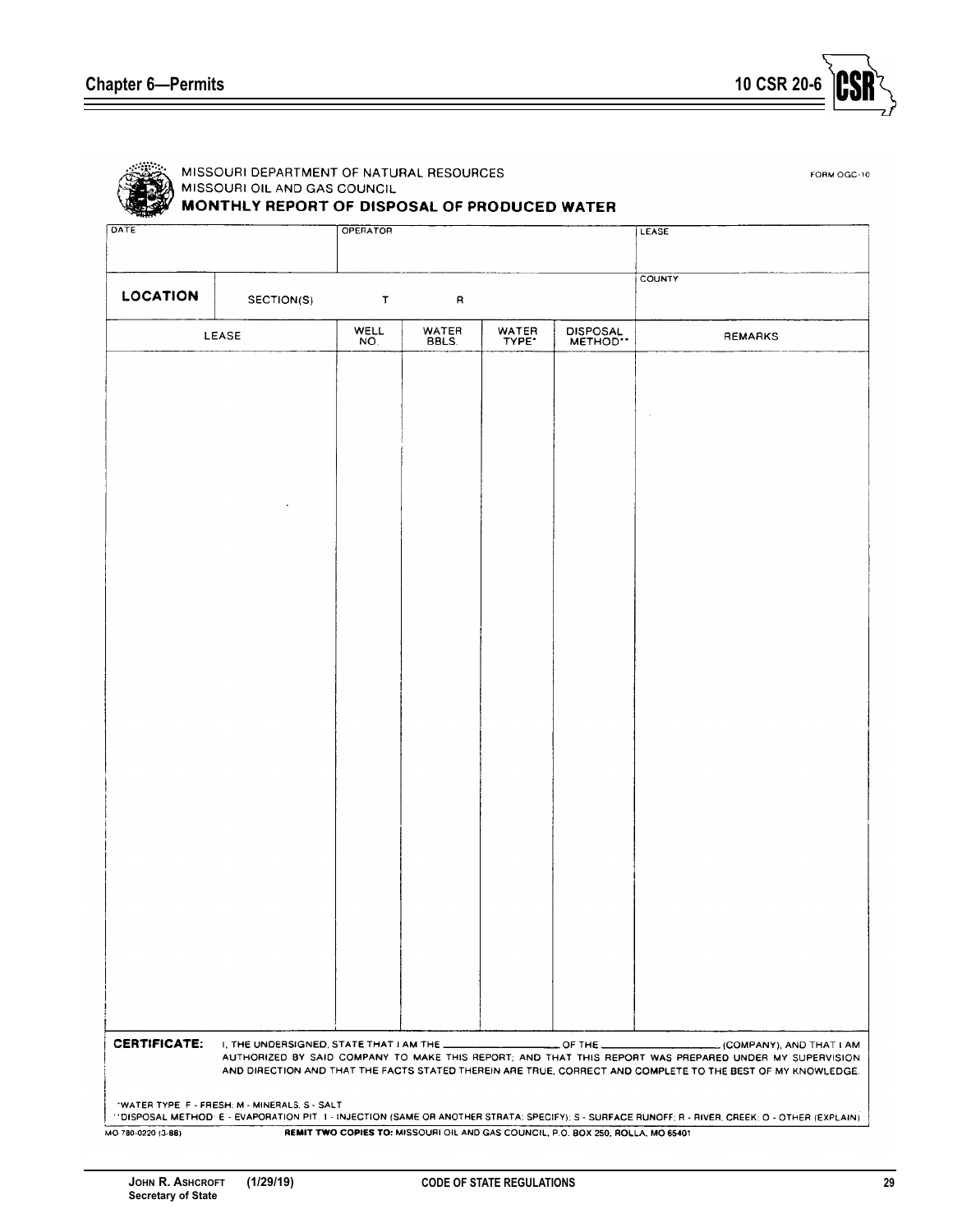MISSOURI DEPARTMENT OF NATURAL RESOURCES
MISSOURI OIL AND GAS COUNCIL

FORM OGC-10

## MONTHLY REPORT OF DISPOSAL OF PRODUCED WATER

| DATE | | OPERATOR | | | | LEASE |
|---|---|---|---|---|---|---|
| **LOCATION** | SECTION(S) | T | R | | | COUNTY |
| LEASE | | WELL NO. | WATER BBLS. | WATER TYPE* | DISPOSAL METHOD** | REMARKS |
| | | | | | | |

**CERTIFICATE:** I, THE UNDERSIGNED, STATE THAT I AM THE ____________________ OF THE ____________________ (COMPANY), AND THAT I AM AUTHORIZED BY SAID COMPANY TO MAKE THIS REPORT; AND THAT THIS REPORT WAS PREPARED UNDER MY SUPERVISION AND DIRECTION AND THAT THE FACTS STATED THEREIN ARE TRUE, CORRECT AND COMPLETE TO THE BEST OF MY KNOWLEDGE.

*WATER TYPE: F - FRESH; M - MINERALS; S - SALT

**DISPOSAL METHOD: E - EVAPORATION PIT; I - INJECTION (SAME OR ANOTHER STRATA; SPECIFY); S - SURFACE RUNOFF; R - RIVER, CREEK; O - OTHER (EXPLAIN)

MO 780-0220 (3-88)

**REMIT TWO COPIES TO:** MISSOURI OIL AND GAS COUNCIL, P.O. BOX 250, ROLLA, MO 65401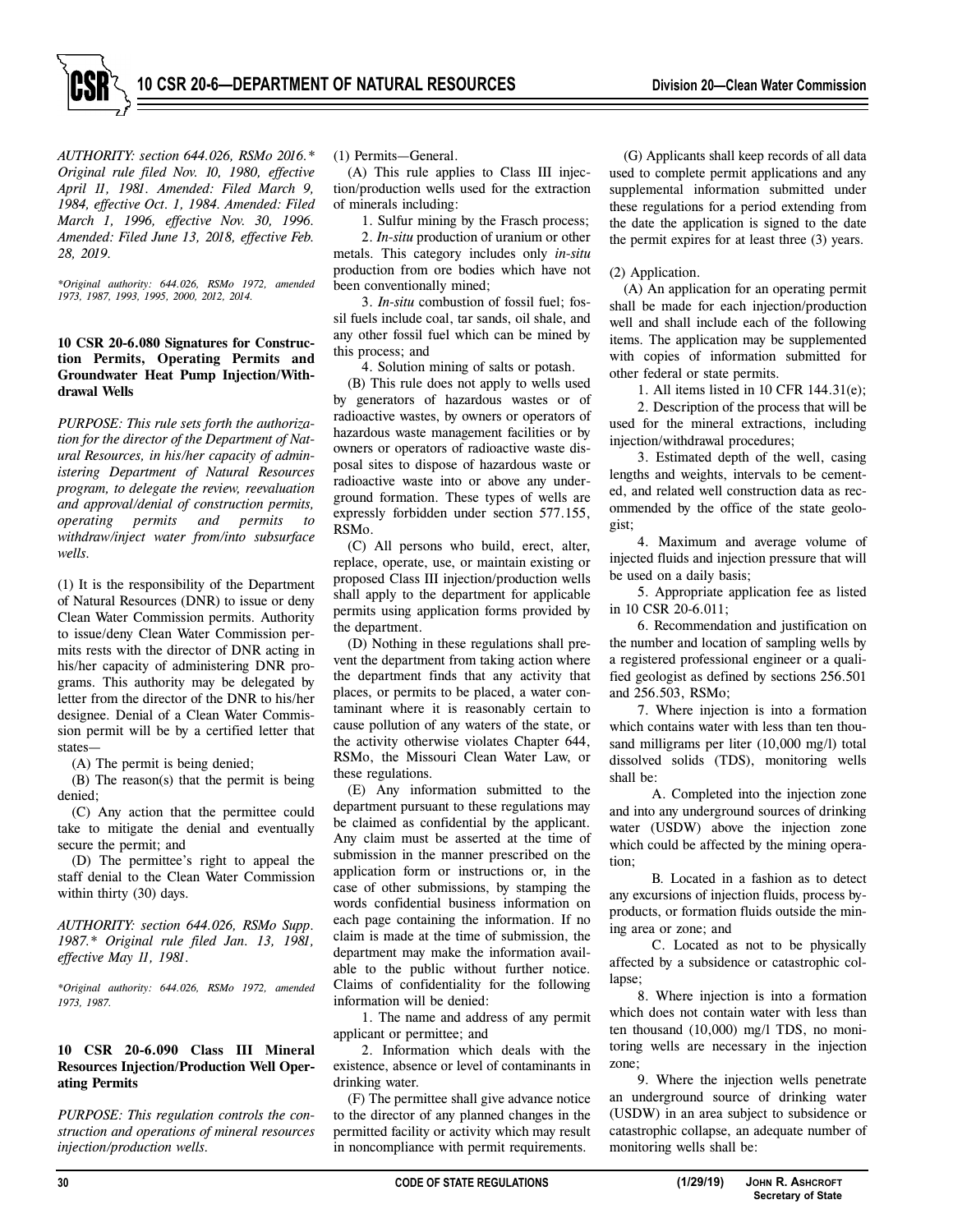*AUTHORITY: section 644.026, RSMo 2016.\* Original rule filed Nov. 10, 1980, effective April 11, 1981. Amended: Filed March 9, 1984, effective Oct. 1, 1984. Amended: Filed March 1, 1996, effective Nov. 30, 1996. Amended: Filed June 13, 2018, effective Feb. 28, 2019.*

*\*Original authority: 644.026, RSMo 1972, amended 1973, 1987, 1993, 1995, 2000, 2012, 2014.*

**10 CSR 20-6.080 Signatures for Construction Permits, Operating Permits and Groundwater Heat Pump Injection/Withdrawal Wells**

*PURPOSE: This rule sets forth the authorization for the director of the Department of Natural Resources, in his/her capacity of administering Department of Natural Resources program, to delegate the review, reevaluation and approval/denial of construction permits, operating permits and permits to withdraw/inject water from/into subsurface wells.*

(1) It is the responsibility of the Department of Natural Resources (DNR) to issue or deny Clean Water Commission permits. Authority to issue/deny Clean Water Commission permits rests with the director of DNR acting in his/her capacity of administering DNR programs. This authority may be delegated by letter from the director of the DNR to his/her designee. Denial of a Clean Water Commission permit will be by a certified letter that states—

(A) The permit is being denied;

(B) The reason(s) that the permit is being denied;

(C) Any action that the permittee could take to mitigate the denial and eventually secure the permit; and

(D) The permittee's right to appeal the staff denial to the Clean Water Commission within thirty (30) days.

*AUTHORITY: section 644.026, RSMo Supp. 1987.\* Original rule filed Jan. 13, 1981, effective May 11, 1981.*

*\*Original authority: 644.026, RSMo 1972, amended 1973, 1987.*

**10 CSR 20-6.090 Class III Mineral Resources Injection/Production Well Operating Permits**

*PURPOSE: This regulation controls the construction and operations of mineral resources injection/production wells.*

(1) Permits—General.

(A) This rule applies to Class III injection/production wells used for the extraction of minerals including:

1. Sulfur mining by the Frasch process;

2. *In-situ* production of uranium or other metals. This category includes only *in-situ* production from ore bodies which have not been conventionally mined;

3. *In-situ* combustion of fossil fuel; fossil fuels include coal, tar sands, oil shale, and any other fossil fuel which can be mined by this process; and

4. Solution mining of salts or potash.

(B) This rule does not apply to wells used by generators of hazardous wastes or of radioactive wastes, by owners or operators of hazardous waste management facilities or by owners or operators of radioactive waste disposal sites to dispose of hazardous waste or radioactive waste into or above any underground formation. These types of wells are expressly forbidden under section 577.155, RSMo.

(C) All persons who build, erect, alter, replace, operate, use, or maintain existing or proposed Class III injection/production wells shall apply to the department for applicable permits using application forms provided by the department.

(D) Nothing in these regulations shall prevent the department from taking action where the department finds that any activity that places, or permits to be placed, a water contaminant where it is reasonably certain to cause pollution of any waters of the state, or the activity otherwise violates Chapter 644, RSMo, the Missouri Clean Water Law, or these regulations.

(E) Any information submitted to the department pursuant to these regulations may be claimed as confidential by the applicant. Any claim must be asserted at the time of submission in the manner prescribed on the application form or instructions or, in the case of other submissions, by stamping the words confidential business information on each page containing the information. If no claim is made at the time of submission, the department may make the information available to the public without further notice. Claims of confidentiality for the following information will be denied:

1. The name and address of any permit applicant or permittee; and

2. Information which deals with the existence, absence or level of contaminants in drinking water.

(F) The permittee shall give advance notice to the director of any planned changes in the permitted facility or activity which may result in noncompliance with permit requirements.

(G) Applicants shall keep records of all data used to complete permit applications and any supplemental information submitted under these regulations for a period extending from the date the application is signed to the date the permit expires for at least three (3) years.

(2) Application.

(A) An application for an operating permit shall be made for each injection/production well and shall include each of the following items. The application may be supplemented with copies of information submitted for other federal or state permits.

1. All items listed in 10 CFR 144.31(e);

2. Description of the process that will be used for the mineral extractions, including injection/withdrawal procedures;

3. Estimated depth of the well, casing lengths and weights, intervals to be cemented, and related well construction data as recommended by the office of the state geologist;

4. Maximum and average volume of injected fluids and injection pressure that will be used on a daily basis;

5. Appropriate application fee as listed in 10 CSR 20-6.011;

6. Recommendation and justification on the number and location of sampling wells by a registered professional engineer or a qualified geologist as defined by sections 256.501 and 256.503, RSMo;

7. Where injection is into a formation which contains water with less than ten thousand milligrams per liter (10,000 mg/l) total dissolved solids (TDS), monitoring wells shall be:

A. Completed into the injection zone and into any underground sources of drinking water (USDW) above the injection zone which could be affected by the mining operation;

B. Located in a fashion as to detect any excursions of injection fluids, process by-products, or formation fluids outside the mining area or zone; and

C. Located as not to be physically affected by a subsidence or catastrophic collapse;

8. Where injection is into a formation which does not contain water with less than ten thousand (10,000) mg/l TDS, no monitoring wells are necessary in the injection zone;

9. Where the injection wells penetrate an underground source of drinking water (USDW) in an area subject to subsidence or catastrophic collapse, an adequate number of monitoring wells shall be: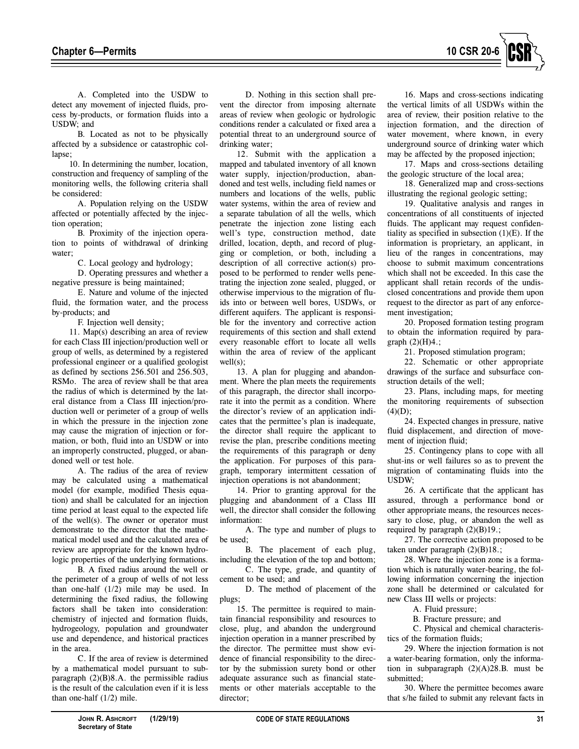A. Completed into the USDW to detect any movement of injected fluids, process by-products, or formation fluids into a USDW; and

B. Located as not to be physically affected by a subsidence or catastrophic collapse;

10. In determining the number, location, construction and frequency of sampling of the monitoring wells, the following criteria shall be considered:

A. Population relying on the USDW affected or potentially affected by the injection operation;

B. Proximity of the injection operation to points of withdrawal of drinking water;

C. Local geology and hydrology;

D. Operating pressures and whether a negative pressure is being maintained;

E. Nature and volume of the injected fluid, the formation water, and the process by-products; and

F. Injection well density;

11. Map(s) describing an area of review for each Class III injection/production well or group of wells, as determined by a registered professional engineer or a qualified geologist as defined by sections 256.501 and 256.503, RSMo. The area of review shall be that area the radius of which is determined by the lateral distance from a Class III injection/production well or perimeter of a group of wells in which the pressure in the injection zone may cause the migration of injection or formation, or both, fluid into an USDW or into an improperly constructed, plugged, or abandoned well or test hole.

A. The radius of the area of review may be calculated using a mathematical model (for example, modified Thesis equation) and shall be calculated for an injection time period at least equal to the expected life of the well(s). The owner or operator must demonstrate to the director that the mathematical model used and the calculated area of review are appropriate for the known hydrologic properties of the underlying formations.

B. A fixed radius around the well or the perimeter of a group of wells of not less than one-half (1/2) mile may be used. In determining the fixed radius, the following factors shall be taken into consideration: chemistry of injected and formation fluids, hydrogeology, population and groundwater use and dependence, and historical practices in the area.

C. If the area of review is determined by a mathematical model pursuant to subparagraph (2)(B)8.A. the permissible radius is the result of the calculation even if it is less than one-half (1/2) mile.

D. Nothing in this section shall prevent the director from imposing alternate areas of review when geologic or hydrologic conditions render a calculated or fixed area a potential threat to an underground source of drinking water;

12. Submit with the application a mapped and tabulated inventory of all known water supply, injection/production, abandoned and test wells, including field names or numbers and locations of the wells, public water systems, within the area of review and a separate tabulation of all the wells, which penetrate the injection zone listing each well's type, construction method, date drilled, location, depth, and record of plugging or completion, or both, including a description of all corrective action(s) proposed to be performed to render wells penetrating the injection zone sealed, plugged, or otherwise impervious to the migration of fluids into or between well bores, USDWs, or different aquifers. The applicant is responsible for the inventory and corrective action requirements of this section and shall extend every reasonable effort to locate all wells within the area of review of the applicant well(s);

13. A plan for plugging and abandonment. Where the plan meets the requirements of this paragraph, the director shall incorporate it into the permit as a condition. Where the director's review of an application indicates that the permittee's plan is inadequate, the director shall require the applicant to revise the plan, prescribe conditions meeting the requirements of this paragraph or deny the application. For purposes of this paragraph, temporary intermittent cessation of injection operations is not abandonment;

14. Prior to granting approval for the plugging and abandonment of a Class III well, the director shall consider the following information:

A. The type and number of plugs to be used;

B. The placement of each plug, including the elevation of the top and bottom;

C. The type, grade, and quantity of cement to be used; and

D. The method of placement of the plugs;

15. The permittee is required to maintain financial responsibility and resources to close, plug, and abandon the underground injection operation in a manner prescribed by the director. The permittee must show evidence of financial responsibility to the director by the submission surety bond or other adequate assurance such as financial statements or other materials acceptable to the director;

16. Maps and cross-sections indicating the vertical limits of all USDWs within the area of review, their position relative to the injection formation, and the direction of water movement, where known, in every underground source of drinking water which may be affected by the proposed injection;

17. Maps and cross-sections detailing the geologic structure of the local area;

18. Generalized map and cross-sections illustrating the regional geologic setting;

19. Qualitative analysis and ranges in concentrations of all constituents of injected fluids. The applicant may request confidentiality as specified in subsection (1)(E). If the information is proprietary, an applicant, in lieu of the ranges in concentrations, may choose to submit maximum concentrations which shall not be exceeded. In this case the applicant shall retain records of the undisclosed concentrations and provide them upon request to the director as part of any enforcement investigation;

20. Proposed formation testing program to obtain the information required by paragraph (2)(H)4.;

21. Proposed stimulation program;

22. Schematic or other appropriate drawings of the surface and subsurface construction details of the well;

23. Plans, including maps, for meeting the monitoring requirements of subsection (4)(D);

24. Expected changes in pressure, native fluid displacement, and direction of movement of injection fluid;

25. Contingency plans to cope with all shut-ins or well failures so as to prevent the migration of contaminating fluids into the USDW;

26. A certificate that the applicant has assured, through a performance bond or other appropriate means, the resources necessary to close, plug, or abandon the well as required by paragraph (2)(B)19.;

27. The corrective action proposed to be taken under paragraph (2)(B)18.;

28. Where the injection zone is a formation which is naturally water-bearing, the following information concerning the injection zone shall be determined or calculated for new Class III wells or projects:

A. Fluid pressure;

B. Fracture pressure; and

C. Physical and chemical characteristics of the formation fluids;

29. Where the injection formation is not a water-bearing formation, only the information in subparagraph (2)(A)28.B. must be submitted;

30. Where the permittee becomes aware that s/he failed to submit any relevant facts in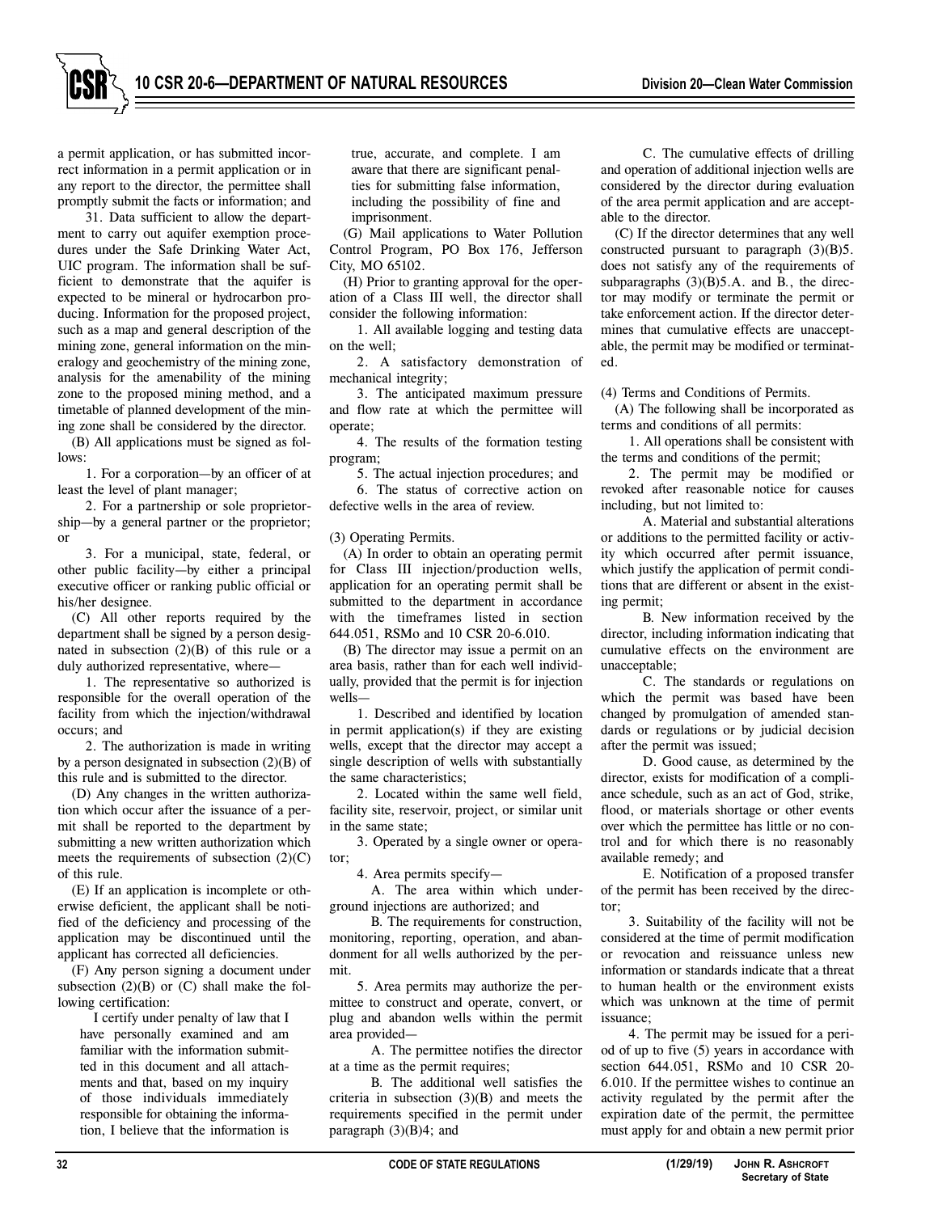a permit application, or has submitted incorrect information in a permit application or in any report to the director, the permittee shall promptly submit the facts or information; and

31. Data sufficient to allow the department to carry out aquifer exemption procedures under the Safe Drinking Water Act, UIC program. The information shall be sufficient to demonstrate that the aquifer is expected to be mineral or hydrocarbon producing. Information for the proposed project, such as a map and general description of the mining zone, general information on the mineralogy and geochemistry of the mining zone, analysis for the amenability of the mining zone to the proposed mining method, and a timetable of planned development of the mining zone shall be considered by the director.

(B) All applications must be signed as follows:

1. For a corporation—by an officer of at least the level of plant manager;

2. For a partnership or sole proprietorship—by a general partner or the proprietor; or

3. For a municipal, state, federal, or other public facility—by either a principal executive officer or ranking public official or his/her designee.

(C) All other reports required by the department shall be signed by a person designated in subsection (2)(B) of this rule or a duly authorized representative, where—

1. The representative so authorized is responsible for the overall operation of the facility from which the injection/withdrawal occurs; and

2. The authorization is made in writing by a person designated in subsection (2)(B) of this rule and is submitted to the director.

(D) Any changes in the written authorization which occur after the issuance of a permit shall be reported to the department by submitting a new written authorization which meets the requirements of subsection (2)(C) of this rule.

(E) If an application is incomplete or otherwise deficient, the applicant shall be notified of the deficiency and processing of the application may be discontinued until the applicant has corrected all deficiencies.

(F) Any person signing a document under subsection (2)(B) or (C) shall make the following certification:

> I certify under penalty of law that I have personally examined and am familiar with the information submitted in this document and all attachments and that, based on my inquiry of those individuals immediately responsible for obtaining the information, I believe that the information is true, accurate, and complete. I am aware that there are significant penalties for submitting false information, including the possibility of fine and imprisonment.

(G) Mail applications to Water Pollution Control Program, PO Box 176, Jefferson City, MO 65102.

(H) Prior to granting approval for the operation of a Class III well, the director shall consider the following information:

1. All available logging and testing data on the well;

2. A satisfactory demonstration of mechanical integrity;

3. The anticipated maximum pressure and flow rate at which the permittee will operate;

4. The results of the formation testing program;

5. The actual injection procedures; and

6. The status of corrective action on defective wells in the area of review.

(3) Operating Permits.

(A) In order to obtain an operating permit for Class III injection/production wells, application for an operating permit shall be submitted to the department in accordance with the timeframes listed in section 644.051, RSMo and 10 CSR 20-6.010.

(B) The director may issue a permit on an area basis, rather than for each well individually, provided that the permit is for injection wells—

1. Described and identified by location in permit application(s) if they are existing wells, except that the director may accept a single description of wells with substantially the same characteristics;

2. Located within the same well field, facility site, reservoir, project, or similar unit in the same state;

3. Operated by a single owner or operator;

4. Area permits specify—

A. The area within which underground injections are authorized; and

B. The requirements for construction, monitoring, reporting, operation, and abandonment for all wells authorized by the permit.

5. Area permits may authorize the permittee to construct and operate, convert, or plug and abandon wells within the permit area provided—

A. The permittee notifies the director at a time as the permit requires;

B. The additional well satisfies the criteria in subsection (3)(B) and meets the requirements specified in the permit under paragraph (3)(B)4; and

C. The cumulative effects of drilling and operation of additional injection wells are considered by the director during evaluation of the area permit application and are acceptable to the director.

(C) If the director determines that any well constructed pursuant to paragraph (3)(B)5. does not satisfy any of the requirements of subparagraphs (3)(B)5.A. and B., the director may modify or terminate the permit or take enforcement action. If the director determines that cumulative effects are unacceptable, the permit may be modified or terminated.

(4) Terms and Conditions of Permits.

(A) The following shall be incorporated as terms and conditions of all permits:

1. All operations shall be consistent with the terms and conditions of the permit;

2. The permit may be modified or revoked after reasonable notice for causes including, but not limited to:

A. Material and substantial alterations or additions to the permitted facility or activity which occurred after permit issuance, which justify the application of permit conditions that are different or absent in the existing permit;

B. New information received by the director, including information indicating that cumulative effects on the environment are unacceptable;

C. The standards or regulations on which the permit was based have been changed by promulgation of amended standards or regulations or by judicial decision after the permit was issued;

D. Good cause, as determined by the director, exists for modification of a compliance schedule, such as an act of God, strike, flood, or materials shortage or other events over which the permittee has little or no control and for which there is no reasonably available remedy; and

E. Notification of a proposed transfer of the permit has been received by the director;

3. Suitability of the facility will not be considered at the time of permit modification or revocation and reissuance unless new information or standards indicate that a threat to human health or the environment exists which was unknown at the time of permit issuance;

4. The permit may be issued for a period of up to five (5) years in accordance with section 644.051, RSMo and 10 CSR 20-6.010. If the permittee wishes to continue an activity regulated by the permit after the expiration date of the permit, the permittee must apply for and obtain a new permit prior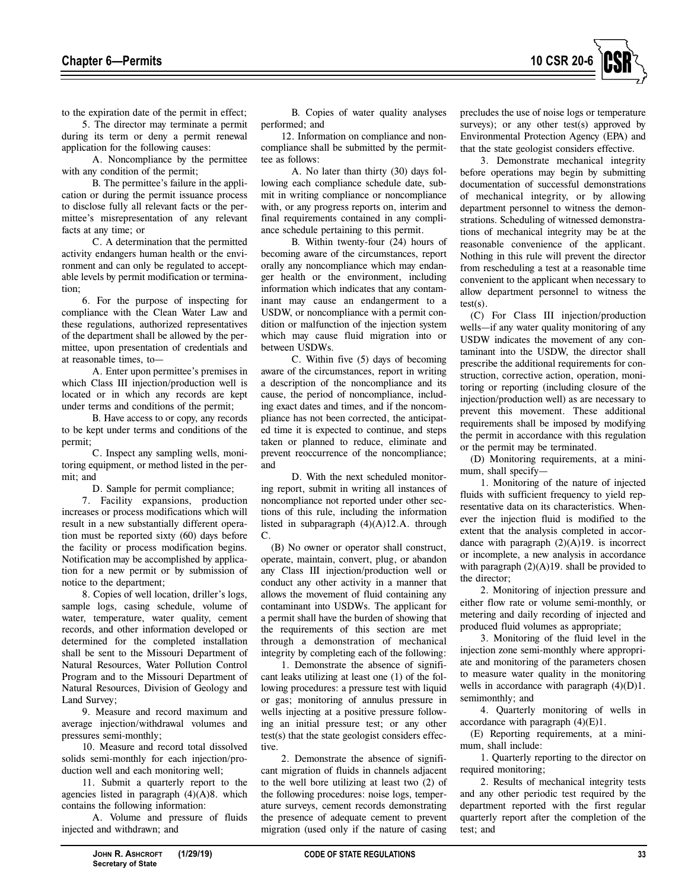to the expiration date of the permit in effect;

5. The director may terminate a permit during its term or deny a permit renewal application for the following causes:

A. Noncompliance by the permittee with any condition of the permit;

B. The permittee's failure in the application or during the permit issuance process to disclose fully all relevant facts or the permittee's misrepresentation of any relevant facts at any time; or

C. A determination that the permitted activity endangers human health or the environment and can only be regulated to acceptable levels by permit modification or termination;

6. For the purpose of inspecting for compliance with the Clean Water Law and these regulations, authorized representatives of the department shall be allowed by the permittee, upon presentation of credentials and at reasonable times, to—

A. Enter upon permittee's premises in which Class III injection/production well is located or in which any records are kept under terms and conditions of the permit;

B. Have access to or copy, any records to be kept under terms and conditions of the permit;

C. Inspect any sampling wells, monitoring equipment, or method listed in the permit; and

D. Sample for permit compliance;

7. Facility expansions, production increases or process modifications which will result in a new substantially different operation must be reported sixty (60) days before the facility or process modification begins. Notification may be accomplished by application for a new permit or by submission of notice to the department;

8. Copies of well location, driller's logs, sample logs, casing schedule, volume of water, temperature, water quality, cement records, and other information developed or determined for the completed installation shall be sent to the Missouri Department of Natural Resources, Water Pollution Control Program and to the Missouri Department of Natural Resources, Division of Geology and Land Survey;

9. Measure and record maximum and average injection/withdrawal volumes and pressures semi-monthly;

10. Measure and record total dissolved solids semi-monthly for each injection/production well and each monitoring well;

11. Submit a quarterly report to the agencies listed in paragraph (4)(A)8. which contains the following information:

A. Volume and pressure of fluids injected and withdrawn; and

B. Copies of water quality analyses performed; and

12. Information on compliance and noncompliance shall be submitted by the permittee as follows:

A. No later than thirty (30) days following each compliance schedule date, submit in writing compliance or noncompliance with, or any progress reports on, interim and final requirements contained in any compliance schedule pertaining to this permit.

B. Within twenty-four (24) hours of becoming aware of the circumstances, report orally any noncompliance which may endanger health or the environment, including information which indicates that any contaminant may cause an endangerment to a USDW, or noncompliance with a permit condition or malfunction of the injection system which may cause fluid migration into or between USDWs.

C. Within five (5) days of becoming aware of the circumstances, report in writing a description of the noncompliance and its cause, the period of noncompliance, including exact dates and times, and if the noncompliance has not been corrected, the anticipated time it is expected to continue, and steps taken or planned to reduce, eliminate and prevent reoccurrence of the noncompliance; and

D. With the next scheduled monitoring report, submit in writing all instances of noncompliance not reported under other sections of this rule, including the information listed in subparagraph (4)(A)12.A. through C.

(B) No owner or operator shall construct, operate, maintain, convert, plug, or abandon any Class III injection/production well or conduct any other activity in a manner that allows the movement of fluid containing any contaminant into USDWs. The applicant for a permit shall have the burden of showing that the requirements of this section are met through a demonstration of mechanical integrity by completing each of the following:

1. Demonstrate the absence of significant leaks utilizing at least one (1) of the following procedures: a pressure test with liquid or gas; monitoring of annulus pressure in wells injecting at a positive pressure following an initial pressure test; or any other test(s) that the state geologist considers effective.

2. Demonstrate the absence of significant migration of fluids in channels adjacent to the well bore utilizing at least two (2) of the following procedures: noise logs, temperature surveys, cement records demonstrating the presence of adequate cement to prevent migration (used only if the nature of casing precludes the use of noise logs or temperature surveys); or any other test(s) approved by Environmental Protection Agency (EPA) and that the state geologist considers effective.

3. Demonstrate mechanical integrity before operations may begin by submitting documentation of successful demonstrations of mechanical integrity, or by allowing department personnel to witness the demonstrations. Scheduling of witnessed demonstrations of mechanical integrity may be at the reasonable convenience of the applicant. Nothing in this rule will prevent the director from rescheduling a test at a reasonable time convenient to the applicant when necessary to allow department personnel to witness the test(s).

(C) For Class III injection/production wells—if any water quality monitoring of any USDW indicates the movement of any contaminant into the USDW, the director shall prescribe the additional requirements for construction, corrective action, operation, monitoring or reporting (including closure of the injection/production well) as are necessary to prevent this movement. These additional requirements shall be imposed by modifying the permit in accordance with this regulation or the permit may be terminated.

(D) Monitoring requirements, at a minimum, shall specify—

1. Monitoring of the nature of injected fluids with sufficient frequency to yield representative data on its characteristics. Whenever the injection fluid is modified to the extent that the analysis completed in accordance with paragraph (2)(A)19. is incorrect or incomplete, a new analysis in accordance with paragraph (2)(A)19. shall be provided to the director;

2. Monitoring of injection pressure and either flow rate or volume semi-monthly, or metering and daily recording of injected and produced fluid volumes as appropriate;

3. Monitoring of the fluid level in the injection zone semi-monthly where appropriate and monitoring of the parameters chosen to measure water quality in the monitoring wells in accordance with paragraph (4)(D)1. semimonthly; and

4. Quarterly monitoring of wells in accordance with paragraph (4)(E)1.

(E) Reporting requirements, at a minimum, shall include:

1. Quarterly reporting to the director on required monitoring;

2. Results of mechanical integrity tests and any other periodic test required by the department reported with the first regular quarterly report after the completion of the test; and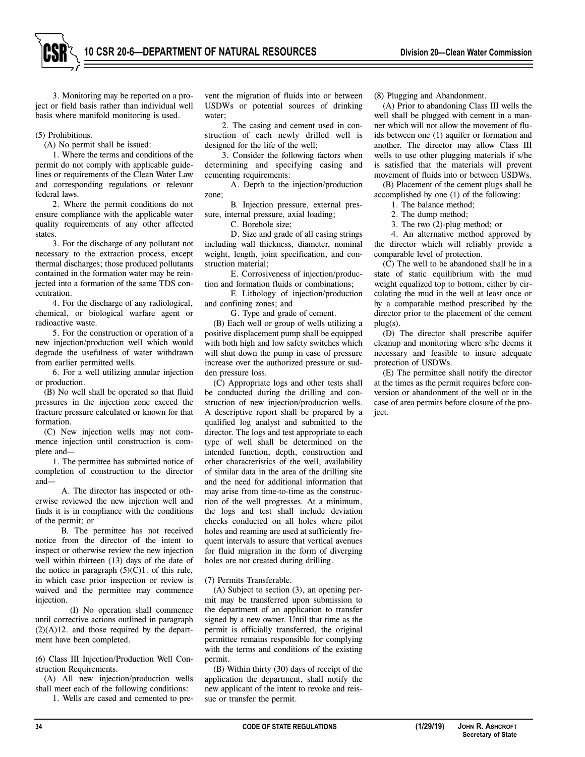3. Monitoring may be reported on a project or field basis rather than individual well basis where manifold monitoring is used.

(5) Prohibitions.

(A) No permit shall be issued:

1. Where the terms and conditions of the permit do not comply with applicable guidelines or requirements of the Clean Water Law and corresponding regulations or relevant federal laws.

2. Where the permit conditions do not ensure compliance with the applicable water quality requirements of any other affected states.

3. For the discharge of any pollutant not necessary to the extraction process, except thermal discharges; those produced pollutants contained in the formation water may be reinjected into a formation of the same TDS concentration.

4. For the discharge of any radiological, chemical, or biological warfare agent or radioactive waste.

5. For the construction or operation of a new injection/production well which would degrade the usefulness of water withdrawn from earlier permitted wells.

6. For a well utilizing annular injection or production.

(B) No well shall be operated so that fluid pressures in the injection zone exceed the fracture pressure calculated or known for that formation.

(C) New injection wells may not commence injection until construction is complete and—

1. The permittee has submitted notice of completion of construction to the director and—

A. The director has inspected or otherwise reviewed the new injection well and finds it is in compliance with the conditions of the permit; or

B. The permittee has not received notice from the director of the intent to inspect or otherwise review the new injection well within thirteen (13) days of the date of the notice in paragraph (5)(C)1. of this rule, in which case prior inspection or review is waived and the permittee may commence injection.

(I) No operation shall commence until corrective actions outlined in paragraph (2)(A)12. and those required by the department have been completed.

(6) Class III Injection/Production Well Construction Requirements.

(A) All new injection/production wells shall meet each of the following conditions:

1. Wells are cased and cemented to prevent the migration of fluids into or between USDWs or potential sources of drinking water;

2. The casing and cement used in construction of each newly drilled well is designed for the life of the well;

3. Consider the following factors when determining and specifying casing and cementing requirements:

A. Depth to the injection/production zone;

B. Injection pressure, external pressure, internal pressure, axial loading;

C. Borehole size;

D. Size and grade of all casing strings including wall thickness, diameter, nominal weight, length, joint specification, and construction material;

E. Corrosiveness of injection/production and formation fluids or combinations;

F. Lithology of injection/production and confining zones; and

G. Type and grade of cement.

(B) Each well or group of wells utilizing a positive displacement pump shall be equipped with both high and low safety switches which will shut down the pump in case of pressure increase over the authorized pressure or sudden pressure loss.

(C) Appropriate logs and other tests shall be conducted during the drilling and construction of new injection/production wells. A descriptive report shall be prepared by a qualified log analyst and submitted to the director. The logs and test appropriate to each type of well shall be determined on the intended function, depth, construction and other characteristics of the well, availability of similar data in the area of the drilling site and the need for additional information that may arise from time-to-time as the construction of the well progresses. At a minimum, the logs and test shall include deviation checks conducted on all holes where pilot holes and reaming are used at sufficiently frequent intervals to assure that vertical avenues for fluid migration in the form of diverging holes are not created during drilling.

(7) Permits Transferable.

(A) Subject to section (3), an opening permit may be transferred upon submission to the department of an application to transfer signed by a new owner. Until that time as the permit is officially transferred, the original permittee remains responsible for complying with the terms and conditions of the existing permit.

(B) Within thirty (30) days of receipt of the application the department, shall notify the new applicant of the intent to revoke and reissue or transfer the permit.

(8) Plugging and Abandonment.

(A) Prior to abandoning Class III wells the well shall be plugged with cement in a manner which will not allow the movement of fluids between one (1) aquifer or formation and another. The director may allow Class III wells to use other plugging materials if s/he is satisfied that the materials will prevent movement of fluids into or between USDWs.

(B) Placement of the cement plugs shall be accomplished by one (1) of the following:

1. The balance method;

2. The dump method;

3. The two (2)-plug method; or

4. An alternative method approved by the director which will reliably provide a comparable level of protection.

(C) The well to be abandoned shall be in a state of static equilibrium with the mud weight equalized top to bottom, either by circulating the mud in the well at least once or by a comparable method prescribed by the director prior to the placement of the cement plug(s).

(D) The director shall prescribe aquifer cleanup and monitoring where s/he deems it necessary and feasible to insure adequate protection of USDWs.

(E) The permittee shall notify the director at the times as the permit requires before conversion or abandonment of the well or in the case of area permits before closure of the project.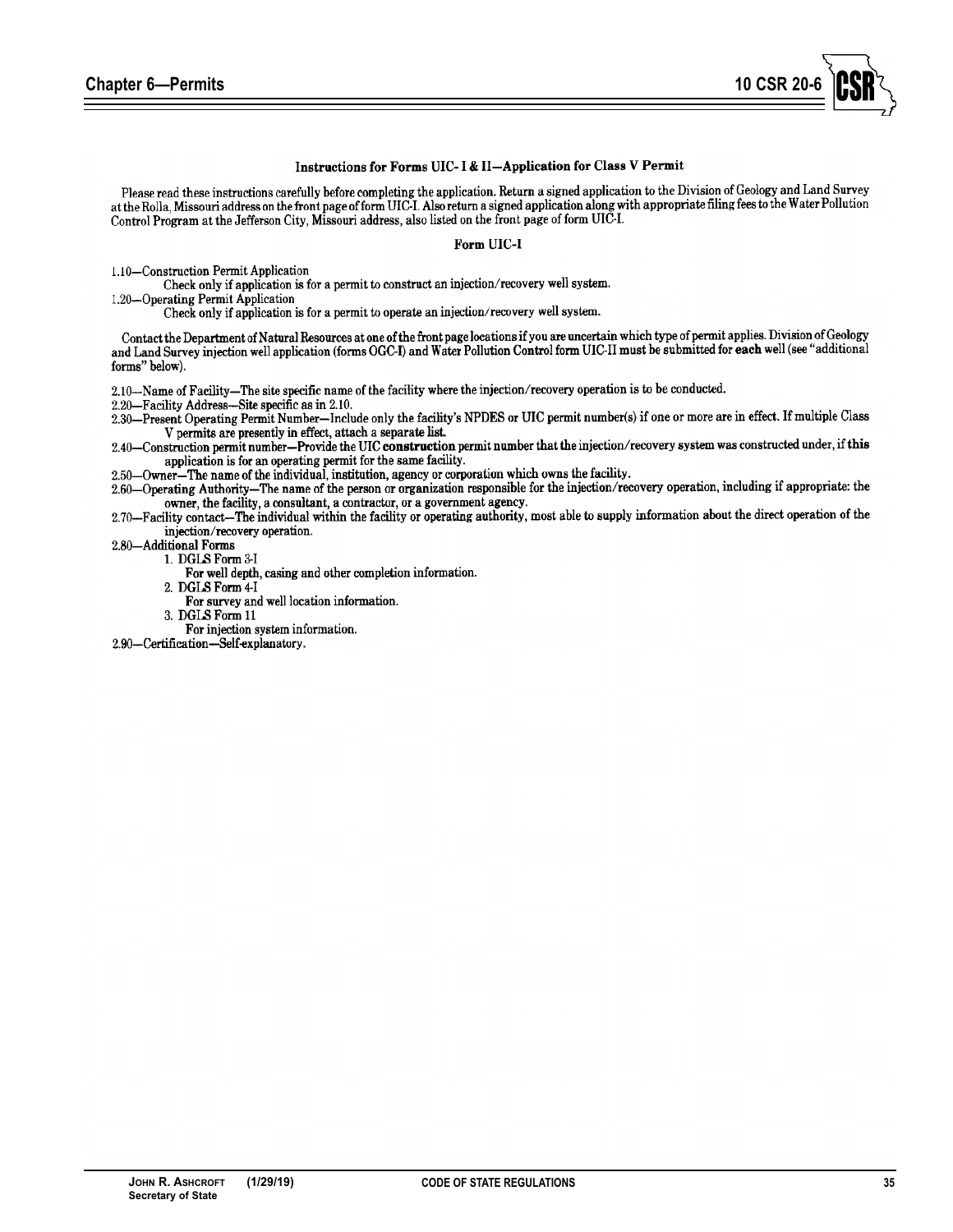## Instructions for Forms UIC- I & II—Application for Class V Permit

Please read these instructions carefully before completing the application. Return a signed application to the Division of Geology and Land Survey at the Rolla, Missouri address on the front page of form UIC-I. Also return a signed application along with appropriate filing fees to the Water Pollution Control Program at the Jefferson City, Missouri address, also listed on the front page of form UIC-I.

### Form UIC-I

1.10—Construction Permit Application
  Check only if application is for a permit to construct an injection/recovery well system.

1.20—Operating Permit Application
  Check only if application is for a permit to operate an injection/recovery well system.

Contact the Department of Natural Resources at one of the front page locations if you are uncertain which type of permit applies. Division of Geology and Land Survey injection well application (forms OGC-I) and Water Pollution Control form UIC-II must be submitted for **each** well (see "additional forms" below).

2.10—Name of Facility—The site specific name of the facility where the injection/recovery operation is to be conducted.

2.20—Facility Address—Site specific as in 2.10.

2.30—Present Operating Permit Number—Include only the facility's NPDES or UIC permit number(s) if one or more are in effect. If multiple Class V permits are presently in effect, attach a separate list.

2.40—Construction permit number—Provide the UIC **construction** permit number that the injection/recovery system was constructed under, if **this** application is for an operating permit for the same facility.

2.50—Owner—The name of the individual, institution, agency or corporation which owns the facility.

2.60—Operating Authority—The name of the person or organization responsible for the injection/recovery operation, including if appropriate: the owner, the facility, a consultant, a contractor, or a government agency.

2.70—Facility contact—The individual within the facility or operating authority, most able to supply information about the direct operation of the injection/recovery operation.

2.80—Additional Forms
  1. DGLS Form 3-I
    For well depth, casing and other completion information.
  2. DGLS Form 4-I
    For survey and well location information.
  3. DGLS Form 11
    For injection system information.

2.90—Certification—Self-explanatory.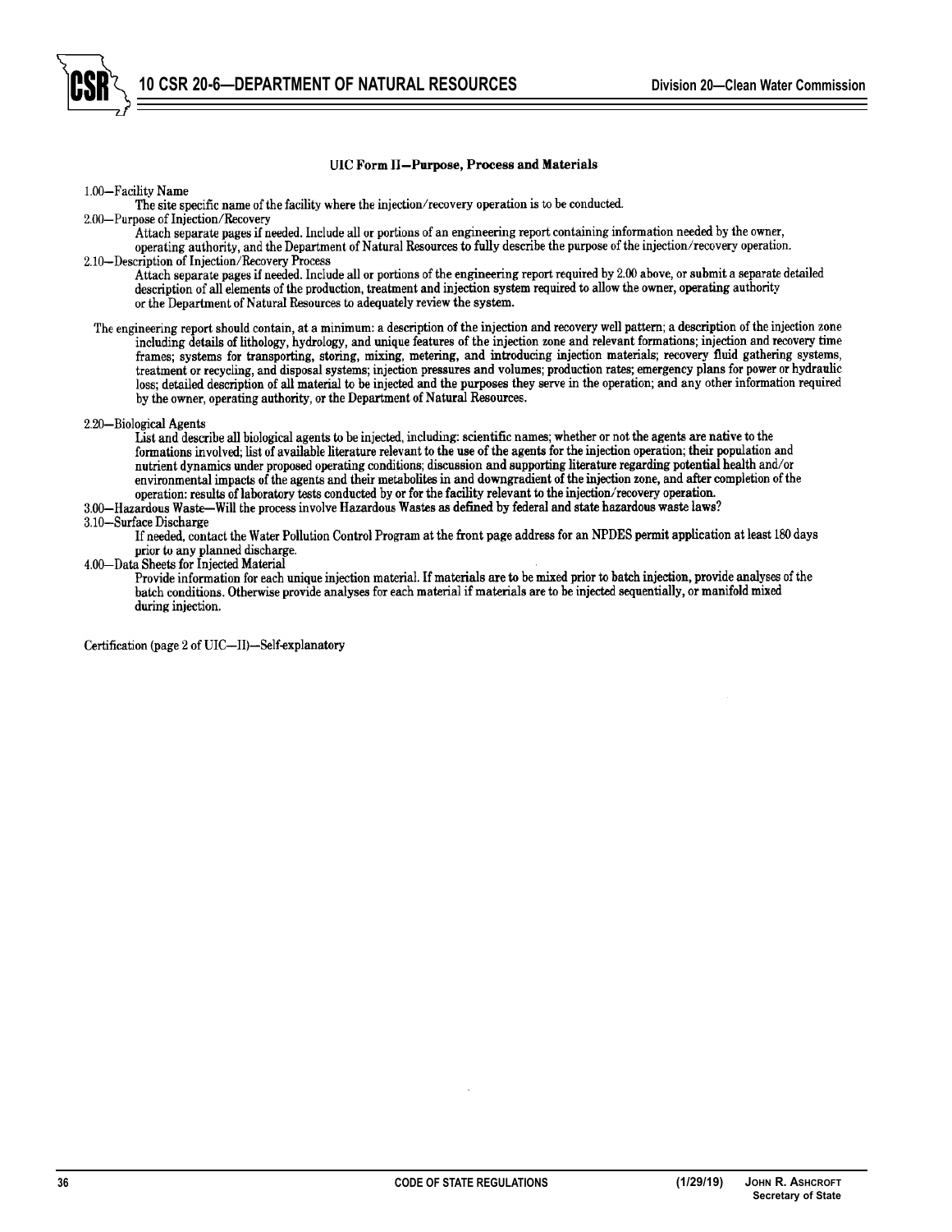### UIC Form II—Purpose, Process and Materials

1.00—Facility Name

The site specific name of the facility where the injection/recovery operation is to be conducted.

2.00—Purpose of Injection/Recovery

Attach separate pages if needed. Include all or portions of an engineering report containing information needed by the owner, operating authority, and the Department of Natural Resources to fully describe the purpose of the injection/recovery operation.

2.10—Description of Injection/Recovery Process

Attach separate pages if needed. Include all or portions of the engineering report required by 2.00 above, or submit a separate detailed description of all elements of the production, treatment and injection system required to allow the owner, operating authority or the Department of Natural Resources to adequately review the system.

The engineering report should contain, at a minimum: a description of the injection and recovery well pattern; a description of the injection zone including details of lithology, hydrology, and unique features of the injection zone and relevant formations; injection and recovery time frames; systems for transporting, storing, mixing, metering, and introducing injection materials; recovery fluid gathering systems, treatment or recycling, and disposal systems; injection pressures and volumes; production rates; emergency plans for power or hydraulic loss; detailed description of all material to be injected and the purposes they serve in the operation; and any other information required by the owner, operating authority, or the Department of Natural Resources.

2.20—Biological Agents

List and describe all biological agents to be injected, including: scientific names; whether or not the agents are native to the formations involved; list of available literature relevant to the use of the agents for the injection operation; their population and nutrient dynamics under proposed operating conditions; discussion and supporting literature regarding potential health and/or environmental impacts of the agents and their metabolites in and downgradient of the injection zone, and after completion of the operation: results of laboratory tests conducted by or for the facility relevant to the injection/recovery operation.

3.00—Hazardous Waste—Will the process involve Hazardous Wastes as defined by federal and state hazardous waste laws?

3.10—Surface Discharge

If needed, contact the Water Pollution Control Program at the front page address for an NPDES permit application at least 180 days prior to any planned discharge.

4.00—Data Sheets for Injected Material

Provide information for each unique injection material. If materials are to be mixed prior to batch injection, provide analyses of the batch conditions. Otherwise provide analyses for each material if materials are to be injected sequentially, or manifold mixed during injection.

Certification (page 2 of UIC—II)—Self-explanatory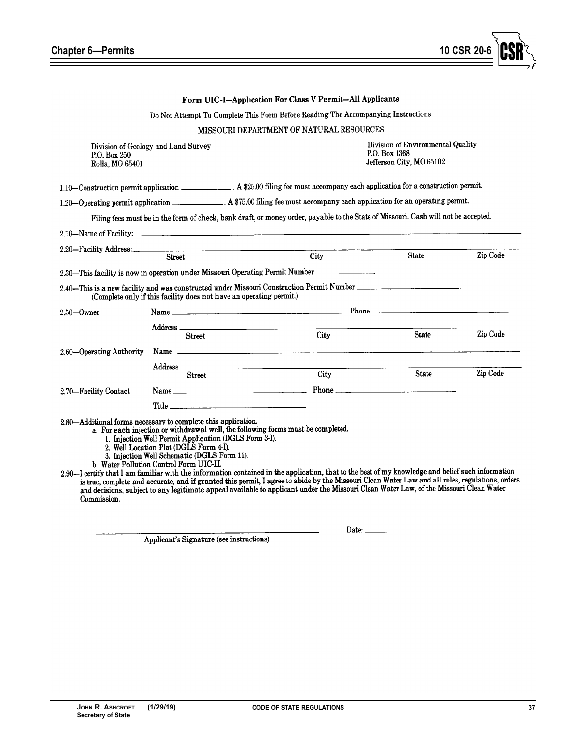### Form UIC-I—Application For Class V Permit—All Applicants

Do Not Attempt To Complete This Form Before Reading The Accompanying Instructions

MISSOURI DEPARTMENT OF NATURAL RESOURCES

Division of Geology and Land Survey
P.O. Box 250
Rolla, MO 65401

Division of Environmental Quality
P.O. Box 1368
Jefferson City, MO 65102

1.10—Construction permit application ____________. A $25.00 filing fee must accompany each application for a construction permit.

1.20—Operating permit application ____________. A $75.00 filing fee must accompany each application for an operating permit.

Filing fees must be in the form of check, bank draft, or money order, payable to the State of Missouri. Cash will not be accepted.

2.10—Name of Facility: ____________________________________________

2.20—Facility Address: ____________________________________________

Street | City | State | Zip Code

2.30—This facility is now in operation under Missouri Operating Permit Number ____________

2.40—This is a new facility and was constructed under Missouri Construction Permit Number ____________________.
(Complete only if this facility does not have an operating permit.)

2.50—Owner Name ____________________ Phone ____________________

Address ____________________________________________

Street | City | State | Zip Code

2.60—Operating Authority Name ____________________________________________

Address ____________________________________________

Street | City | State | Zip Code

2.70—Facility Contact Name ____________________ Phone ____________________

Title ____________________

2.80—Additional forms necessary to complete this application.

a. For **each** injection or withdrawal well, the following forms must be completed.
   1. Injection Well Permit Application (DGLS Form 3-I).
   2. Well Location Plat (DGLS Form 4-I).
   3. Injection Well Schematic (DGLS Form 11).

b. Water Pollution Control Form UIC-II.

2.90—I certify that I am familiar with the information contained in the application, that to the best of my knowledge and belief such information is true, complete and accurate, and if granted this permit, I agree to abide by the Missouri Clean Water Law and all rules, regulations, orders and decisions, subject to any legitimate appeal available to applicant under the Missouri Clean Water Law, of the Missouri Clean Water Commission.

____________________________________________
Applicant's Signature (see instructions)

Date: ____________________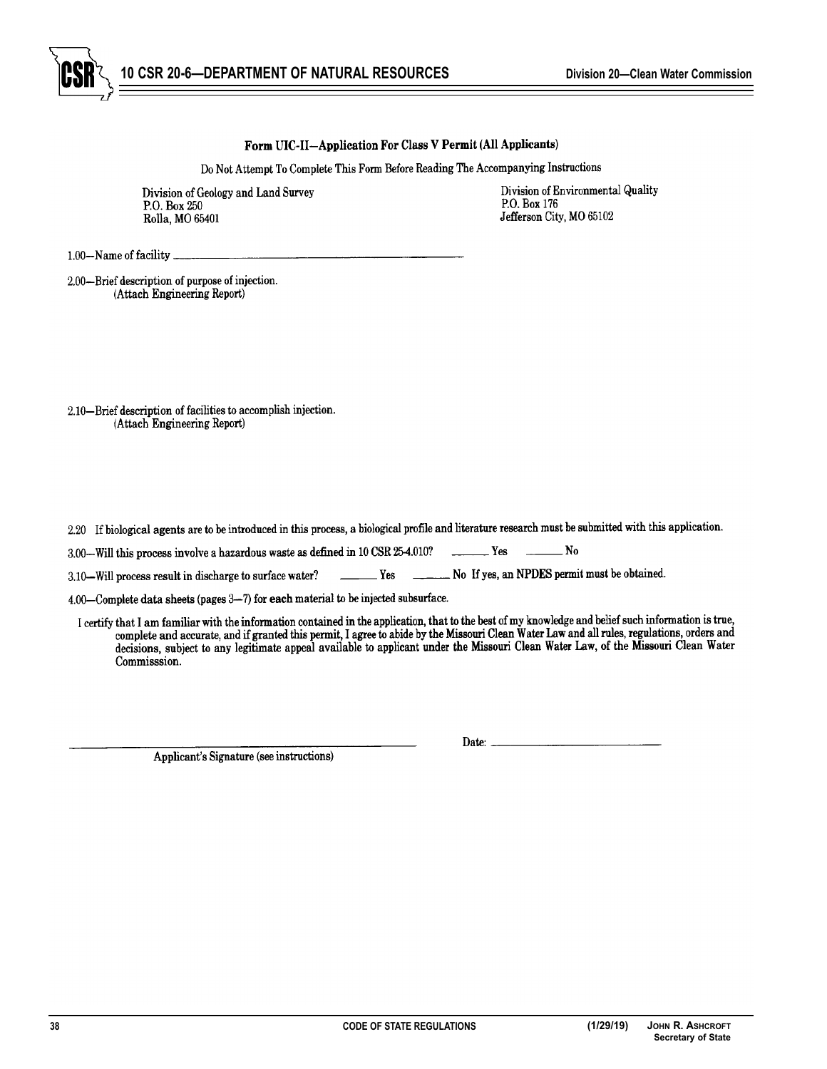**Form UIC-II—Application For Class V Permit (All Applicants)**

Do Not Attempt To Complete This Form Before Reading The Accompanying Instructions

| | |
|---|---|
| Division of Geology and Land Survey<br>P.O. Box 250<br>Rolla, MO 65401 | Division of Environmental Quality<br>P.O. Box 176<br>Jefferson City, MO 65102 |

1.00—Name of facility ____________________________________________

2.00—Brief description of purpose of injection.
(Attach Engineering Report)

2.10—Brief description of facilities to accomplish injection.
(Attach Engineering Report)

2.20 If biological agents are to be introduced in this process, a biological profile and literature research must be submitted with this application.

3.00—Will this process involve a hazardous waste as defined in 10 CSR 25-4.010? _____ Yes _____ No

3.10—Will process result in discharge to surface water? _____ Yes _____ No If yes, an NPDES permit must be obtained.

4.00—Complete data sheets (pages 3—7) for **each** material to be injected subsurface.

I certify that I am familiar with the information contained in the application, that to the best of my knowledge and belief such information is true, complete and accurate, and if granted this permit, I agree to abide by the Missouri Clean Water Law and all rules, regulations, orders and decisions, subject to any legitimate appeal available to applicant under the Missouri Clean Water Law, of the Missouri Clean Water Commisssion.

________________________________________
Applicant's Signature (see instructions)

Date: ____________________________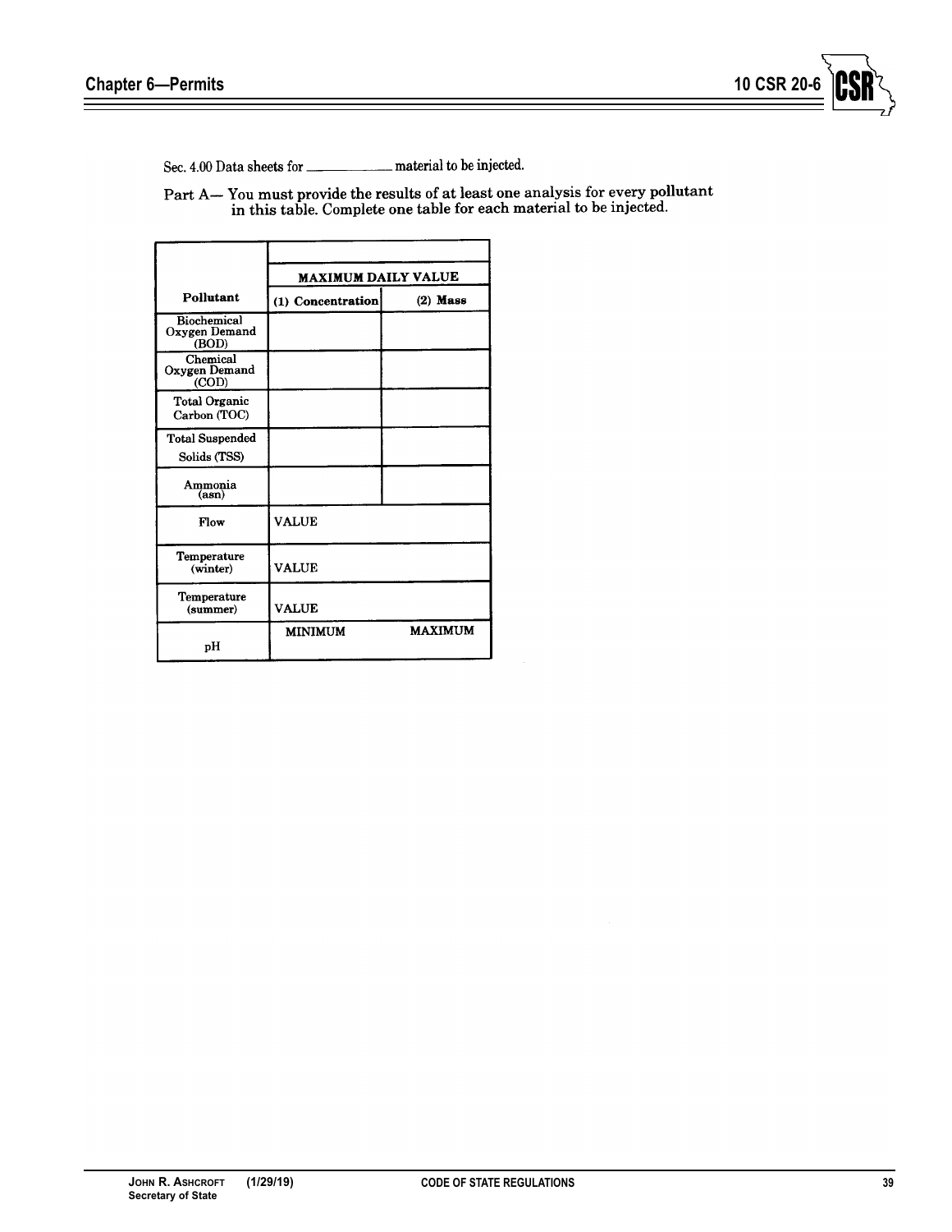Sec. 4.00 Data sheets for ____________ material to be injected.

Part A— You must provide the results of at least one analysis for every pollutant in this table. Complete one table for each material to be injected.

| Pollutant | MAXIMUM DAILY VALUE | |
|---|---|---|
| | (1) Concentration | (2) Mass |
| Biochemical Oxygen Demand (BOD) | | |
| Chemical Oxygen Demand (COD) | | |
| Total Organic Carbon (TOC) | | |
| Total Suspended Solids (TSS) | | |
| Ammonia (asn) | | |
| Flow | VALUE | |
| Temperature (winter) | VALUE | |
| Temperature (summer) | VALUE | |
| pH | MINIMUM | MAXIMUM |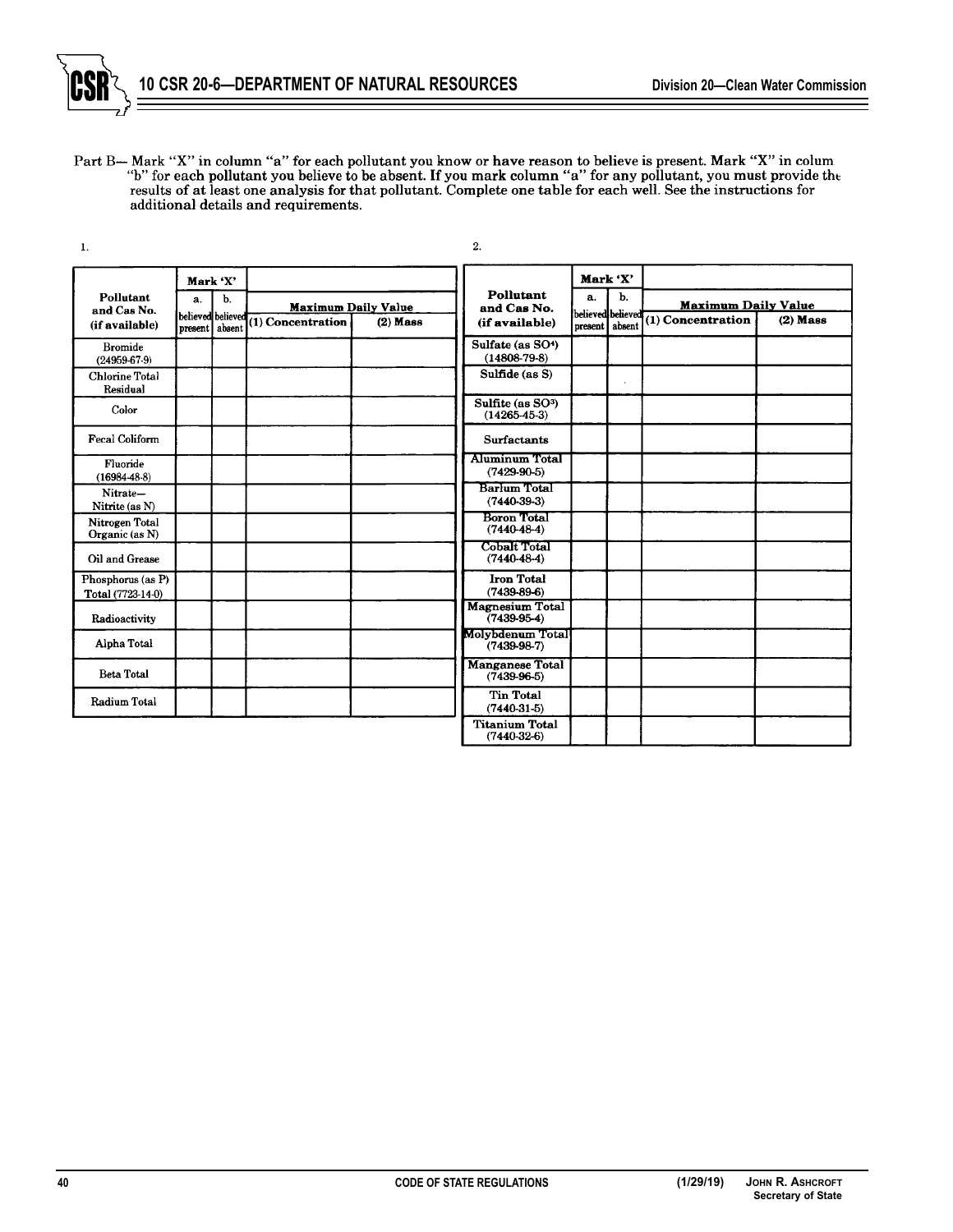Part B— Mark "X" in column "a" for each pollutant you know or have reason to believe is present. Mark "X" in colum "b" for each pollutant you believe to be absent. If you mark column "a" for any pollutant, you must provide the results of at least one analysis for that pollutant. Complete one table for each well. See the instructions for additional details and requirements.

1.

| Pollutant and Cas No. (if available) | Mark 'X' | | Maximum Daily Value | |
|---|---|---|---|---|
| | a. believed present | b. believed absent | (1) Concentration | (2) Mass |
| Bromide (24959-67-9) | | | | |
| Chlorine Total Residual | | | | |
| Color | | | | |
| Fecal Coliform | | | | |
| Fluoride (16984-48-8) | | | | |
| Nitrate—Nitrite (as N) | | | | |
| Nitrogen Total Organic (as N) | | | | |
| Oil and Grease | | | | |
| Phosphorus (as P) Total (7723-14-0) | | | | |
| Radioactivity | | | | |
| Alpha Total | | | | |
| Beta Total | | | | |
| Radium Total | | | | |

2.

| Pollutant and Cas No. (if available) | Mark 'X' | | Maximum Daily Value | |
|---|---|---|---|---|
| | a. believed present | b. believed absent | (1) Concentration | (2) Mass |
| Sulfate (as $SO^4$) (14808-79-8) | | | | |
| Sulfide (as S) | | | | |
| Sulfite (as $SO^3$) (14265-45-3) | | | | |
| Surfactants | | | | |
| Aluminum Total (7429-90-5) | | | | |
| Barium Total (7440-39-3) | | | | |
| Boron Total (7440-48-4) | | | | |
| Cobalt Total (7440-48-4) | | | | |
| Iron Total (7439-89-6) | | | | |
| Magnesium Total (7439-95-4) | | | | |
| Molybdenum Total (7439-98-7) | | | | |
| Manganese Total (7439-96-5) | | | | |
| Tin Total (7440-31-5) | | | | |
| Titanium Total (7440-32-6) | | | | |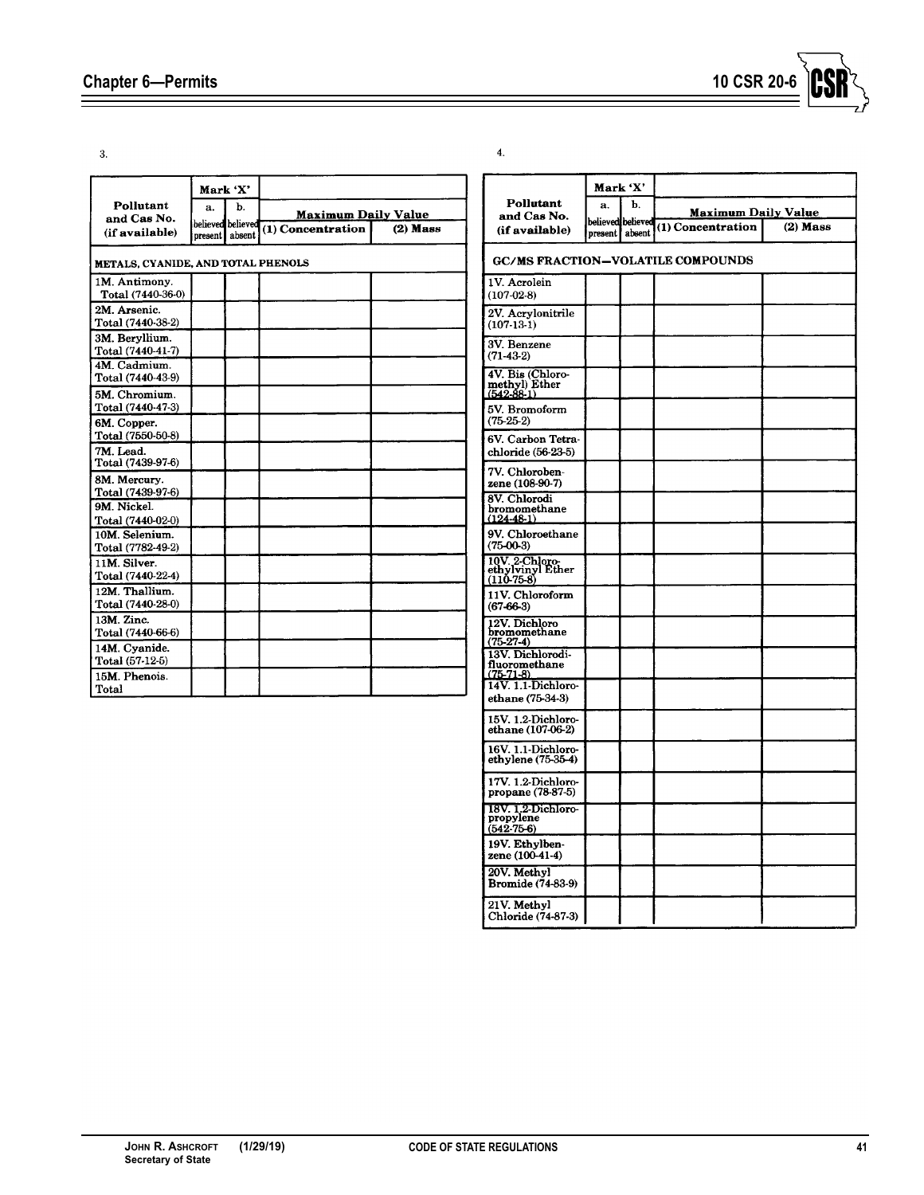3.

| Pollutant and Cas No. (if available) | Mark 'X' | | Maximum Daily Value | |
|---|---|---|---|---|
| | a. believed present | b. believed absent | (1) Concentration | (2) Mass |
| **METALS, CYANIDE, AND TOTAL PHENOLS** | | | | |
| 1M. Antimony. Total (7440-36-0) | | | | |
| 2M. Arsenic. Total (7440-38-2) | | | | |
| 3M. Beryllium. Total (7440-41-7) | | | | |
| 4M. Cadmium. Total (7440-43-9) | | | | |
| 5M. Chromium. Total (7440-47-3) | | | | |
| 6M. Copper. Total (7550-50-8) | | | | |
| 7M. Lead. Total (7439-97-6) | | | | |
| 8M. Mercury. Total (7439-97-6) | | | | |
| 9M. Nickel. Total (7440-02-0) | | | | |
| 10M. Selenium. Total (7782-49-2) | | | | |
| 11M. Silver. Total (7440-22-4) | | | | |
| 12M. Thallium. Total (7440-28-0) | | | | |
| 13M. Zinc. Total (7440-66-6) | | | | |
| 14M. Cyanide. Total (57-12-5) | | | | |
| 15M. Phenois. Total | | | | |

4.

| Pollutant and Cas No. (if available) | Mark 'X' | | Maximum Daily Value | |
|---|---|---|---|---|
| | a. believed present | b. believed absent | (1) Concentration | (2) Mass |
| **GC/MS FRACTION—VOLATILE COMPOUNDS** | | | | |
| 1V. Acrolein (107-02-8) | | | | |
| 2V. Acrylonitrile (107-13-1) | | | | |
| 3V. Benzene (71-43-2) | | | | |
| 4V. Bis (Chloromethyl) Ether (542-88-1) | | | | |
| 5V. Bromoform (75-25-2) | | | | |
| 6V. Carbon Tetrachloride (56-23-5) | | | | |
| 7V. Chlorobenzene (108-90-7) | | | | |
| 8V. Chlorodibromomethane (124-48-1) | | | | |
| 9V. Chloroethane (75-00-3) | | | | |
| 10V. 2-Chloroethylvinyl Ether (110-75-8) | | | | |
| 11V. Chloroform (67-66-3) | | | | |
| 12V. Dichlorobromomethane (75-27-4) | | | | |
| 13V. Dichlorodifluoromethane (75-71-8) | | | | |
| 14V. 1.1-Dichloroethane (75-34-3) | | | | |
| 15V. 1.2-Dichloroethane (107-06-2) | | | | |
| 16V. 1.1-Dichloroethylene (75-35-4) | | | | |
| 17V. 1.2-Dichloropropane (78-87-5) | | | | |
| 18V. 1,2-Dichloropropylene (542-75-6) | | | | |
| 19V. Ethylbenzene (100-41-4) | | | | |
| 20V. Methyl Bromide (74-83-9) | | | | |
| 21V. Methyl Chloride (74-87-3) | | | | |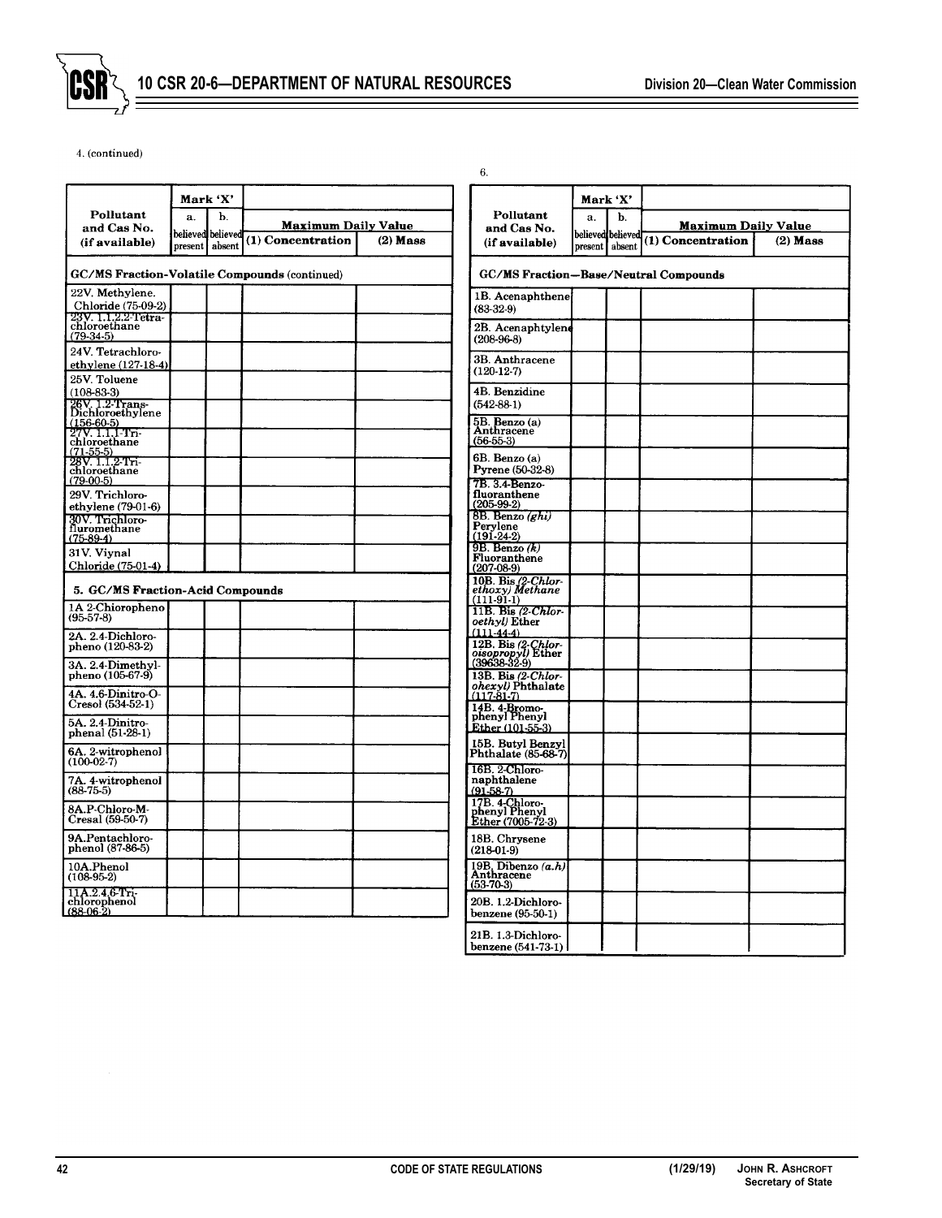4. (continued)

| Pollutant and Cas No. (if available) | Mark 'X' | | Maximum Daily Value | |
|---|---|---|---|---|
| | a. believed present | b. believed absent | (1) Concentration | (2) Mass |
| **GC/MS Fraction-Volatile Compounds** (continued) | | | | |
| 22V. Methylene. Chloride (75-09-2) | | | | |
| 23V. 1.1.2.2-Tetra-chloroethane (79-34-5) | | | | |
| 24V. Tetrachloro-ethylene (127-18-4) | | | | |
| 25V. Toluene (108-83-3) | | | | |
| 26V. 1.2-Trans-Dichloroethylene (156-60-5) | | | | |
| 27V. 1.1.1-Tri-chloroethane (71-55-5) | | | | |
| 28V. 1.1.2-Tri-chloroethane (79-00-5) | | | | |
| 29V. Trichloro-ethylene (79-01-6) | | | | |
| 30V. Trichloro-fluromethane (75-89-4) | | | | |
| 31V. Viynal Chloride (75-01-4) | | | | |
| **5. GC/MS Fraction-Acid Compounds** | | | | |
| 1A 2-Chioropheno (95-57-8) | | | | |
| 2A. 2.4-Dichloro-pheno (120-83-2) | | | | |
| 3A. 2.4-Dimethyl-pheno (105-67-9) | | | | |
| 4A. 4.6-Dinitro-O-Cresol (534-52-1) | | | | |
| 5A. 2.4-Dinitro-phenal (51-28-1) | | | | |
| 6A. 2-witrophenol (100-02-7) | | | | |
| 7A. 4-witrophenol (88-75-5) | | | | |
| 8A.P-Chloro-M-Cresal (59-50-7) | | | | |
| 9A.Pentachloro-phenol (87-86-5) | | | | |
| 10A.Phenol (108-95-2) | | | | |
| 11A.2.4.6-Tri-chlorophenol (88-06-2) | | | | |

6.

| Pollutant and Cas No. (if available) | Mark 'X' | | Maximum Daily Value | |
|---|---|---|---|---|
| | a. believed present | b. believed absent | (1) Concentration | (2) Mass |
| **GC/MS Fraction—Base/Neutral Compounds** | | | | |
| 1B. Acenaphthene (83-32-9) | | | | |
| 2B. Acenaphtylene (208-96-8) | | | | |
| 3B. Anthracene (120-12-7) | | | | |
| 4B. Benzidine (542-88-1) | | | | |
| 5B. Benzo (a) Anthracene (56-55-3) | | | | |
| 6B. Benzo (a) Pyrene (50-32-8) | | | | |
| 7B. 3.4-Benzo-fluoranthene (205-99-2) | | | | |
| 8B. Benzo *(ghi)* Perylene (191-24-2) | | | | |
| 9B. Benzo *(k)* Fluoranthene (207-08-9) | | | | |
| 10B. Bis *(2-Chlor-ethoxy) Methane* (111-91-1) | | | | |
| 11B. Bis *(2-Chlor-oethyl)* Ether (111-44-4) | | | | |
| 12B. Bis *(2-Chlor-oisopropyl)* Ether (39638-32-9) | | | | |
| 13B. Bis *(2-Chlor-ohexyl)* Phthalate (117-81-7) | | | | |
| 14B. 4-Bromo-phenyl Phenyl Ether (101-55-3) | | | | |
| 15B. Butyl Benzyl Phthalate (85-68-7) | | | | |
| 16B. 2-Chloro-naphthalene (91-58-7) | | | | |
| 17B. 4-Chloro-phenyl Phenyl Ether (7005-72-3) | | | | |
| 18B. Chrysene (218-01-9) | | | | |
| 19B. Dibenzo *(a.h)* Anthracene (53-70-3) | | | | |
| 20B. 1.2-Dichloro-benzene (95-50-1) | | | | |
| 21B. 1.3-Dichloro-benzene (541-73-1) | | | | |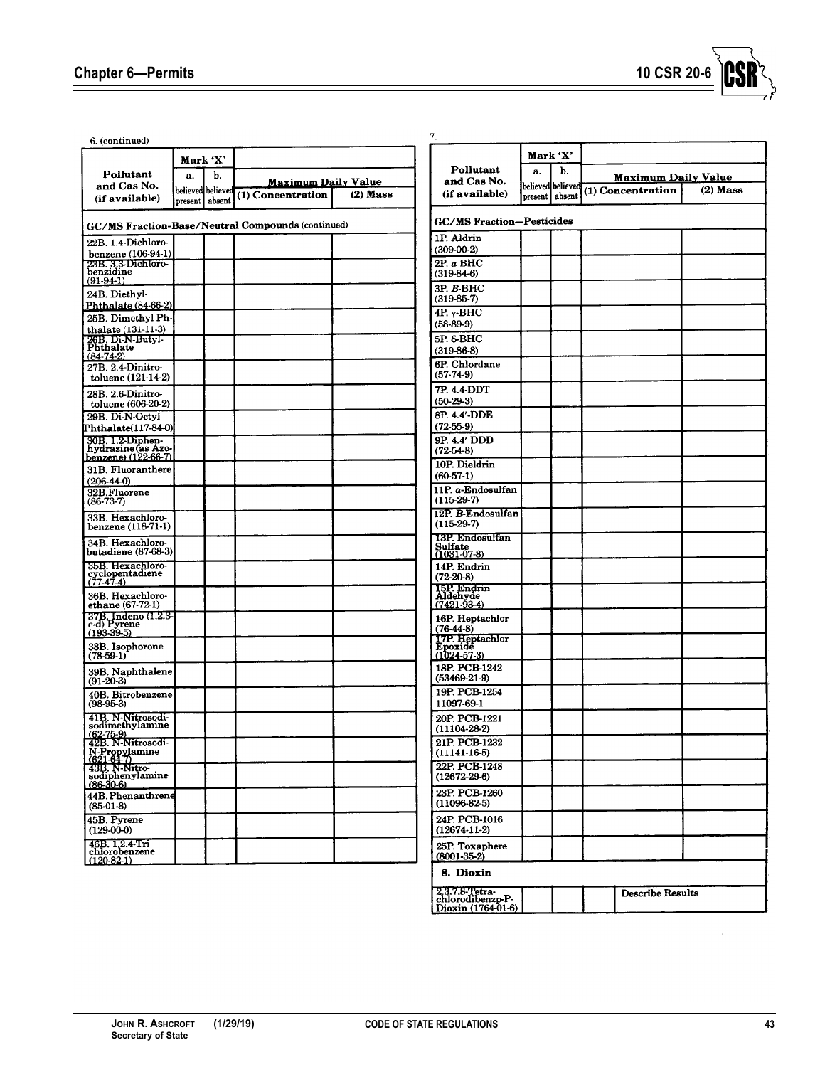6. (continued)

| Pollutant and Cas No. (if available) | Mark 'X' | | Maximum Daily Value | |
|---|---|---|---|---|
| | a. believed present | b. believed absent | (1) Concentration | (2) Mass |
| **GC/MS Fraction-Base/Neutral Compounds (continued)** | | | | |
| 22B. 1.4-Dichloro-benzene (106-94-1) | | | | |
| 23B. 3.3-Dichloro-benzidine (91-94-1) | | | | |
| 24B. Diethyl-Phthalate (84-66-2) | | | | |
| 25B. Dimethyl Ph-thalate (131-11-3) | | | | |
| 26B. Di-N-Butyl-Phthalate (84-74-2) | | | | |
| 27B. 2.4-Dinitro-toluene (121-14-2) | | | | |
| 28B. 2.6-Dinitro-toluene (606-20-2) | | | | |
| 29B. Di-N-Octyl Phthalate(117-84-0) | | | | |
| 30B. 1.2-Diphen-hydrazine (as Azo-benzene) (122-66-7) | | | | |
| 31B. Fluoranthere (206-44-0) | | | | |
| 32B.Fluorene (86-73-7) | | | | |
| 33B. Hexachloro-benzene (118-71-1) | | | | |
| 34B. Hexachloro-butadiene (87-68-3) | | | | |
| 35B. Hexachloro-cyclopentadiene (77-47-4) | | | | |
| 36B. Hexachloro-ethane (67-72-1) | | | | |
| 37B. Indeno (1.2.3-c-d) Pyrene (193-39-5) | | | | |
| 38B. Isophorone (78-59-1) | | | | |
| 39B. Naphthalene (91-20-3) | | | | |
| 40B. Bitrobenzene (98-95-3) | | | | |
| 41B. N-Nitrosodi-sodimethylamine (62-75-9) | | | | |
| 42B. N-Nitrosodi-N-Propylamine (621-64-7) | | | | |
| 43B. N-Nitro-sodiphenylamine (86-30-6) | | | | |
| 44B. Phenanthrene (85-01-8) | | | | |
| 45B. Pyrene (129-00-0) | | | | |
| 46B. 1.2.4-Tri chlorobenzene (120-82-1) | | | | |

7.

| Pollutant and Cas No. (if available) | Mark 'X' | | Maximum Daily Value | |
|---|---|---|---|---|
| | a. believed present | b. believed absent | (1) Concentration | (2) Mass |
| **GC/MS Fraction—Pesticides** | | | | |
| 1P. Aldrin (309-00-2) | | | | |
| 2P. α BHC (319-84-6) | | | | |
| 3P. β-BHC (319-85-7) | | | | |
| 4P. γ-BHC (58-89-9) | | | | |
| 5P. δ-BHC (319-86-8) | | | | |
| 6P. Chlordane (57-74-9) | | | | |
| 7P. 4.4-DDT (50-29-3) | | | | |
| 8P. 4.4'-DDE (72-55-9) | | | | |
| 9P. 4.4' DDD (72-54-8) | | | | |
| 10P. Dieldrin (60-57-1) | | | | |
| 11P. α-Endosulfan (115-29-7) | | | | |
| 12P. β-Endosulfan (115-29-7) | | | | |
| 13P. Endosulfan Sulfate (1031-07-8) | | | | |
| 14P. Endrin (72-20-8) | | | | |
| 15P. Endrin Aldehyde (7421-93-4) | | | | |
| 16P. Heptachlor (76-44-8) | | | | |
| 17P. Heptachlor Epoxide (1024-57-3) | | | | |
| 18P. PCB-1242 (53469-21-9) | | | | |
| 19P. PCB-1254 11097-69-1 | | | | |
| 20P. PCB-1221 (11104-28-2) | | | | |
| 21P. PCB-1232 (11141-16-5) | | | | |
| 22P. PCB-1248 (12672-29-6) | | | | |
| 23P. PCB-1260 (11096-82-5) | | | | |
| 24P. PCB-1016 (12674-11-2) | | | | |
| 25P. Toxaphere (8001-35-2) | | | | |
| **8. Dioxin** | | | | |
| 2,3,7,8-Tetra-chlorodibenzp-P-Dioxin (1764-01-6) | | | Describe Results | |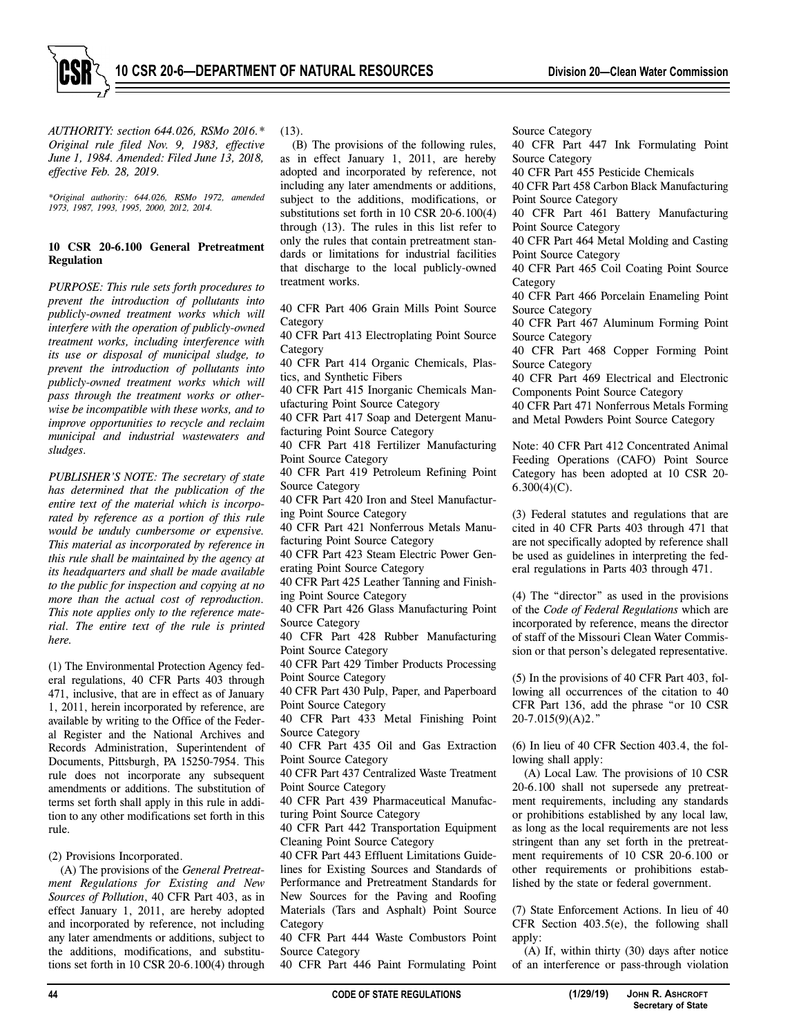*AUTHORITY: section 644.026, RSMo 2016.\* Original rule filed Nov. 9, 1983, effective June 1, 1984. Amended: Filed June 13, 2018, effective Feb. 28, 2019.*

*\*Original authority: 644.026, RSMo 1972, amended 1973, 1987, 1993, 1995, 2000, 2012, 2014.*

**10 CSR 20-6.100 General Pretreatment Regulation**

*PURPOSE: This rule sets forth procedures to prevent the introduction of pollutants into publicly-owned treatment works which will interfere with the operation of publicly-owned treatment works, including interference with its use or disposal of municipal sludge, to prevent the introduction of pollutants into publicly-owned treatment works which will pass through the treatment works or otherwise be incompatible with these works, and to improve opportunities to recycle and reclaim municipal and industrial wastewaters and sludges.*

*PUBLISHER'S NOTE: The secretary of state has determined that the publication of the entire text of the material which is incorporated by reference as a portion of this rule would be unduly cumbersome or expensive. This material as incorporated by reference in this rule shall be maintained by the agency at its headquarters and shall be made available to the public for inspection and copying at no more than the actual cost of reproduction. This note applies only to the reference material. The entire text of the rule is printed here.*

(1) The Environmental Protection Agency federal regulations, 40 CFR Parts 403 through 471, inclusive, that are in effect as of January 1, 2011, herein incorporated by reference, are available by writing to the Office of the Federal Register and the National Archives and Records Administration, Superintendent of Documents, Pittsburgh, PA 15250-7954. This rule does not incorporate any subsequent amendments or additions. The substitution of terms set forth shall apply in this rule in addition to any other modifications set forth in this rule.

(2) Provisions Incorporated.

(A) The provisions of the *General Pretreatment Regulations for Existing and New Sources of Pollution*, 40 CFR Part 403, as in effect January 1, 2011, are hereby adopted and incorporated by reference, not including any later amendments or additions, subject to the additions, modifications, and substitutions set forth in 10 CSR 20-6.100(4) through (13).

(B) The provisions of the following rules, as in effect January 1, 2011, are hereby adopted and incorporated by reference, not including any later amendments or additions, subject to the additions, modifications, or substitutions set forth in 10 CSR 20-6.100(4) through (13). The rules in this list refer to only the rules that contain pretreatment standards or limitations for industrial facilities that discharge to the local publicly-owned treatment works.

40 CFR Part 406 Grain Mills Point Source Category
40 CFR Part 413 Electroplating Point Source Category
40 CFR Part 414 Organic Chemicals, Plastics, and Synthetic Fibers
40 CFR Part 415 Inorganic Chemicals Manufacturing Point Source Category
40 CFR Part 417 Soap and Detergent Manufacturing Point Source Category
40 CFR Part 418 Fertilizer Manufacturing Point Source Category
40 CFR Part 419 Petroleum Refining Point Source Category
40 CFR Part 420 Iron and Steel Manufacturing Point Source Category
40 CFR Part 421 Nonferrous Metals Manufacturing Point Source Category
40 CFR Part 423 Steam Electric Power Generating Point Source Category
40 CFR Part 425 Leather Tanning and Finishing Point Source Category
40 CFR Part 426 Glass Manufacturing Point Source Category
40 CFR Part 428 Rubber Manufacturing Point Source Category
40 CFR Part 429 Timber Products Processing Point Source Category
40 CFR Part 430 Pulp, Paper, and Paperboard Point Source Category
40 CFR Part 433 Metal Finishing Point Source Category
40 CFR Part 435 Oil and Gas Extraction Point Source Category
40 CFR Part 437 Centralized Waste Treatment Point Source Category
40 CFR Part 439 Pharmaceutical Manufacturing Point Source Category
40 CFR Part 442 Transportation Equipment Cleaning Point Source Category
40 CFR Part 443 Effluent Limitations Guidelines for Existing Sources and Standards of Performance and Pretreatment Standards for New Sources for the Paving and Roofing Materials (Tars and Asphalt) Point Source Category
40 CFR Part 444 Waste Combustors Point Source Category
40 CFR Part 446 Paint Formulating Point Source Category
40 CFR Part 447 Ink Formulating Point Source Category
40 CFR Part 455 Pesticide Chemicals
40 CFR Part 458 Carbon Black Manufacturing Point Source Category
40 CFR Part 461 Battery Manufacturing Point Source Category
40 CFR Part 464 Metal Molding and Casting Point Source Category
40 CFR Part 465 Coil Coating Point Source Category
40 CFR Part 466 Porcelain Enameling Point Source Category
40 CFR Part 467 Aluminum Forming Point Source Category
40 CFR Part 468 Copper Forming Point Source Category
40 CFR Part 469 Electrical and Electronic Components Point Source Category
40 CFR Part 471 Nonferrous Metals Forming and Metal Powders Point Source Category

Note: 40 CFR Part 412 Concentrated Animal Feeding Operations (CAFO) Point Source Category has been adopted at 10 CSR 20-6.300(4)(C).

(3) Federal statutes and regulations that are cited in 40 CFR Parts 403 through 471 that are not specifically adopted by reference shall be used as guidelines in interpreting the federal regulations in Parts 403 through 471.

(4) The "director" as used in the provisions of the *Code of Federal Regulations* which are incorporated by reference, means the director of staff of the Missouri Clean Water Commission or that person's delegated representative.

(5) In the provisions of 40 CFR Part 403, following all occurrences of the citation to 40 CFR Part 136, add the phrase "or 10 CSR 20-7.015(9)(A)2."

(6) In lieu of 40 CFR Section 403.4, the following shall apply:

(A) Local Law. The provisions of 10 CSR 20-6.100 shall not supersede any pretreatment requirements, including any standards or prohibitions established by any local law, as long as the local requirements are not less stringent than any set forth in the pretreatment requirements of 10 CSR 20-6.100 or other requirements or prohibitions established by the state or federal government.

(7) State Enforcement Actions. In lieu of 40 CFR Section 403.5(e), the following shall apply:

(A) If, within thirty (30) days after notice of an interference or pass-through violation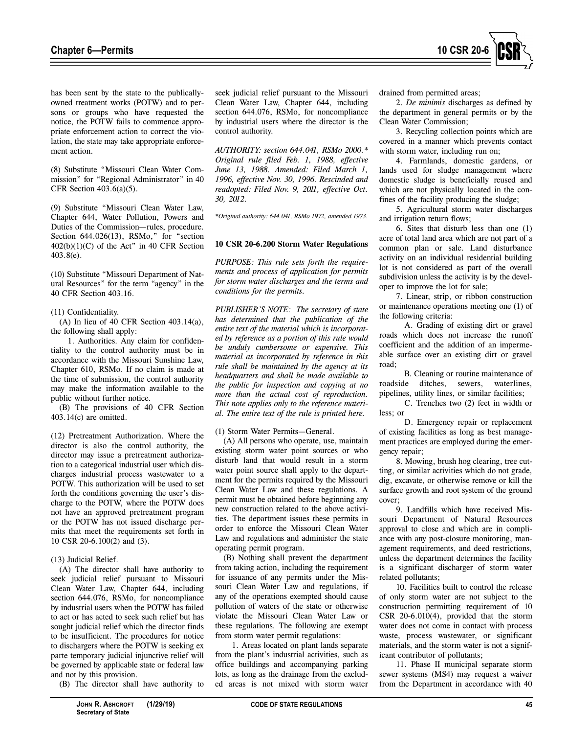has been sent by the state to the publically-owned treatment works (POTW) and to persons or groups who have requested the notice, the POTW fails to commence appropriate enforcement action to correct the violation, the state may take appropriate enforcement action.

(8) Substitute "Missouri Clean Water Commission" for "Regional Administrator" in 40 CFR Section 403.6(a)(5).

(9) Substitute "Missouri Clean Water Law, Chapter 644, Water Pollution, Powers and Duties of the Commission—rules, procedure. Section 644.026(13), RSMo," for "section 402(b)(1)(C) of the Act" in 40 CFR Section 403.8(e).

(10) Substitute "Missouri Department of Natural Resources" for the term "agency" in the 40 CFR Section 403.16.

(11) Confidentiality.

(A) In lieu of 40 CFR Section 403.14(a), the following shall apply:

1. Authorities. Any claim for confidentiality to the control authority must be in accordance with the Missouri Sunshine Law, Chapter 610, RSMo. If no claim is made at the time of submission, the control authority may make the information available to the public without further notice.

(B) The provisions of 40 CFR Section 403.14(c) are omitted.

(12) Pretreatment Authorization. Where the director is also the control authority, the director may issue a pretreatment authorization to a categorical industrial user which discharges industrial process wastewater to a POTW. This authorization will be used to set forth the conditions governing the user's discharge to the POTW, where the POTW does not have an approved pretreatment program or the POTW has not issued discharge permits that meet the requirements set forth in 10 CSR 20-6.100(2) and (3).

(13) Judicial Relief.

(A) The director shall have authority to seek judicial relief pursuant to Missouri Clean Water Law, Chapter 644, including section 644.076, RSMo, for noncompliance by industrial users when the POTW has failed to act or has acted to seek such relief but has sought judicial relief which the director finds to be insufficient. The procedures for notice to dischargers where the POTW is seeking ex parte temporary judicial injunctive relief will be governed by applicable state or federal law and not by this provision.

(B) The director shall have authority to seek judicial relief pursuant to the Missouri Clean Water Law, Chapter 644, including section 644.076, RSMo, for noncompliance by industrial users where the director is the control authority.

*AUTHORITY: section 644.041, RSMo 2000.\* Original rule filed Feb. 1, 1988, effective June 13, 1988. Amended: Filed March 1, 1996, effective Nov. 30, 1996. Rescinded and readopted: Filed Nov. 9, 2011, effective Oct. 30, 2012.*

*\*Original authority: 644.041, RSMo 1972, amended 1973.*

### 10 CSR 20-6.200 Storm Water Regulations

*PURPOSE: This rule sets forth the requirements and process of application for permits for storm water discharges and the terms and conditions for the permits.*

*PUBLISHER'S NOTE: The secretary of state has determined that the publication of the entire text of the material which is incorporated by reference as a portion of this rule would be unduly cumbersome or expensive. This material as incorporated by reference in this rule shall be maintained by the agency at its headquarters and shall be made available to the public for inspection and copying at no more than the actual cost of reproduction. This note applies only to the reference material. The entire text of the rule is printed here.*

(1) Storm Water Permits—General.

(A) All persons who operate, use, maintain existing storm water point sources or who disturb land that would result in a storm water point source shall apply to the department for the permits required by the Missouri Clean Water Law and these regulations. A permit must be obtained before beginning any new construction related to the above activities. The department issues these permits in order to enforce the Missouri Clean Water Law and regulations and administer the state operating permit program.

(B) Nothing shall prevent the department from taking action, including the requirement for issuance of any permits under the Missouri Clean Water Law and regulations, if any of the operations exempted should cause pollution of waters of the state or otherwise violate the Missouri Clean Water Law or these regulations. The following are exempt from storm water permit regulations:

1. Areas located on plant lands separate from the plant's industrial activities, such as office buildings and accompanying parking lots, as long as the drainage from the excluded areas is not mixed with storm water drained from permitted areas;

2. *De minimis* discharges as defined by the department in general permits or by the Clean Water Commission;

3. Recycling collection points which are covered in a manner which prevents contact with storm water, including run on;

4. Farmlands, domestic gardens, or lands used for sludge management where domestic sludge is beneficially reused and which are not physically located in the confines of the facility producing the sludge;

5. Agricultural storm water discharges and irrigation return flows;

6. Sites that disturb less than one (1) acre of total land area which are not part of a common plan or sale. Land disturbance activity on an individual residential building lot is not considered as part of the overall subdivision unless the activity is by the developer to improve the lot for sale;

7. Linear, strip, or ribbon construction or maintenance operations meeting one (1) of the following criteria:

A. Grading of existing dirt or gravel roads which does not increase the runoff coefficient and the addition of an impermeable surface over an existing dirt or gravel road;

B. Cleaning or routine maintenance of roadside ditches, sewers, waterlines, pipelines, utility lines, or similar facilities;

C. Trenches two (2) feet in width or less; or

D. Emergency repair or replacement of existing facilities as long as best management practices are employed during the emergency repair;

8. Mowing, brush hog clearing, tree cutting, or similar activities which do not grade, dig, excavate, or otherwise remove or kill the surface growth and root system of the ground cover;

9. Landfills which have received Missouri Department of Natural Resources approval to close and which are in compliance with any post-closure monitoring, management requirements, and deed restrictions, unless the department determines the facility is a significant discharger of storm water related pollutants;

10. Facilities built to control the release of only storm water are not subject to the construction permitting requirement of 10 CSR 20-6.010(4), provided that the storm water does not come in contact with process waste, process wastewater, or significant materials, and the storm water is not a significant contributor of pollutants;

11. Phase II municipal separate storm sewer systems (MS4) may request a waiver from the Department in accordance with 40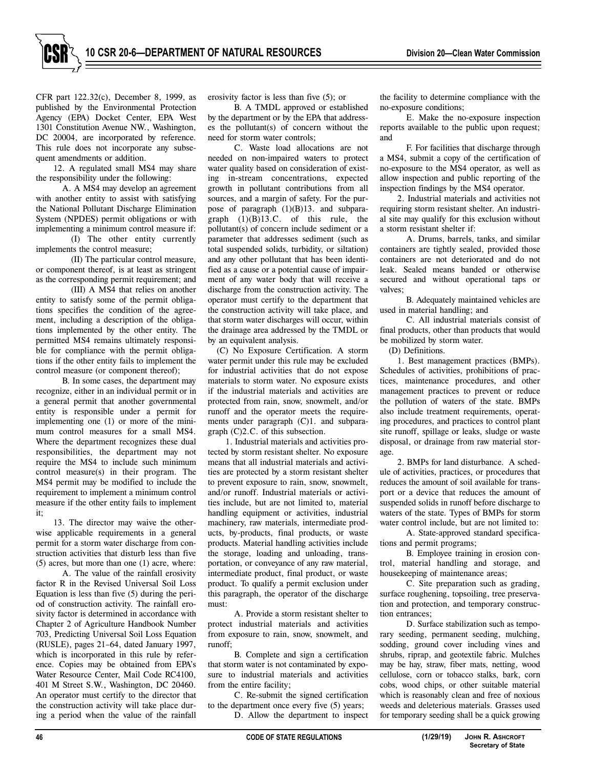CFR part 122.32(c), December 8, 1999, as published by the Environmental Protection Agency (EPA) Docket Center, EPA West 1301 Constitution Avenue NW., Washington, DC 20004, are incorporated by reference. This rule does not incorporate any subsequent amendments or addition.

12. A regulated small MS4 may share the responsibility under the following:

A. A MS4 may develop an agreement with another entity to assist with satisfying the National Pollutant Discharge Elimination System (NPDES) permit obligations or with implementing a minimum control measure if:

(I) The other entity currently implements the control measure;

(II) The particular control measure, or component thereof, is at least as stringent as the corresponding permit requirement; and

(III) A MS4 that relies on another entity to satisfy some of the permit obligations specifies the condition of the agreement, including a description of the obligations implemented by the other entity. The permitted MS4 remains ultimately responsible for compliance with the permit obligations if the other entity fails to implement the control measure (or component thereof);

B. In some cases, the department may recognize, either in an individual permit or in a general permit that another governmental entity is responsible under a permit for implementing one (1) or more of the minimum control measures for a small MS4. Where the department recognizes these dual responsibilities, the department may not require the MS4 to include such minimum control measure(s) in their program. The MS4 permit may be modified to include the requirement to implement a minimum control measure if the other entity fails to implement it;

13. The director may waive the otherwise applicable requirements in a general permit for a storm water discharge from construction activities that disturb less than five (5) acres, but more than one (1) acre, where:

A. The value of the rainfall erosivity factor R in the Revised Universal Soil Loss Equation is less than five (5) during the period of construction activity. The rainfall erosivity factor is determined in accordance with Chapter 2 of Agriculture Handbook Number 703, Predicting Universal Soil Loss Equation (RUSLE), pages 21–64, dated January 1997, which is incorporated in this rule by reference. Copies may be obtained from EPA's Water Resource Center, Mail Code RC4100, 401 M Street S.W., Washington, DC 20460. An operator must certify to the director that the construction activity will take place during a period when the value of the rainfall erosivity factor is less than five (5); or

B. A TMDL approved or established by the department or by the EPA that addresses the pollutant(s) of concern without the need for storm water controls;

C. Waste load allocations are not needed on non-impaired waters to protect water quality based on consideration of existing in-stream concentrations, expected growth in pollutant contributions from all sources, and a margin of safety. For the purpose of paragraph (1)(B)13. and subparagraph (1)(B)13.C. of this rule, the pollutant(s) of concern include sediment or a parameter that addresses sediment (such as total suspended solids, turbidity, or siltation) and any other pollutant that has been identified as a cause or a potential cause of impairment of any water body that will receive a discharge from the construction activity. The operator must certify to the department that the construction activity will take place, and that storm water discharges will occur, within the drainage area addressed by the TMDL or by an equivalent analysis.

(C) No Exposure Certification. A storm water permit under this rule may be excluded for industrial activities that do not expose materials to storm water. No exposure exists if the industrial materials and activities are protected from rain, snow, snowmelt, and/or runoff and the operator meets the requirements under paragraph (C)1. and subparagraph (C)2.C. of this subsection.

1. Industrial materials and activities protected by storm resistant shelter. No exposure means that all industrial materials and activities are protected by a storm resistant shelter to prevent exposure to rain, snow, snowmelt, and/or runoff. Industrial materials or activities include, but are not limited to, material handling equipment or activities, industrial machinery, raw materials, intermediate products, by-products, final products, or waste products. Material handling activities include the storage, loading and unloading, transportation, or conveyance of any raw material, intermediate product, final product, or waste product. To qualify a permit exclusion under this paragraph, the operator of the discharge must:

A. Provide a storm resistant shelter to protect industrial materials and activities from exposure to rain, snow, snowmelt, and runoff;

B. Complete and sign a certification that storm water is not contaminated by exposure to industrial materials and activities from the entire facility;

C. Re-submit the signed certification to the department once every five (5) years;

D. Allow the department to inspect the facility to determine compliance with the no-exposure conditions;

E. Make the no-exposure inspection reports available to the public upon request; and

F. For facilities that discharge through a MS4, submit a copy of the certification of no-exposure to the MS4 operator, as well as allow inspection and public reporting of the inspection findings by the MS4 operator.

2. Industrial materials and activities not requiring storm resistant shelter. An industrial site may qualify for this exclusion without a storm resistant shelter if:

A. Drums, barrels, tanks, and similar containers are tightly sealed, provided those containers are not deteriorated and do not leak. Sealed means banded or otherwise secured and without operational taps or valves;

B. Adequately maintained vehicles are used in material handling; and

C. All industrial materials consist of final products, other than products that would be mobilized by storm water.

(D) Definitions.

1. Best management practices (BMPs). Schedules of activities, prohibitions of practices, maintenance procedures, and other management practices to prevent or reduce the pollution of waters of the state. BMPs also include treatment requirements, operating procedures, and practices to control plant site runoff, spillage or leaks, sludge or waste disposal, or drainage from raw material storage.

2. BMPs for land disturbance. A schedule of activities, practices, or procedures that reduces the amount of soil available for transport or a device that reduces the amount of suspended solids in runoff before discharge to waters of the state. Types of BMPs for storm water control include, but are not limited to:

A. State-approved standard specifications and permit programs;

B. Employee training in erosion control, material handling and storage, and housekeeping of maintenance areas;

C. Site preparation such as grading, surface roughening, topsoiling, tree preservation and protection, and temporary construction entrances;

D. Surface stabilization such as temporary seeding, permanent seeding, mulching, sodding, ground cover including vines and shrubs, riprap, and geotextile fabric. Mulches may be hay, straw, fiber mats, netting, wood cellulose, corn or tobacco stalks, bark, corn cobs, wood chips, or other suitable material which is reasonably clean and free of noxious weeds and deleterious materials. Grasses used for temporary seeding shall be a quick growing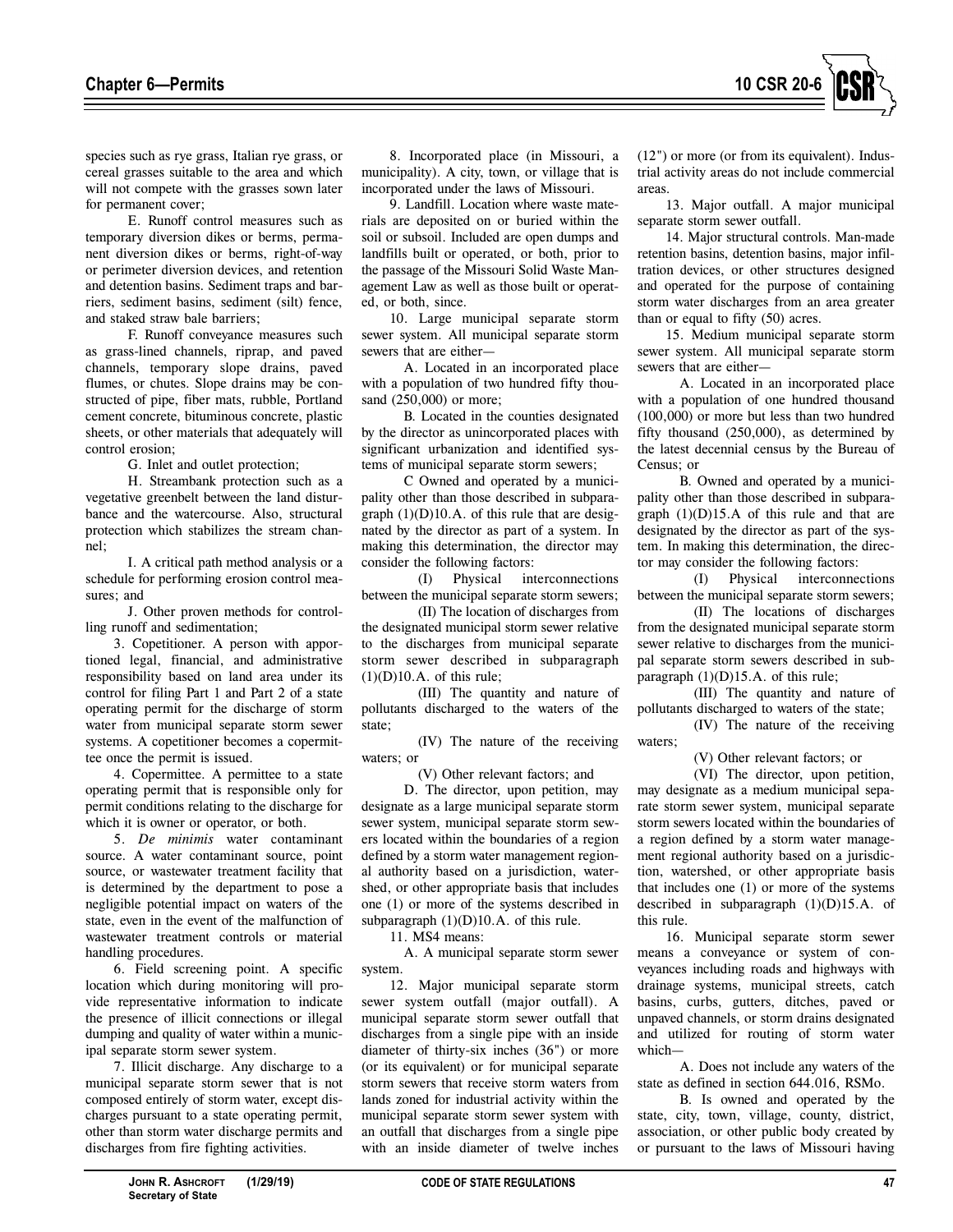species such as rye grass, Italian rye grass, or cereal grasses suitable to the area and which will not compete with the grasses sown later for permanent cover;

E. Runoff control measures such as temporary diversion dikes or berms, permanent diversion dikes or berms, right-of-way or perimeter diversion devices, and retention and detention basins. Sediment traps and barriers, sediment basins, sediment (silt) fence, and staked straw bale barriers;

F. Runoff conveyance measures such as grass-lined channels, riprap, and paved channels, temporary slope drains, paved flumes, or chutes. Slope drains may be constructed of pipe, fiber mats, rubble, Portland cement concrete, bituminous concrete, plastic sheets, or other materials that adequately will control erosion;

G. Inlet and outlet protection;

H. Streambank protection such as a vegetative greenbelt between the land disturbance and the watercourse. Also, structural protection which stabilizes the stream channel;

I. A critical path method analysis or a schedule for performing erosion control measures; and

J. Other proven methods for controlling runoff and sedimentation;

3. Copetitioner. A person with apportioned legal, financial, and administrative responsibility based on land area under its control for filing Part 1 and Part 2 of a state operating permit for the discharge of storm water from municipal separate storm sewer systems. A copetitioner becomes a copermittee once the permit is issued.

4. Copermittee. A permittee to a state operating permit that is responsible only for permit conditions relating to the discharge for which it is owner or operator, or both.

5. *De minimis* water contaminant source. A water contaminant source, point source, or wastewater treatment facility that is determined by the department to pose a negligible potential impact on waters of the state, even in the event of the malfunction of wastewater treatment controls or material handling procedures.

6. Field screening point. A specific location which during monitoring will provide representative information to indicate the presence of illicit connections or illegal dumping and quality of water within a municipal separate storm sewer system.

7. Illicit discharge. Any discharge to a municipal separate storm sewer that is not composed entirely of storm water, except discharges pursuant to a state operating permit, other than storm water discharge permits and discharges from fire fighting activities.

8. Incorporated place (in Missouri, a municipality). A city, town, or village that is incorporated under the laws of Missouri.

9. Landfill. Location where waste materials are deposited on or buried within the soil or subsoil. Included are open dumps and landfills built or operated, or both, prior to the passage of the Missouri Solid Waste Management Law as well as those built or operated, or both, since.

10. Large municipal separate storm sewer system. All municipal separate storm sewers that are either—

A. Located in an incorporated place with a population of two hundred fifty thousand (250,000) or more;

B. Located in the counties designated by the director as unincorporated places with significant urbanization and identified systems of municipal separate storm sewers;

C Owned and operated by a municipality other than those described in subparagraph (1)(D)10.A. of this rule that are designated by the director as part of a system. In making this determination, the director may consider the following factors:

(I) Physical interconnections between the municipal separate storm sewers;

(II) The location of discharges from the designated municipal storm sewer relative to the discharges from municipal separate storm sewer described in subparagraph (1)(D)10.A. of this rule;

(III) The quantity and nature of pollutants discharged to the waters of the state;

(IV) The nature of the receiving waters; or

(V) Other relevant factors; and

D. The director, upon petition, may designate as a large municipal separate storm sewer system, municipal separate storm sewers located within the boundaries of a region defined by a storm water management regional authority based on a jurisdiction, watershed, or other appropriate basis that includes one (1) or more of the systems described in subparagraph (1)(D)10.A. of this rule.

11. MS4 means:

A. A municipal separate storm sewer system.

12. Major municipal separate storm sewer system outfall (major outfall). A municipal separate storm sewer outfall that discharges from a single pipe with an inside diameter of thirty-six inches (36") or more (or its equivalent) or for municipal separate storm sewers that receive storm waters from lands zoned for industrial activity within the municipal separate storm sewer system with an outfall that discharges from a single pipe with an inside diameter of twelve inches (12") or more (or from its equivalent). Industrial activity areas do not include commercial areas.

13. Major outfall. A major municipal separate storm sewer outfall.

14. Major structural controls. Man-made retention basins, detention basins, major infiltration devices, or other structures designed and operated for the purpose of containing storm water discharges from an area greater than or equal to fifty (50) acres.

15. Medium municipal separate storm sewer system. All municipal separate storm sewers that are either—

A. Located in an incorporated place with a population of one hundred thousand (100,000) or more but less than two hundred fifty thousand (250,000), as determined by the latest decennial census by the Bureau of Census; or

B. Owned and operated by a municipality other than those described in subparagraph (1)(D)15.A of this rule and that are designated by the director as part of the system. In making this determination, the director may consider the following factors:

(I) Physical interconnections between the municipal separate storm sewers;

(II) The locations of discharges from the designated municipal separate storm sewer relative to discharges from the municipal separate storm sewers described in subparagraph (1)(D)15.A. of this rule;

(III) The quantity and nature of pollutants discharged to waters of the state;

(IV) The nature of the receiving waters;

(V) Other relevant factors; or

(VI) The director, upon petition, may designate as a medium municipal separate storm sewer system, municipal separate storm sewers located within the boundaries of a region defined by a storm water management regional authority based on a jurisdiction, watershed, or other appropriate basis that includes one (1) or more of the systems described in subparagraph (1)(D)15.A. of this rule.

16. Municipal separate storm sewer means a conveyance or system of conveyances including roads and highways with drainage systems, municipal streets, catch basins, curbs, gutters, ditches, paved or unpaved channels, or storm drains designated and utilized for routing of storm water which—

A. Does not include any waters of the state as defined in section 644.016, RSMo.

B. Is owned and operated by the state, city, town, village, county, district, association, or other public body created by or pursuant to the laws of Missouri having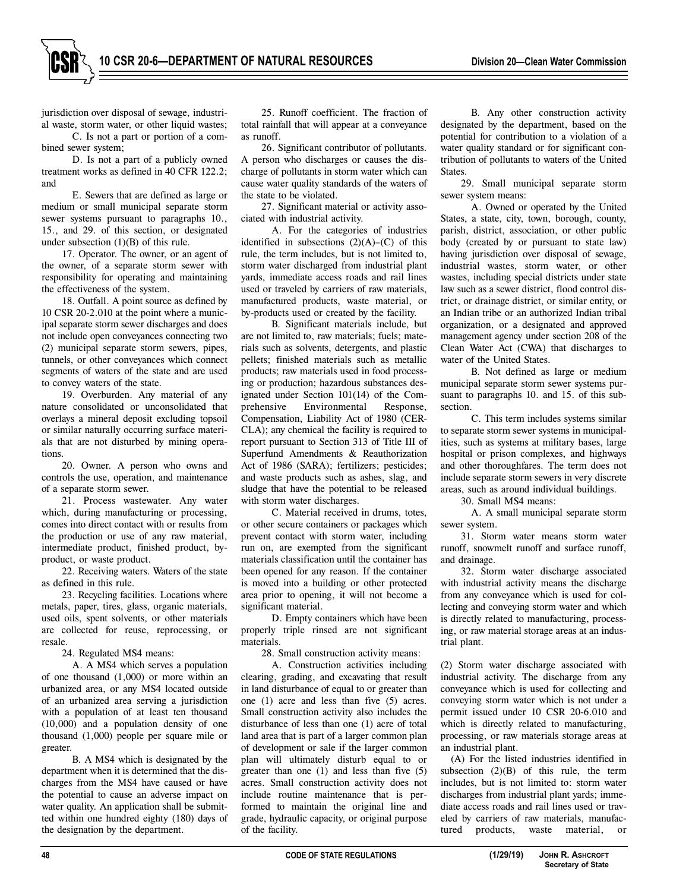jurisdiction over disposal of sewage, industrial waste, storm water, or other liquid wastes;

C. Is not a part or portion of a combined sewer system;

D. Is not a part of a publicly owned treatment works as defined in 40 CFR 122.2; and

E. Sewers that are defined as large or medium or small municipal separate storm sewer systems pursuant to paragraphs 10., 15., and 29. of this section, or designated under subsection (1)(B) of this rule.

17. Operator. The owner, or an agent of the owner, of a separate storm sewer with responsibility for operating and maintaining the effectiveness of the system.

18. Outfall. A point source as defined by 10 CSR 20-2.010 at the point where a municipal separate storm sewer discharges and does not include open conveyances connecting two (2) municipal separate storm sewers, pipes, tunnels, or other conveyances which connect segments of waters of the state and are used to convey waters of the state.

19. Overburden. Any material of any nature consolidated or unconsolidated that overlays a mineral deposit excluding topsoil or similar naturally occurring surface materials that are not disturbed by mining operations.

20. Owner. A person who owns and controls the use, operation, and maintenance of a separate storm sewer.

21. Process wastewater. Any water which, during manufacturing or processing, comes into direct contact with or results from the production or use of any raw material, intermediate product, finished product, by-product, or waste product.

22. Receiving waters. Waters of the state as defined in this rule.

23. Recycling facilities. Locations where metals, paper, tires, glass, organic materials, used oils, spent solvents, or other materials are collected for reuse, reprocessing, or resale.

24. Regulated MS4 means:

A. A MS4 which serves a population of one thousand (1,000) or more within an urbanized area, or any MS4 located outside of an urbanized area serving a jurisdiction with a population of at least ten thousand (10,000) and a population density of one thousand (1,000) people per square mile or greater.

B. A MS4 which is designated by the department when it is determined that the discharges from the MS4 have caused or have the potential to cause an adverse impact on water quality. An application shall be submitted within one hundred eighty (180) days of the designation by the department.

25. Runoff coefficient. The fraction of total rainfall that will appear at a conveyance as runoff.

26. Significant contributor of pollutants. A person who discharges or causes the discharge of pollutants in storm water which can cause water quality standards of the waters of the state to be violated.

27. Significant material or activity associated with industrial activity.

A. For the categories of industries identified in subsections (2)(A)–(C) of this rule, the term includes, but is not limited to, storm water discharged from industrial plant yards, immediate access roads and rail lines used or traveled by carriers of raw materials, manufactured products, waste material, or by-products used or created by the facility.

B. Significant materials include, but are not limited to, raw materials; fuels; materials such as solvents, detergents, and plastic pellets; finished materials such as metallic products; raw materials used in food processing or production; hazardous substances designated under Section 101(14) of the Comprehensive Environmental Response, Compensation, Liability Act of 1980 (CERCLA); any chemical the facility is required to report pursuant to Section 313 of Title III of Superfund Amendments & Reauthorization Act of 1986 (SARA); fertilizers; pesticides; and waste products such as ashes, slag, and sludge that have the potential to be released with storm water discharges.

C. Material received in drums, totes, or other secure containers or packages which prevent contact with storm water, including run on, are exempted from the significant materials classification until the container has been opened for any reason. If the container is moved into a building or other protected area prior to opening, it will not become a significant material.

D. Empty containers which have been properly triple rinsed are not significant materials.

28. Small construction activity means:

A. Construction activities including clearing, grading, and excavating that result in land disturbance of equal to or greater than one (1) acre and less than five (5) acres. Small construction activity also includes the disturbance of less than one (1) acre of total land area that is part of a larger common plan of development or sale if the larger common plan will ultimately disturb equal to or greater than one (1) and less than five (5) acres. Small construction activity does not include routine maintenance that is performed to maintain the original line and grade, hydraulic capacity, or original purpose of the facility.

B. Any other construction activity designated by the department, based on the potential for contribution to a violation of a water quality standard or for significant contribution of pollutants to waters of the United States.

29. Small municipal separate storm sewer system means:

A. Owned or operated by the United States, a state, city, town, borough, county, parish, district, association, or other public body (created by or pursuant to state law) having jurisdiction over disposal of sewage, industrial wastes, storm water, or other wastes, including special districts under state law such as a sewer district, flood control district, or drainage district, or similar entity, or an Indian tribe or an authorized Indian tribal organization, or a designated and approved management agency under section 208 of the Clean Water Act (CWA) that discharges to water of the United States.

B. Not defined as large or medium municipal separate storm sewer systems pursuant to paragraphs 10. and 15. of this subsection.

C. This term includes systems similar to separate storm sewer systems in municipalities, such as systems at military bases, large hospital or prison complexes, and highways and other thoroughfares. The term does not include separate storm sewers in very discrete areas, such as around individual buildings.

30. Small MS4 means:

A. A small municipal separate storm sewer system.

31. Storm water. Storm water means storm water runoff, snowmelt runoff and surface runoff, and drainage.

32. Storm water discharge associated with industrial activity means the discharge from any conveyance which is used for collecting and conveying storm water and which is directly related to manufacturing, processing, or raw material storage areas at an industrial plant.

(2) Storm water discharge associated with industrial activity. The discharge from any conveyance which is used for collecting and conveying storm water which is not under a permit issued under 10 CSR 20-6.010 and which is directly related to manufacturing, processing, or raw materials storage areas at an industrial plant.

(A) For the listed industries identified in subsection (2)(B) of this rule, the term includes, but is not limited to: storm water discharges from industrial plant yards; immediate access roads and rail lines used or traveled by carriers of raw materials, manufactured products, waste material, or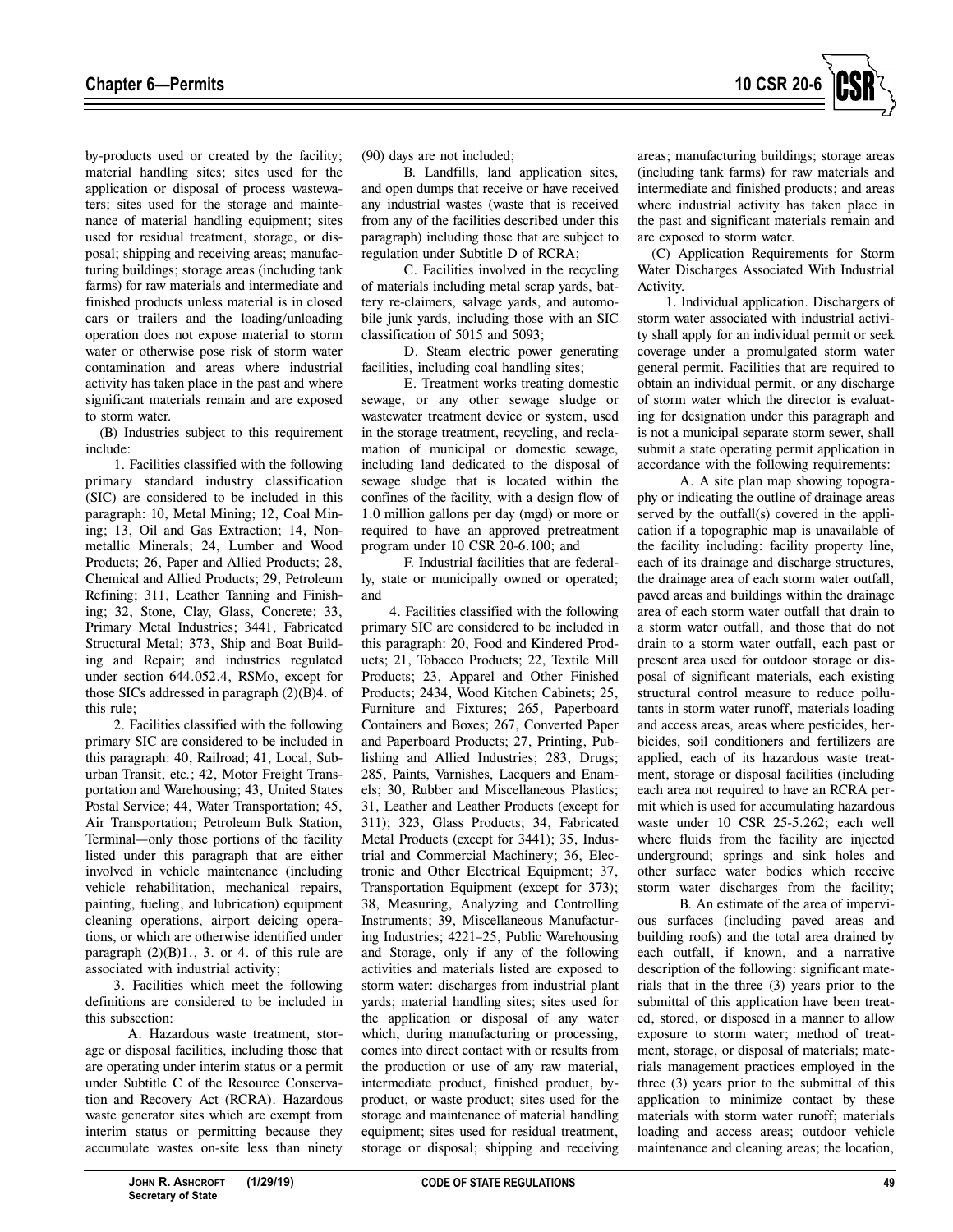by-products used or created by the facility; material handling sites; sites used for the application or disposal of process wastewaters; sites used for the storage and maintenance of material handling equipment; sites used for residual treatment, storage, or disposal; shipping and receiving areas; manufacturing buildings; storage areas (including tank farms) for raw materials and intermediate and finished products unless material is in closed cars or trailers and the loading/unloading operation does not expose material to storm water or otherwise pose risk of storm water contamination and areas where industrial activity has taken place in the past and where significant materials remain and are exposed to storm water.

(B) Industries subject to this requirement include:

1. Facilities classified with the following primary standard industry classification (SIC) are considered to be included in this paragraph: 10, Metal Mining; 12, Coal Mining; 13, Oil and Gas Extraction; 14, Nonmetallic Minerals; 24, Lumber and Wood Products; 26, Paper and Allied Products; 28, Chemical and Allied Products; 29, Petroleum Refining; 311, Leather Tanning and Finishing; 32, Stone, Clay, Glass, Concrete; 33, Primary Metal Industries; 3441, Fabricated Structural Metal; 373, Ship and Boat Building and Repair; and industries regulated under section 644.052.4, RSMo, except for those SICs addressed in paragraph (2)(B)4. of this rule;

2. Facilities classified with the following primary SIC are considered to be included in this paragraph: 40, Railroad; 41, Local, Suburban Transit, etc.; 42, Motor Freight Transportation and Warehousing; 43, United States Postal Service; 44, Water Transportation; 45, Air Transportation; Petroleum Bulk Station, Terminal—only those portions of the facility listed under this paragraph that are either involved in vehicle maintenance (including vehicle rehabilitation, mechanical repairs, painting, fueling, and lubrication) equipment cleaning operations, airport deicing operations, or which are otherwise identified under paragraph (2)(B)1., 3. or 4. of this rule are associated with industrial activity;

3. Facilities which meet the following definitions are considered to be included in this subsection:

A. Hazardous waste treatment, storage or disposal facilities, including those that are operating under interim status or a permit under Subtitle C of the Resource Conservation and Recovery Act (RCRA). Hazardous waste generator sites which are exempt from interim status or permitting because they accumulate wastes on-site less than ninety (90) days are not included;

B. Landfills, land application sites, and open dumps that receive or have received any industrial wastes (waste that is received from any of the facilities described under this paragraph) including those that are subject to regulation under Subtitle D of RCRA;

C. Facilities involved in the recycling of materials including metal scrap yards, battery re-claimers, salvage yards, and automobile junk yards, including those with an SIC classification of 5015 and 5093;

D. Steam electric power generating facilities, including coal handling sites;

E. Treatment works treating domestic sewage, or any other sewage sludge or wastewater treatment device or system, used in the storage treatment, recycling, and reclamation of municipal or domestic sewage, including land dedicated to the disposal of sewage sludge that is located within the confines of the facility, with a design flow of 1.0 million gallons per day (mgd) or more or required to have an approved pretreatment program under 10 CSR 20-6.100; and

F. Industrial facilities that are federally, state or municipally owned or operated; and

4. Facilities classified with the following primary SIC are considered to be included in this paragraph: 20, Food and Kindered Products; 21, Tobacco Products; 22, Textile Mill Products; 23, Apparel and Other Finished Products; 2434, Wood Kitchen Cabinets; 25, Furniture and Fixtures; 265, Paperboard Containers and Boxes; 267, Converted Paper and Paperboard Products; 27, Printing, Publishing and Allied Industries; 283, Drugs; 285, Paints, Varnishes, Lacquers and Enamels; 30, Rubber and Miscellaneous Plastics; 31, Leather and Leather Products (except for 311); 323, Glass Products; 34, Fabricated Metal Products (except for 3441); 35, Industrial and Commercial Machinery; 36, Electronic and Other Electrical Equipment; 37, Transportation Equipment (except for 373); 38, Measuring, Analyzing and Controlling Instruments; 39, Miscellaneous Manufacturing Industries; 4221–25, Public Warehousing and Storage, only if any of the following activities and materials listed are exposed to storm water: discharges from industrial plant yards; material handling sites; sites used for the application or disposal of any water which, during manufacturing or processing, comes into direct contact with or results from the production or use of any raw material, intermediate product, finished product, by-product, or waste product; sites used for the storage and maintenance of material handling equipment; sites used for residual treatment, storage or disposal; shipping and receiving areas; manufacturing buildings; storage areas (including tank farms) for raw materials and intermediate and finished products; and areas where industrial activity has taken place in the past and significant materials remain and are exposed to storm water.

(C) Application Requirements for Storm Water Discharges Associated With Industrial Activity.

1. Individual application. Dischargers of storm water associated with industrial activity shall apply for an individual permit or seek coverage under a promulgated storm water general permit. Facilities that are required to obtain an individual permit, or any discharge of storm water which the director is evaluating for designation under this paragraph and is not a municipal separate storm sewer, shall submit a state operating permit application in accordance with the following requirements:

A. A site plan map showing topography or indicating the outline of drainage areas served by the outfall(s) covered in the application if a topographic map is unavailable of the facility including: facility property line, each of its drainage and discharge structures, the drainage area of each storm water outfall, paved areas and buildings within the drainage area of each storm water outfall that drain to a storm water outfall, and those that do not drain to a storm water outfall, each past or present area used for outdoor storage or disposal of significant materials, each existing structural control measure to reduce pollutants in storm water runoff, materials loading and access areas, areas where pesticides, herbicides, soil conditioners and fertilizers are applied, each of its hazardous waste treatment, storage or disposal facilities (including each area not required to have an RCRA permit which is used for accumulating hazardous waste under 10 CSR 25-5.262; each well where fluids from the facility are injected underground; springs and sink holes and other surface water bodies which receive storm water discharges from the facility;

B. An estimate of the area of impervious surfaces (including paved areas and building roofs) and the total area drained by each outfall, if known, and a narrative description of the following: significant materials that in the three (3) years prior to the submittal of this application have been treated, stored, or disposed in a manner to allow exposure to storm water; method of treatment, storage, or disposal of materials; materials management practices employed in the three (3) years prior to the submittal of this application to minimize contact by these materials with storm water runoff; materials loading and access areas; outdoor vehicle maintenance and cleaning areas; the location,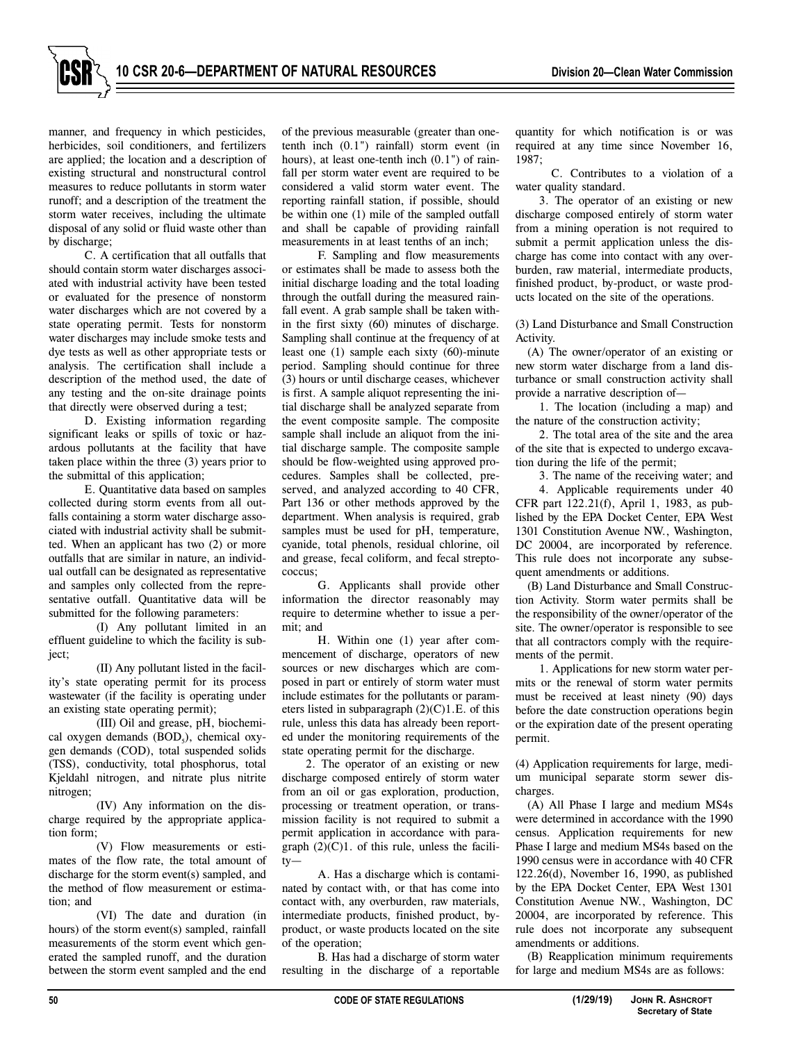manner, and frequency in which pesticides, herbicides, soil conditioners, and fertilizers are applied; the location and a description of existing structural and nonstructural control measures to reduce pollutants in storm water runoff; and a description of the treatment the storm water receives, including the ultimate disposal of any solid or fluid waste other than by discharge;

C. A certification that all outfalls that should contain storm water discharges associated with industrial activity have been tested or evaluated for the presence of nonstorm water discharges which are not covered by a state operating permit. Tests for nonstorm water discharges may include smoke tests and dye tests as well as other appropriate tests or analysis. The certification shall include a description of the method used, the date of any testing and the on-site drainage points that directly were observed during a test;

D. Existing information regarding significant leaks or spills of toxic or hazardous pollutants at the facility that have taken place within the three (3) years prior to the submittal of this application;

E. Quantitative data based on samples collected during storm events from all outfalls containing a storm water discharge associated with industrial activity shall be submitted. When an applicant has two (2) or more outfalls that are similar in nature, an individual outfall can be designated as representative and samples only collected from the representative outfall. Quantitative data will be submitted for the following parameters:

(I) Any pollutant limited in an effluent guideline to which the facility is subject;

(II) Any pollutant listed in the facility's state operating permit for its process wastewater (if the facility is operating under an existing state operating permit);

(III) Oil and grease, pH, biochemical oxygen demands ($BOD_5$), chemical oxygen demands (COD), total suspended solids (TSS), conductivity, total phosphorus, total Kjeldahl nitrogen, and nitrate plus nitrite nitrogen;

(IV) Any information on the discharge required by the appropriate application form;

(V) Flow measurements or estimates of the flow rate, the total amount of discharge for the storm event(s) sampled, and the method of flow measurement or estimation; and

(VI) The date and duration (in hours) of the storm event(s) sampled, rainfall measurements of the storm event which generated the sampled runoff, and the duration between the storm event sampled and the end of the previous measurable (greater than one-tenth inch (0.1") rainfall) storm event (in hours), at least one-tenth inch (0.1") of rainfall per storm water event are required to be considered a valid storm water event. The reporting rainfall station, if possible, should be within one (1) mile of the sampled outfall and shall be capable of providing rainfall measurements in at least tenths of an inch;

F. Sampling and flow measurements or estimates shall be made to assess both the initial discharge loading and the total loading through the outfall during the measured rainfall event. A grab sample shall be taken within the first sixty (60) minutes of discharge. Sampling shall continue at the frequency of at least one (1) sample each sixty (60)-minute period. Sampling should continue for three (3) hours or until discharge ceases, whichever is first. A sample aliquot representing the initial discharge shall be analyzed separate from the event composite sample. The composite sample shall include an aliquot from the initial discharge sample. The composite sample should be flow-weighted using approved procedures. Samples shall be collected, preserved, and analyzed according to 40 CFR, Part 136 or other methods approved by the department. When analysis is required, grab samples must be used for pH, temperature, cyanide, total phenols, residual chlorine, oil and grease, fecal coliform, and fecal streptococcus;

G. Applicants shall provide other information the director reasonably may require to determine whether to issue a permit; and

H. Within one (1) year after commencement of discharge, operators of new sources or new discharges which are composed in part or entirely of storm water must include estimates for the pollutants or parameters listed in subparagraph (2)(C)1.E. of this rule, unless this data has already been reported under the monitoring requirements of the state operating permit for the discharge.

2. The operator of an existing or new discharge composed entirely of storm water from an oil or gas exploration, production, processing or treatment operation, or transmission facility is not required to submit a permit application in accordance with paragraph (2)(C)1. of this rule, unless the facility—

A. Has a discharge which is contaminated by contact with, or that has come into contact with, any overburden, raw materials, intermediate products, finished product, by-product, or waste products located on the site of the operation;

B. Has had a discharge of storm water resulting in the discharge of a reportable quantity for which notification is or was required at any time since November 16, 1987;

C. Contributes to a violation of a water quality standard.

3. The operator of an existing or new discharge composed entirely of storm water from a mining operation is not required to submit a permit application unless the discharge has come into contact with any overburden, raw material, intermediate products, finished product, by-product, or waste products located on the site of the operations.

(3) Land Disturbance and Small Construction Activity.

(A) The owner/operator of an existing or new storm water discharge from a land disturbance or small construction activity shall provide a narrative description of—

1. The location (including a map) and the nature of the construction activity;

2. The total area of the site and the area of the site that is expected to undergo excavation during the life of the permit;

3. The name of the receiving water; and

4. Applicable requirements under 40 CFR part 122.21(f), April 1, 1983, as published by the EPA Docket Center, EPA West 1301 Constitution Avenue NW., Washington, DC 20004, are incorporated by reference. This rule does not incorporate any subsequent amendments or additions.

(B) Land Disturbance and Small Construction Activity. Storm water permits shall be the responsibility of the owner/operator of the site. The owner/operator is responsible to see that all contractors comply with the requirements of the permit.

1. Applications for new storm water permits or the renewal of storm water permits must be received at least ninety (90) days before the date construction operations begin or the expiration date of the present operating permit.

(4) Application requirements for large, medium municipal separate storm sewer discharges.

(A) All Phase I large and medium MS4s were determined in accordance with the 1990 census. Application requirements for new Phase I large and medium MS4s based on the 1990 census were in accordance with 40 CFR 122.26(d), November 16, 1990, as published by the EPA Docket Center, EPA West 1301 Constitution Avenue NW., Washington, DC 20004, are incorporated by reference. This rule does not incorporate any subsequent amendments or additions.

(B) Reapplication minimum requirements for large and medium MS4s are as follows: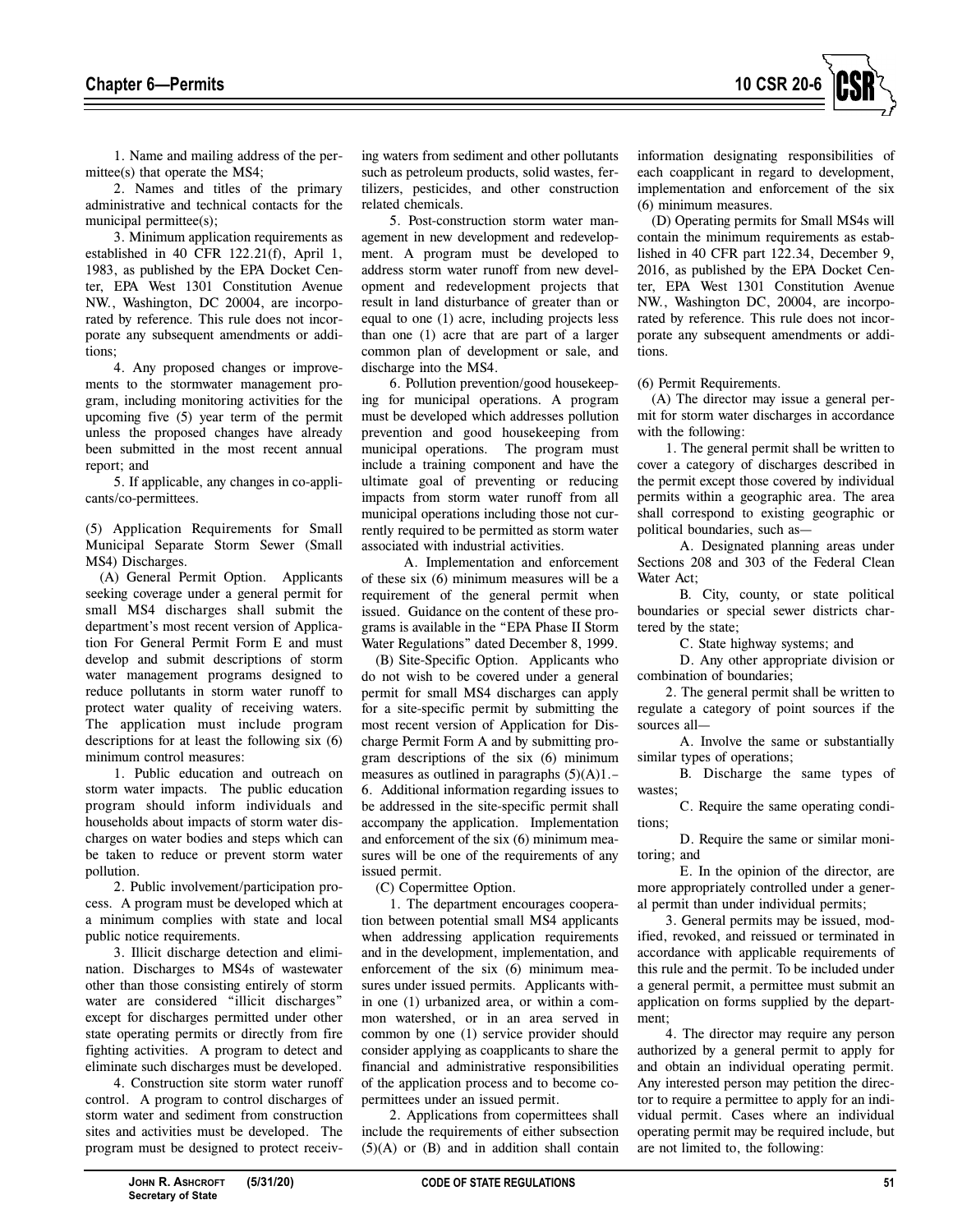1. Name and mailing address of the permittee(s) that operate the MS4;

2. Names and titles of the primary administrative and technical contacts for the municipal permittee(s);

3. Minimum application requirements as established in 40 CFR 122.21(f), April 1, 1983, as published by the EPA Docket Center, EPA West 1301 Constitution Avenue NW., Washington, DC 20004, are incorporated by reference. This rule does not incorporate any subsequent amendments or additions;

4. Any proposed changes or improvements to the stormwater management program, including monitoring activities for the upcoming five (5) year term of the permit unless the proposed changes have already been submitted in the most recent annual report; and

5. If applicable, any changes in co-applicants/co-permittees.

(5) Application Requirements for Small Municipal Separate Storm Sewer (Small MS4) Discharges.

(A) General Permit Option. Applicants seeking coverage under a general permit for small MS4 discharges shall submit the department's most recent version of Application For General Permit Form E and must develop and submit descriptions of storm water management programs designed to reduce pollutants in storm water runoff to protect water quality of receiving waters. The application must include program descriptions for at least the following six (6) minimum control measures:

1. Public education and outreach on storm water impacts. The public education program should inform individuals and households about impacts of storm water discharges on water bodies and steps which can be taken to reduce or prevent storm water pollution.

2. Public involvement/participation process. A program must be developed which at a minimum complies with state and local public notice requirements.

3. Illicit discharge detection and elimination. Discharges to MS4s of wastewater other than those consisting entirely of storm water are considered "illicit discharges" except for discharges permitted under other state operating permits or directly from fire fighting activities. A program to detect and eliminate such discharges must be developed.

4. Construction site storm water runoff control. A program to control discharges of storm water and sediment from construction sites and activities must be developed. The program must be designed to protect receiving waters from sediment and other pollutants such as petroleum products, solid wastes, fertilizers, pesticides, and other construction related chemicals.

5. Post-construction storm water management in new development and redevelopment. A program must be developed to address storm water runoff from new development and redevelopment projects that result in land disturbance of greater than or equal to one (1) acre, including projects less than one (1) acre that are part of a larger common plan of development or sale, and discharge into the MS4.

6. Pollution prevention/good housekeeping for municipal operations. A program must be developed which addresses pollution prevention and good housekeeping from municipal operations. The program must include a training component and have the ultimate goal of preventing or reducing impacts from storm water runoff from all municipal operations including those not currently required to be permitted as storm water associated with industrial activities.

A. Implementation and enforcement of these six (6) minimum measures will be a requirement of the general permit when issued. Guidance on the content of these programs is available in the "EPA Phase II Storm Water Regulations" dated December 8, 1999.

(B) Site-Specific Option. Applicants who do not wish to be covered under a general permit for small MS4 discharges can apply for a site-specific permit by submitting the most recent version of Application for Discharge Permit Form A and by submitting program descriptions of the six (6) minimum measures as outlined in paragraphs (5)(A)1.–6. Additional information regarding issues to be addressed in the site-specific permit shall accompany the application. Implementation and enforcement of the six (6) minimum measures will be one of the requirements of any issued permit.

(C) Copermittee Option.

1. The department encourages cooperation between potential small MS4 applicants when addressing application requirements and in the development, implementation, and enforcement of the six (6) minimum measures under issued permits. Applicants within one (1) urbanized area, or within a common watershed, or in an area served in common by one (1) service provider should consider applying as coapplicants to share the financial and administrative responsibilities of the application process and to become copermittees under an issued permit.

2. Applications from copermittees shall include the requirements of either subsection (5)(A) or (B) and in addition shall contain information designating responsibilities of each coapplicant in regard to development, implementation and enforcement of the six (6) minimum measures.

(D) Operating permits for Small MS4s will contain the minimum requirements as established in 40 CFR part 122.34, December 9, 2016, as published by the EPA Docket Center, EPA West 1301 Constitution Avenue NW., Washington DC, 20004, are incorporated by reference. This rule does not incorporate any subsequent amendments or additions.

(6) Permit Requirements.

(A) The director may issue a general permit for storm water discharges in accordance with the following:

1. The general permit shall be written to cover a category of discharges described in the permit except those covered by individual permits within a geographic area. The area shall correspond to existing geographic or political boundaries, such as—

A. Designated planning areas under Sections 208 and 303 of the Federal Clean Water Act;

B. City, county, or state political boundaries or special sewer districts chartered by the state;

C. State highway systems; and

D. Any other appropriate division or combination of boundaries;

2. The general permit shall be written to regulate a category of point sources if the sources all—

A. Involve the same or substantially similar types of operations;

B. Discharge the same types of wastes;

C. Require the same operating conditions;

D. Require the same or similar monitoring; and

E. In the opinion of the director, are more appropriately controlled under a general permit than under individual permits;

3. General permits may be issued, modified, revoked, and reissued or terminated in accordance with applicable requirements of this rule and the permit. To be included under a general permit, a permittee must submit an application on forms supplied by the department;

4. The director may require any person authorized by a general permit to apply for and obtain an individual operating permit. Any interested person may petition the director to require a permittee to apply for an individual permit. Cases where an individual operating permit may be required include, but are not limited to, the following: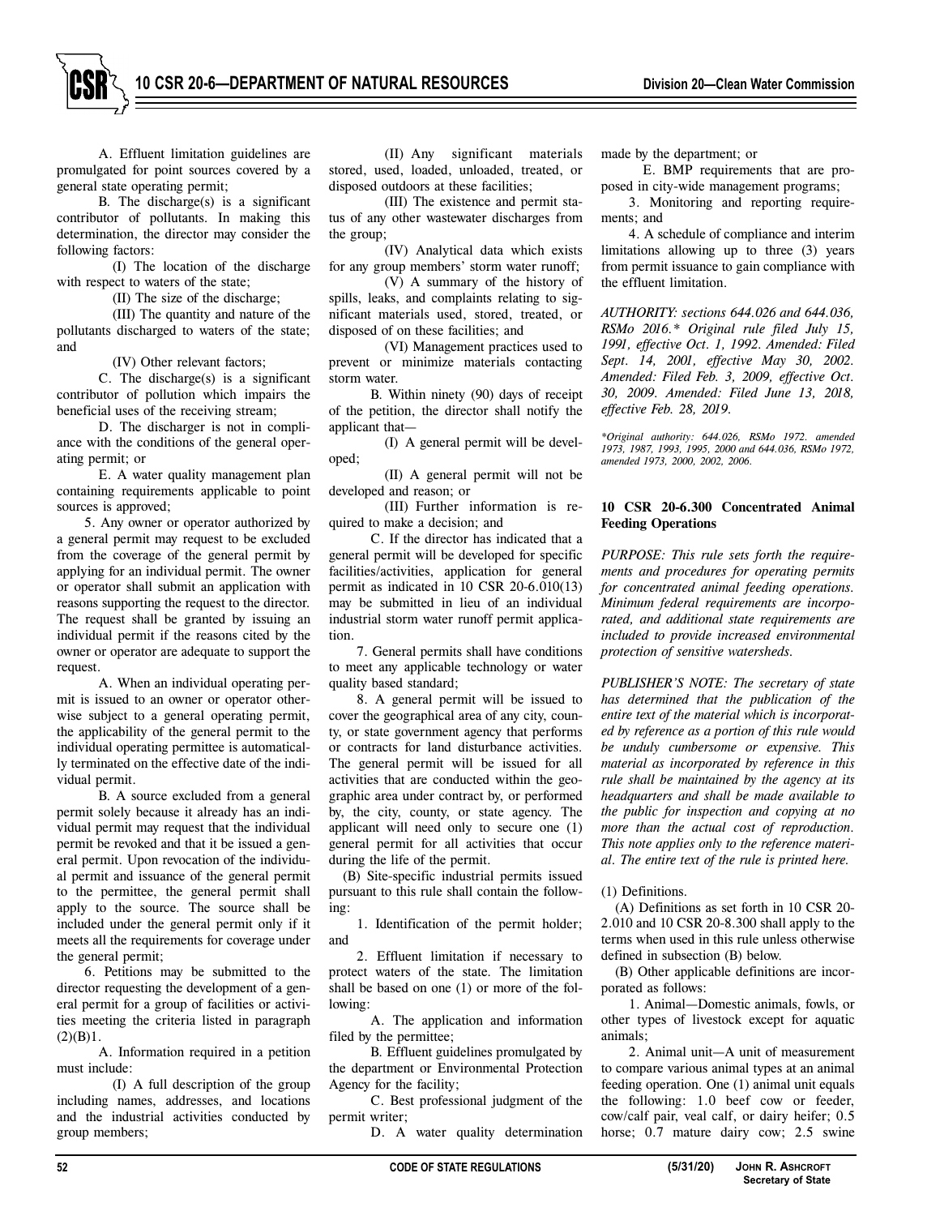A. Effluent limitation guidelines are promulgated for point sources covered by a general state operating permit;

B. The discharge(s) is a significant contributor of pollutants. In making this determination, the director may consider the following factors:

(I) The location of the discharge with respect to waters of the state;

(II) The size of the discharge;

(III) The quantity and nature of the pollutants discharged to waters of the state; and

(IV) Other relevant factors;

C. The discharge(s) is a significant contributor of pollution which impairs the beneficial uses of the receiving stream;

D. The discharger is not in compliance with the conditions of the general operating permit; or

E. A water quality management plan containing requirements applicable to point sources is approved;

5. Any owner or operator authorized by a general permit may request to be excluded from the coverage of the general permit by applying for an individual permit. The owner or operator shall submit an application with reasons supporting the request to the director. The request shall be granted by issuing an individual permit if the reasons cited by the owner or operator are adequate to support the request.

A. When an individual operating permit is issued to an owner or operator otherwise subject to a general operating permit, the applicability of the general permit to the individual operating permittee is automatically terminated on the effective date of the individual permit.

B. A source excluded from a general permit solely because it already has an individual permit may request that the individual permit be revoked and that it be issued a general permit. Upon revocation of the individual permit and issuance of the general permit to the permittee, the general permit shall apply to the source. The source shall be included under the general permit only if it meets all the requirements for coverage under the general permit;

6. Petitions may be submitted to the director requesting the development of a general permit for a group of facilities or activities meeting the criteria listed in paragraph (2)(B)1.

A. Information required in a petition must include:

(I) A full description of the group including names, addresses, and locations and the industrial activities conducted by group members;

(II) Any significant materials stored, used, loaded, unloaded, treated, or disposed outdoors at these facilities;

(III) The existence and permit status of any other wastewater discharges from the group;

(IV) Analytical data which exists for any group members' storm water runoff;

(V) A summary of the history of spills, leaks, and complaints relating to significant materials used, stored, treated, or disposed of on these facilities; and

(VI) Management practices used to prevent or minimize materials contacting storm water.

B. Within ninety (90) days of receipt of the petition, the director shall notify the applicant that—

(I) A general permit will be developed;

(II) A general permit will not be developed and reason; or

(III) Further information is required to make a decision; and

C. If the director has indicated that a general permit will be developed for specific facilities/activities, application for general permit as indicated in 10 CSR 20-6.010(13) may be submitted in lieu of an individual industrial storm water runoff permit application.

7. General permits shall have conditions to meet any applicable technology or water quality based standard;

8. A general permit will be issued to cover the geographical area of any city, county, or state government agency that performs or contracts for land disturbance activities. The general permit will be issued for all activities that are conducted within the geographic area under contract by, or performed by, the city, county, or state agency. The applicant will need only to secure one (1) general permit for all activities that occur during the life of the permit.

(B) Site-specific industrial permits issued pursuant to this rule shall contain the following:

1. Identification of the permit holder; and

2. Effluent limitation if necessary to protect waters of the state. The limitation shall be based on one (1) or more of the following:

A. The application and information filed by the permittee;

B. Effluent guidelines promulgated by the department or Environmental Protection Agency for the facility;

C. Best professional judgment of the permit writer;

D. A water quality determination made by the department; or

E. BMP requirements that are proposed in city-wide management programs;

3. Monitoring and reporting requirements; and

4. A schedule of compliance and interim limitations allowing up to three (3) years from permit issuance to gain compliance with the effluent limitation.

*AUTHORITY: sections 644.026 and 644.036, RSMo 2016.\* Original rule filed July 15, 1991, effective Oct. 1, 1992. Amended: Filed Sept. 14, 2001, effective May 30, 2002. Amended: Filed Feb. 3, 2009, effective Oct. 30, 2009. Amended: Filed June 13, 2018, effective Feb. 28, 2019.*

*\*Original authority: 644.026, RSMo 1972. amended 1973, 1987, 1993, 1995, 2000 and 644.036, RSMo 1972, amended 1973, 2000, 2002, 2006.*

**10 CSR 20-6.300 Concentrated Animal Feeding Operations**

*PURPOSE: This rule sets forth the requirements and procedures for operating permits for concentrated animal feeding operations. Minimum federal requirements are incorporated, and additional state requirements are included to provide increased environmental protection of sensitive watersheds.*

*PUBLISHER'S NOTE: The secretary of state has determined that the publication of the entire text of the material which is incorporated by reference as a portion of this rule would be unduly cumbersome or expensive. This material as incorporated by reference in this rule shall be maintained by the agency at its headquarters and shall be made available to the public for inspection and copying at no more than the actual cost of reproduction. This note applies only to the reference material. The entire text of the rule is printed here.*

(1) Definitions.

(A) Definitions as set forth in 10 CSR 20-2.010 and 10 CSR 20-8.300 shall apply to the terms when used in this rule unless otherwise defined in subsection (B) below.

(B) Other applicable definitions are incorporated as follows:

1. Animal—Domestic animals, fowls, or other types of livestock except for aquatic animals;

2. Animal unit—A unit of measurement to compare various animal types at an animal feeding operation. One (1) animal unit equals the following: 1.0 beef cow or feeder, cow/calf pair, veal calf, or dairy heifer; 0.5 horse; 0.7 mature dairy cow; 2.5 swine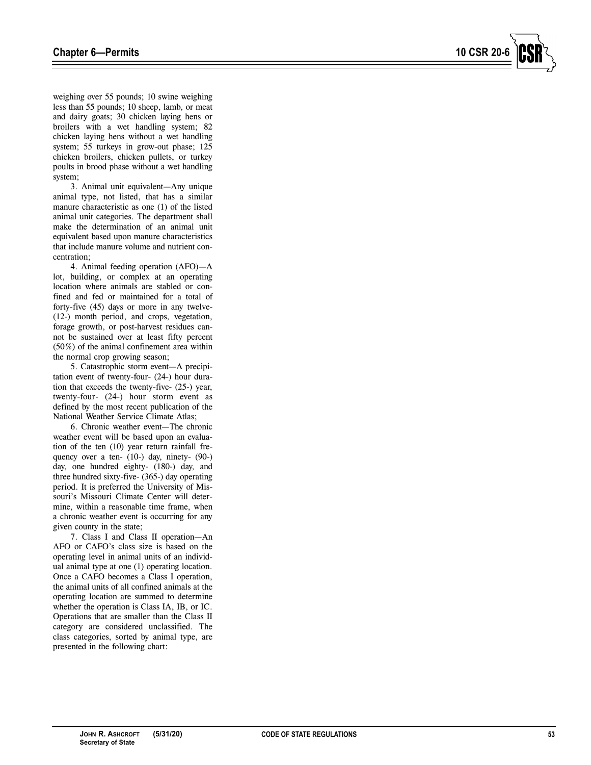weighing over 55 pounds; 10 swine weighing less than 55 pounds; 10 sheep, lamb, or meat and dairy goats; 30 chicken laying hens or broilers with a wet handling system; 82 chicken laying hens without a wet handling system; 55 turkeys in grow-out phase; 125 chicken broilers, chicken pullets, or turkey poults in brood phase without a wet handling system;

3. Animal unit equivalent—Any unique animal type, not listed, that has a similar manure characteristic as one (1) of the listed animal unit categories. The department shall make the determination of an animal unit equivalent based upon manure characteristics that include manure volume and nutrient concentration;

4. Animal feeding operation (AFO)—A lot, building, or complex at an operating location where animals are stabled or confined and fed or maintained for a total of forty-five (45) days or more in any twelve- (12-) month period, and crops, vegetation, forage growth, or post-harvest residues cannot be sustained over at least fifty percent (50%) of the animal confinement area within the normal crop growing season;

5. Catastrophic storm event—A precipitation event of twenty-four- (24-) hour duration that exceeds the twenty-five- (25-) year, twenty-four- (24-) hour storm event as defined by the most recent publication of the National Weather Service Climate Atlas;

6. Chronic weather event—The chronic weather event will be based upon an evaluation of the ten (10) year return rainfall frequency over a ten- (10-) day, ninety- (90-) day, one hundred eighty- (180-) day, and three hundred sixty-five- (365-) day operating period. It is preferred the University of Missouri's Missouri Climate Center will determine, within a reasonable time frame, when a chronic weather event is occurring for any given county in the state;

7. Class I and Class II operation—An AFO or CAFO's class size is based on the operating level in animal units of an individual animal type at one (1) operating location. Once a CAFO becomes a Class I operation, the animal units of all confined animals at the operating location are summed to determine whether the operation is Class IA, IB, or IC. Operations that are smaller than the Class II category are considered unclassified. The class categories, sorted by animal type, are presented in the following chart: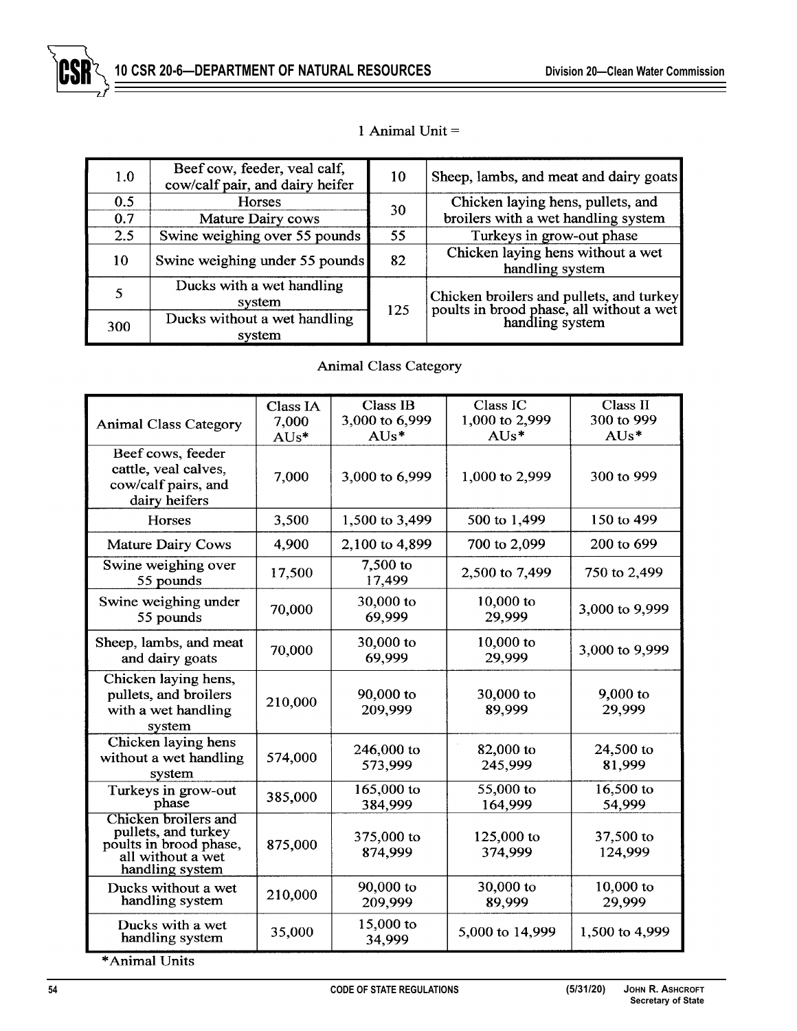1 Animal Unit =

| | | | |
|---|---|---|---|
| 1.0 | Beef cow, feeder, veal calf, cow/calf pair, and dairy heifer | 10 | Sheep, lambs, and meat and dairy goats |
| 0.5 | Horses | 30 | Chicken laying hens, pullets, and broilers with a wet handling system |
| 0.7 | Mature Dairy cows | | |
| 2.5 | Swine weighing over 55 pounds | 55 | Turkeys in grow-out phase |
| 10 | Swine weighing under 55 pounds | 82 | Chicken laying hens without a wet handling system |
| 5 | Ducks with a wet handling system | 125 | Chicken broilers and pullets, and turkey poults in brood phase, all without a wet handling system |
| 300 | Ducks without a wet handling system | | |

Animal Class Category

| Animal Class Category | Class IA 7,000 AUs* | Class IB 3,000 to 6,999 AUs* | Class IC 1,000 to 2,999 AUs* | Class II 300 to 999 AUs* |
|---|---|---|---|---|
| Beef cows, feeder cattle, veal calves, cow/calf pairs, and dairy heifers | 7,000 | 3,000 to 6,999 | 1,000 to 2,999 | 300 to 999 |
| Horses | 3,500 | 1,500 to 3,499 | 500 to 1,499 | 150 to 499 |
| Mature Dairy Cows | 4,900 | 2,100 to 4,899 | 700 to 2,099 | 200 to 699 |
| Swine weighing over 55 pounds | 17,500 | 7,500 to 17,499 | 2,500 to 7,499 | 750 to 2,499 |
| Swine weighing under 55 pounds | 70,000 | 30,000 to 69,999 | 10,000 to 29,999 | 3,000 to 9,999 |
| Sheep, lambs, and meat and dairy goats | 70,000 | 30,000 to 69,999 | 10,000 to 29,999 | 3,000 to 9,999 |
| Chicken laying hens, pullets, and broilers with a wet handling system | 210,000 | 90,000 to 209,999 | 30,000 to 89,999 | 9,000 to 29,999 |
| Chicken laying hens without a wet handling system | 574,000 | 246,000 to 573,999 | 82,000 to 245,999 | 24,500 to 81,999 |
| Turkeys in grow-out phase | 385,000 | 165,000 to 384,999 | 55,000 to 164,999 | 16,500 to 54,999 |
| Chicken broilers and pullets, and turkey poults in brood phase, all without a wet handling system | 875,000 | 375,000 to 874,999 | 125,000 to 374,999 | 37,500 to 124,999 |
| Ducks without a wet handling system | 210,000 | 90,000 to 209,999 | 30,000 to 89,999 | 10,000 to 29,999 |
| Ducks with a wet handling system | 35,000 | 15,000 to 34,999 | 5,000 to 14,999 | 1,500 to 4,999 |

*Animal Units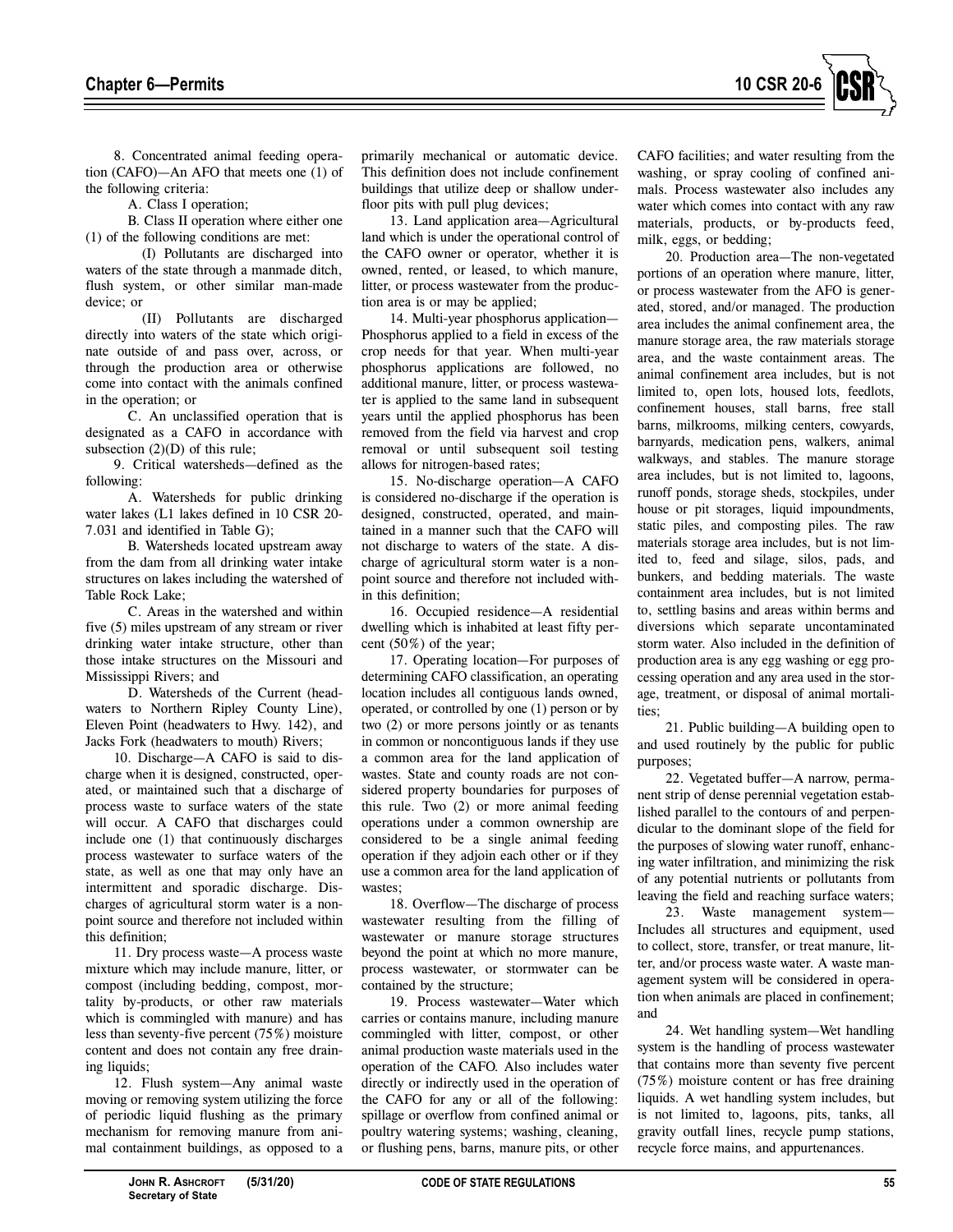8. Concentrated animal feeding operation (CAFO)—An AFO that meets one (1) of the following criteria:

A. Class I operation;

B. Class II operation where either one (1) of the following conditions are met:

(I) Pollutants are discharged into waters of the state through a manmade ditch, flush system, or other similar man-made device; or

(II) Pollutants are discharged directly into waters of the state which originate outside of and pass over, across, or through the production area or otherwise come into contact with the animals confined in the operation; or

C. An unclassified operation that is designated as a CAFO in accordance with subsection (2)(D) of this rule;

9. Critical watersheds—defined as the following:

A. Watersheds for public drinking water lakes (L1 lakes defined in 10 CSR 20-7.031 and identified in Table G);

B. Watersheds located upstream away from the dam from all drinking water intake structures on lakes including the watershed of Table Rock Lake;

C. Areas in the watershed and within five (5) miles upstream of any stream or river drinking water intake structure, other than those intake structures on the Missouri and Mississippi Rivers; and

D. Watersheds of the Current (headwaters to Northern Ripley County Line), Eleven Point (headwaters to Hwy. 142), and Jacks Fork (headwaters to mouth) Rivers;

10. Discharge—A CAFO is said to discharge when it is designed, constructed, operated, or maintained such that a discharge of process waste to surface waters of the state will occur. A CAFO that discharges could include one (1) that continuously discharges process wastewater to surface waters of the state, as well as one that may only have an intermittent and sporadic discharge. Discharges of agricultural storm water is a nonpoint source and therefore not included within this definition;

11. Dry process waste—A process waste mixture which may include manure, litter, or compost (including bedding, compost, mortality by-products, or other raw materials which is commingled with manure) and has less than seventy-five percent (75%) moisture content and does not contain any free draining liquids;

12. Flush system—Any animal waste moving or removing system utilizing the force of periodic liquid flushing as the primary mechanism for removing manure from animal containment buildings, as opposed to a primarily mechanical or automatic device. This definition does not include confinement buildings that utilize deep or shallow under-floor pits with pull plug devices;

13. Land application area—Agricultural land which is under the operational control of the CAFO owner or operator, whether it is owned, rented, or leased, to which manure, litter, or process wastewater from the production area is or may be applied;

14. Multi-year phosphorus application—Phosphorus applied to a field in excess of the crop needs for that year. When multi-year phosphorus applications are followed, no additional manure, litter, or process wastewater is applied to the same land in subsequent years until the applied phosphorus has been removed from the field via harvest and crop removal or until subsequent soil testing allows for nitrogen-based rates;

15. No-discharge operation—A CAFO is considered no-discharge if the operation is designed, constructed, operated, and maintained in a manner such that the CAFO will not discharge to waters of the state. A discharge of agricultural storm water is a nonpoint source and therefore not included within this definition;

16. Occupied residence—A residential dwelling which is inhabited at least fifty percent (50%) of the year;

17. Operating location—For purposes of determining CAFO classification, an operating location includes all contiguous lands owned, operated, or controlled by one (1) person or by two (2) or more persons jointly or as tenants in common or noncontiguous lands if they use a common area for the land application of wastes. State and county roads are not considered property boundaries for purposes of this rule. Two (2) or more animal feeding operations under a common ownership are considered to be a single animal feeding operation if they adjoin each other or if they use a common area for the land application of wastes;

18. Overflow—The discharge of process wastewater resulting from the filling of wastewater or manure storage structures beyond the point at which no more manure, process wastewater, or stormwater can be contained by the structure;

19. Process wastewater—Water which carries or contains manure, including manure commingled with litter, compost, or other animal production waste materials used in the operation of the CAFO. Also includes water directly or indirectly used in the operation of the CAFO for any or all of the following: spillage or overflow from confined animal or poultry watering systems; washing, cleaning, or flushing pens, barns, manure pits, or other CAFO facilities; and water resulting from the washing, or spray cooling of confined animals. Process wastewater also includes any water which comes into contact with any raw materials, products, or by-products feed, milk, eggs, or bedding;

20. Production area—The non-vegetated portions of an operation where manure, litter, or process wastewater from the AFO is generated, stored, and/or managed. The production area includes the animal confinement area, the manure storage area, the raw materials storage area, and the waste containment areas. The animal confinement area includes, but is not limited to, open lots, housed lots, feedlots, confinement houses, stall barns, free stall barns, milkrooms, milking centers, cowyards, barnyards, medication pens, walkers, animal walkways, and stables. The manure storage area includes, but is not limited to, lagoons, runoff ponds, storage sheds, stockpiles, under house or pit storages, liquid impoundments, static piles, and composting piles. The raw materials storage area includes, but is not limited to, feed and silage, silos, pads, and bunkers, and bedding materials. The waste containment area includes, but is not limited to, settling basins and areas within berms and diversions which separate uncontaminated storm water. Also included in the definition of production area is any egg washing or egg processing operation and any area used in the storage, treatment, or disposal of animal mortalities;

21. Public building—A building open to and used routinely by the public for public purposes;

22. Vegetated buffer—A narrow, permanent strip of dense perennial vegetation established parallel to the contours of and perpendicular to the dominant slope of the field for the purposes of slowing water runoff, enhancing water infiltration, and minimizing the risk of any potential nutrients or pollutants from leaving the field and reaching surface waters;

23. Waste management system—Includes all structures and equipment, used to collect, store, transfer, or treat manure, litter, and/or process waste water. A waste management system will be considered in operation when animals are placed in confinement; and

24. Wet handling system—Wet handling system is the handling of process wastewater that contains more than seventy five percent (75%) moisture content or has free draining liquids. A wet handling system includes, but is not limited to, lagoons, pits, tanks, all gravity outfall lines, recycle pump stations, recycle force mains, and appurtenances.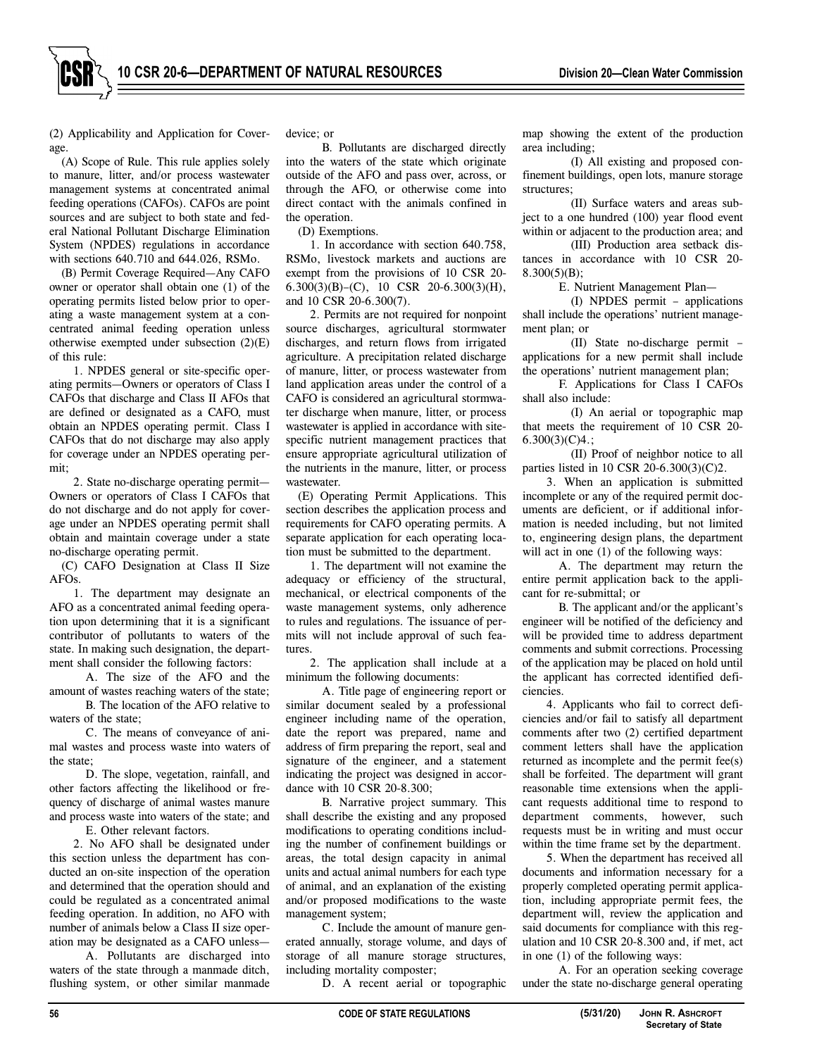(2) Applicability and Application for Coverage.

(A) Scope of Rule. This rule applies solely to manure, litter, and/or process wastewater management systems at concentrated animal feeding operations (CAFOs). CAFOs are point sources and are subject to both state and federal National Pollutant Discharge Elimination System (NPDES) regulations in accordance with sections 640.710 and 644.026, RSMo.

(B) Permit Coverage Required—Any CAFO owner or operator shall obtain one (1) of the operating permits listed below prior to operating a waste management system at a concentrated animal feeding operation unless otherwise exempted under subsection (2)(E) of this rule:

1. NPDES general or site-specific operating permits—Owners or operators of Class I CAFOs that discharge and Class II AFOs that are defined or designated as a CAFO, must obtain an NPDES operating permit. Class I CAFOs that do not discharge may also apply for coverage under an NPDES operating permit;

2. State no-discharge operating permit—Owners or operators of Class I CAFOs that do not discharge and do not apply for coverage under an NPDES operating permit shall obtain and maintain coverage under a state no-discharge operating permit.

(C) CAFO Designation at Class II Size AFOs.

1. The department may designate an AFO as a concentrated animal feeding operation upon determining that it is a significant contributor of pollutants to waters of the state. In making such designation, the department shall consider the following factors:

A. The size of the AFO and the amount of wastes reaching waters of the state;

B. The location of the AFO relative to waters of the state;

C. The means of conveyance of animal wastes and process waste into waters of the state;

D. The slope, vegetation, rainfall, and other factors affecting the likelihood or frequency of discharge of animal wastes manure and process waste into waters of the state; and

E. Other relevant factors.

2. No AFO shall be designated under this section unless the department has conducted an on-site inspection of the operation and determined that the operation should and could be regulated as a concentrated animal feeding operation. In addition, no AFO with number of animals below a Class II size operation may be designated as a CAFO unless—

A. Pollutants are discharged into waters of the state through a manmade ditch, flushing system, or other similar manmade device; or

B. Pollutants are discharged directly into the waters of the state which originate outside of the AFO and pass over, across, or through the AFO, or otherwise come into direct contact with the animals confined in the operation.

(D) Exemptions.

1. In accordance with section 640.758, RSMo, livestock markets and auctions are exempt from the provisions of 10 CSR 20-6.300(3)(B)–(C), 10 CSR 20-6.300(3)(H), and 10 CSR 20-6.300(7).

2. Permits are not required for nonpoint source discharges, agricultural stormwater discharges, and return flows from irrigated agriculture. A precipitation related discharge of manure, litter, or process wastewater from land application areas under the control of a CAFO is considered an agricultural stormwater discharge when manure, litter, or process wastewater is applied in accordance with site-specific nutrient management practices that ensure appropriate agricultural utilization of the nutrients in the manure, litter, or process wastewater.

(E) Operating Permit Applications. This section describes the application process and requirements for CAFO operating permits. A separate application for each operating location must be submitted to the department.

1. The department will not examine the adequacy or efficiency of the structural, mechanical, or electrical components of the waste management systems, only adherence to rules and regulations. The issuance of permits will not include approval of such features.

2. The application shall include at a minimum the following documents:

A. Title page of engineering report or similar document sealed by a professional engineer including name of the operation, date the report was prepared, name and address of firm preparing the report, seal and signature of the engineer, and a statement indicating the project was designed in accordance with 10 CSR 20-8.300;

B. Narrative project summary. This shall describe the existing and any proposed modifications to operating conditions including the number of confinement buildings or areas, the total design capacity in animal units and actual animal numbers for each type of animal, and an explanation of the existing and/or proposed modifications to the waste management system;

C. Include the amount of manure generated annually, storage volume, and days of storage of all manure storage structures, including mortality composter;

D. A recent aerial or topographic map showing the extent of the production area including;

(I) All existing and proposed confinement buildings, open lots, manure storage structures;

(II) Surface waters and areas subject to a one hundred (100) year flood event within or adjacent to the production area; and

(III) Production area setback distances in accordance with 10 CSR 20-8.300(5)(B);

E. Nutrient Management Plan—

(I) NPDES permit – applications shall include the operations' nutrient management plan; or

(II) State no-discharge permit – applications for a new permit shall include the operations' nutrient management plan;

F. Applications for Class I CAFOs shall also include:

(I) An aerial or topographic map that meets the requirement of 10 CSR 20-6.300(3)(C)4.;

(II) Proof of neighbor notice to all parties listed in 10 CSR 20-6.300(3)(C)2.

3. When an application is submitted incomplete or any of the required permit documents are deficient, or if additional information is needed including, but not limited to, engineering design plans, the department will act in one (1) of the following ways:

A. The department may return the entire permit application back to the applicant for re-submittal; or

B. The applicant and/or the applicant's engineer will be notified of the deficiency and will be provided time to address department comments and submit corrections. Processing of the application may be placed on hold until the applicant has corrected identified deficiencies.

4. Applicants who fail to correct deficiencies and/or fail to satisfy all department comments after two (2) certified department comment letters shall have the application returned as incomplete and the permit fee(s) shall be forfeited. The department will grant reasonable time extensions when the applicant requests additional time to respond to department comments, however, such requests must be in writing and must occur within the time frame set by the department.

5. When the department has received all documents and information necessary for a properly completed operating permit application, including appropriate permit fees, the department will, review the application and said documents for compliance with this regulation and 10 CSR 20-8.300 and, if met, act in one (1) of the following ways:

A. For an operation seeking coverage under the state no-discharge general operating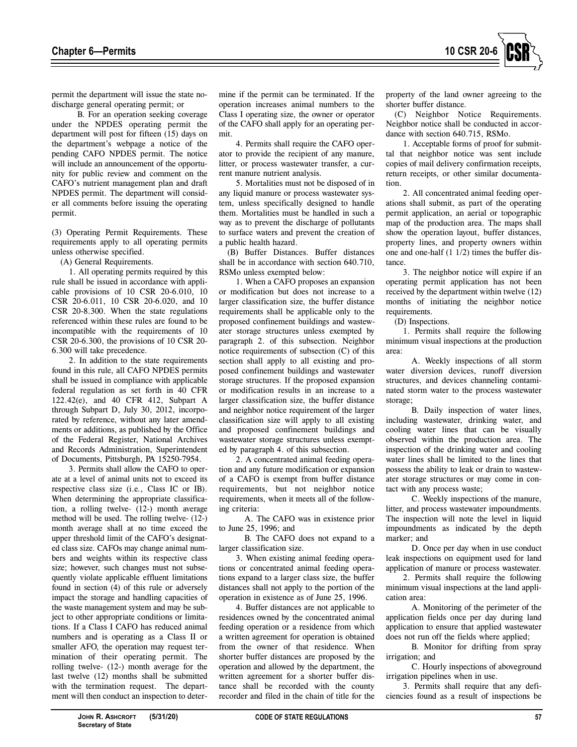permit the department will issue the state no-discharge general operating permit; or

B. For an operation seeking coverage under the NPDES operating permit the department will post for fifteen (15) days on the department's webpage a notice of the pending CAFO NPDES permit. The notice will include an announcement of the opportunity for public review and comment on the CAFO's nutrient management plan and draft NPDES permit. The department will consider all comments before issuing the operating permit.

(3) Operating Permit Requirements. These requirements apply to all operating permits unless otherwise specified.

(A) General Requirements.

1. All operating permits required by this rule shall be issued in accordance with applicable provisions of 10 CSR 20-6.010, 10 CSR 20-6.011, 10 CSR 20-6.020, and 10 CSR 20-8.300. When the state regulations referenced within these rules are found to be incompatible with the requirements of 10 CSR 20-6.300, the provisions of 10 CSR 20-6.300 will take precedence.

2. In addition to the state requirements found in this rule, all CAFO NPDES permits shall be issued in compliance with applicable federal regulation as set forth in 40 CFR 122.42(e), and 40 CFR 412, Subpart A through Subpart D, July 30, 2012, incorporated by reference, without any later amendments or additions, as published by the Office of the Federal Register, National Archives and Records Administration, Superintendent of Documents, Pittsburgh, PA 15250-7954.

3. Permits shall allow the CAFO to operate at a level of animal units not to exceed its respective class size (i.e., Class IC or IB). When determining the appropriate classification, a rolling twelve- (12-) month average method will be used. The rolling twelve- (12-) month average shall at no time exceed the upper threshold limit of the CAFO's designated class size. CAFOs may change animal numbers and weights within its respective class size; however, such changes must not subsequently violate applicable effluent limitations found in section (4) of this rule or adversely impact the storage and handling capacities of the waste management system and may be subject to other appropriate conditions or limitations. If a Class I CAFO has reduced animal numbers and is operating as a Class II or smaller AFO, the operation may request termination of their operating permit. The rolling twelve- (12-) month average for the last twelve (12) months shall be submitted with the termination request. The department will then conduct an inspection to determine if the permit can be terminated. If the operation increases animal numbers to the Class I operating size, the owner or operator of the CAFO shall apply for an operating permit.

4. Permits shall require the CAFO operator to provide the recipient of any manure, litter, or process wastewater transfer, a current manure nutrient analysis.

5. Mortalities must not be disposed of in any liquid manure or process wastewater system, unless specifically designed to handle them. Mortalities must be handled in such a way as to prevent the discharge of pollutants to surface waters and prevent the creation of a public health hazard.

(B) Buffer Distances. Buffer distances shall be in accordance with section 640.710, RSMo unless exempted below:

1. When a CAFO proposes an expansion or modification but does not increase to a larger classification size, the buffer distance requirements shall be applicable only to the proposed confinement buildings and wastewater storage structures unless exempted by paragraph 2. of this subsection. Neighbor notice requirements of subsection (C) of this section shall apply to all existing and proposed confinement buildings and wastewater storage structures. If the proposed expansion or modification results in an increase to a larger classification size, the buffer distance and neighbor notice requirement of the larger classification size will apply to all existing and proposed confinement buildings and wastewater storage structures unless exempted by paragraph 4. of this subsection.

2. A concentrated animal feeding operation and any future modification or expansion of a CAFO is exempt from buffer distance requirements, but not neighbor notice requirements, when it meets all of the following criteria:

A. The CAFO was in existence prior to June 25, 1996; and

B. The CAFO does not expand to a larger classification size.

3. When existing animal feeding operations or concentrated animal feeding operations expand to a larger class size, the buffer distances shall not apply to the portion of the operation in existence as of June 25, 1996.

4. Buffer distances are not applicable to residences owned by the concentrated animal feeding operation or a residence from which a written agreement for operation is obtained from the owner of that residence. When shorter buffer distances are proposed by the operation and allowed by the department, the written agreement for a shorter buffer distance shall be recorded with the county recorder and filed in the chain of title for the property of the land owner agreeing to the shorter buffer distance.

(C) Neighbor Notice Requirements. Neighbor notice shall be conducted in accordance with section 640.715, RSMo.

1. Acceptable forms of proof for submittal that neighbor notice was sent include copies of mail delivery confirmation receipts, return receipts, or other similar documentation.

2. All concentrated animal feeding operations shall submit, as part of the operating permit application, an aerial or topographic map of the production area. The maps shall show the operation layout, buffer distances, property lines, and property owners within one and one-half (1 1/2) times the buffer distance.

3. The neighbor notice will expire if an operating permit application has not been received by the department within twelve (12) months of initiating the neighbor notice requirements.

(D) Inspections.

1. Permits shall require the following minimum visual inspections at the production area:

A. Weekly inspections of all storm water diversion devices, runoff diversion structures, and devices channeling contaminated storm water to the process wastewater storage;

B. Daily inspection of water lines, including wastewater, drinking water, and cooling water lines that can be visually observed within the production area. The inspection of the drinking water and cooling water lines shall be limited to the lines that possess the ability to leak or drain to wastewater storage structures or may come in contact with any process waste;

C. Weekly inspections of the manure, litter, and process wastewater impoundments. The inspection will note the level in liquid impoundments as indicated by the depth marker; and

D. Once per day when in use conduct leak inspections on equipment used for land application of manure or process wastewater.

2. Permits shall require the following minimum visual inspections at the land application area:

A. Monitoring of the perimeter of the application fields once per day during land application to ensure that applied wastewater does not run off the fields where applied;

B. Monitor for drifting from spray irrigation; and

C. Hourly inspections of aboveground irrigation pipelines when in use.

3. Permits shall require that any deficiencies found as a result of inspections be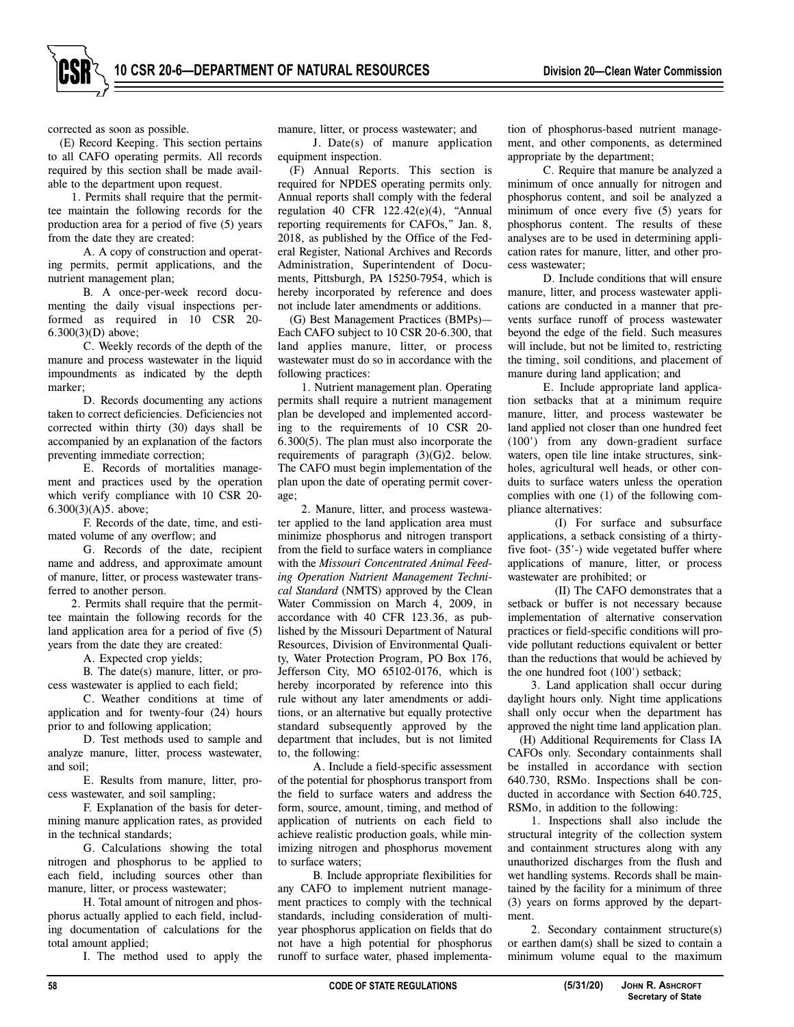corrected as soon as possible.

(E) Record Keeping. This section pertains to all CAFO operating permits. All records required by this section shall be made available to the department upon request.

1. Permits shall require that the permittee maintain the following records for the production area for a period of five (5) years from the date they are created:

A. A copy of construction and operating permits, permit applications, and the nutrient management plan;

B. A once-per-week record documenting the daily visual inspections performed as required in 10 CSR 20-6.300(3)(D) above;

C. Weekly records of the depth of the manure and process wastewater in the liquid impoundments as indicated by the depth marker;

D. Records documenting any actions taken to correct deficiencies. Deficiencies not corrected within thirty (30) days shall be accompanied by an explanation of the factors preventing immediate correction;

E. Records of mortalities management and practices used by the operation which verify compliance with 10 CSR 20-6.300(3)(A)5. above;

F. Records of the date, time, and estimated volume of any overflow; and

G. Records of the date, recipient name and address, and approximate amount of manure, litter, or process wastewater transferred to another person.

2. Permits shall require that the permittee maintain the following records for the land application area for a period of five (5) years from the date they are created:

A. Expected crop yields;

B. The date(s) manure, litter, or process wastewater is applied to each field;

C. Weather conditions at time of application and for twenty-four (24) hours prior to and following application;

D. Test methods used to sample and analyze manure, litter, process wastewater, and soil;

E. Results from manure, litter, process wastewater, and soil sampling;

F. Explanation of the basis for determining manure application rates, as provided in the technical standards;

G. Calculations showing the total nitrogen and phosphorus to be applied to each field, including sources other than manure, litter, or process wastewater;

H. Total amount of nitrogen and phosphorus actually applied to each field, including documentation of calculations for the total amount applied;

I. The method used to apply the manure, litter, or process wastewater; and

J. Date(s) of manure application equipment inspection.

(F) Annual Reports. This section is required for NPDES operating permits only. Annual reports shall comply with the federal regulation 40 CFR 122.42(e)(4), "Annual reporting requirements for CAFOs," Jan. 8, 2018, as published by the Office of the Federal Register, National Archives and Records Administration, Superintendent of Documents, Pittsburgh, PA 15250-7954, which is hereby incorporated by reference and does not include later amendments or additions.

(G) Best Management Practices (BMPs)—Each CAFO subject to 10 CSR 20-6.300, that land applies manure, litter, or process wastewater must do so in accordance with the following practices:

1. Nutrient management plan. Operating permits shall require a nutrient management plan be developed and implemented according to the requirements of 10 CSR 20-6.300(5). The plan must also incorporate the requirements of paragraph (3)(G)2. below. The CAFO must begin implementation of the plan upon the date of operating permit coverage;

2. Manure, litter, and process wastewater applied to the land application area must minimize phosphorus and nitrogen transport from the field to surface waters in compliance with the *Missouri Concentrated Animal Feeding Operation Nutrient Management Technical Standard* (NMTS) approved by the Clean Water Commission on March 4, 2009, in accordance with 40 CFR 123.36, as published by the Missouri Department of Natural Resources, Division of Environmental Quality, Water Protection Program, PO Box 176, Jefferson City, MO 65102-0176, which is hereby incorporated by reference into this rule without any later amendments or additions, or an alternative but equally protective standard subsequently approved by the department that includes, but is not limited to, the following:

A. Include a field-specific assessment of the potential for phosphorus transport from the field to surface waters and address the form, source, amount, timing, and method of application of nutrients on each field to achieve realistic production goals, while minimizing nitrogen and phosphorus movement to surface waters;

B. Include appropriate flexibilities for any CAFO to implement nutrient management practices to comply with the technical standards, including consideration of multi-year phosphorus application on fields that do not have a high potential for phosphorus runoff to surface water, phased implementation of phosphorus-based nutrient management, and other components, as determined appropriate by the department;

C. Require that manure be analyzed a minimum of once annually for nitrogen and phosphorus content, and soil be analyzed a minimum of once every five (5) years for phosphorus content. The results of these analyses are to be used in determining application rates for manure, litter, and other process wastewater;

D. Include conditions that will ensure manure, litter, and process wastewater applications are conducted in a manner that prevents surface runoff of process wastewater beyond the edge of the field. Such measures will include, but not be limited to, restricting the timing, soil conditions, and placement of manure during land application; and

E. Include appropriate land application setbacks that at a minimum require manure, litter, and process wastewater be land applied not closer than one hundred feet (100') from any down-gradient surface waters, open tile line intake structures, sinkholes, agricultural well heads, or other conduits to surface waters unless the operation complies with one (1) of the following compliance alternatives:

(I) For surface and subsurface applications, a setback consisting of a thirty-five foot- (35'-) wide vegetated buffer where applications of manure, litter, or process wastewater are prohibited; or

(II) The CAFO demonstrates that a setback or buffer is not necessary because implementation of alternative conservation practices or field-specific conditions will provide pollutant reductions equivalent or better than the reductions that would be achieved by the one hundred foot (100') setback;

3. Land application shall occur during daylight hours only. Night time applications shall only occur when the department has approved the night time land application plan.

(H) Additional Requirements for Class IA CAFOs only. Secondary containments shall be installed in accordance with section 640.730, RSMo. Inspections shall be conducted in accordance with Section 640.725, RSMo, in addition to the following:

1. Inspections shall also include the structural integrity of the collection system and containment structures along with any unauthorized discharges from the flush and wet handling systems. Records shall be maintained by the facility for a minimum of three (3) years on forms approved by the department.

2. Secondary containment structure(s) or earthen dam(s) shall be sized to contain a minimum volume equal to the maximum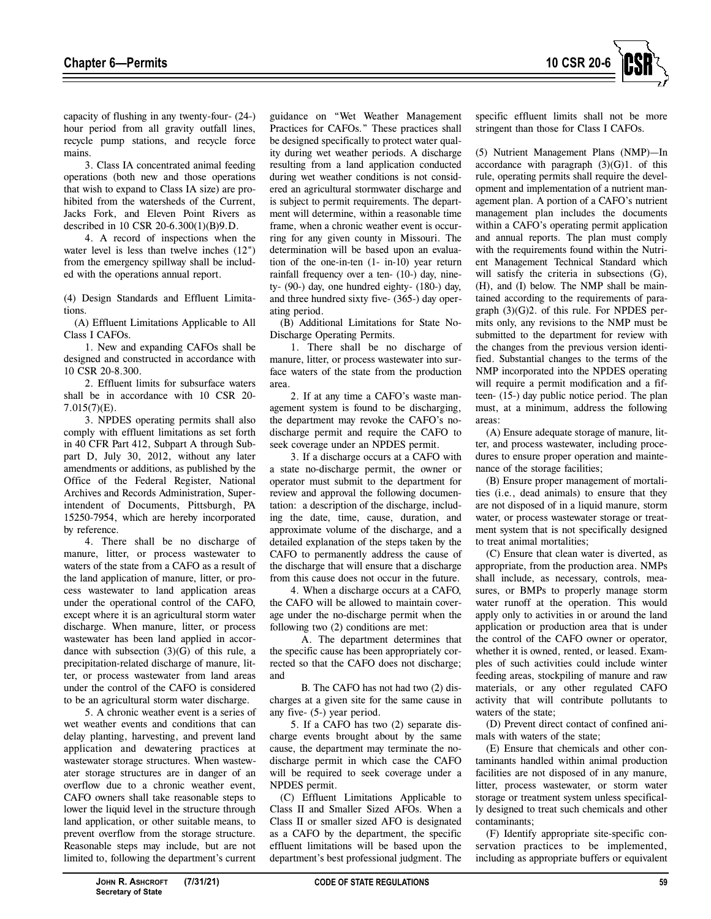capacity of flushing in any twenty-four- (24-) hour period from all gravity outfall lines, recycle pump stations, and recycle force mains.

3. Class IA concentrated animal feeding operations (both new and those operations that wish to expand to Class IA size) are prohibited from the watersheds of the Current, Jacks Fork, and Eleven Point Rivers as described in 10 CSR 20-6.300(1)(B)9.D.

4. A record of inspections when the water level is less than twelve inches (12") from the emergency spillway shall be included with the operations annual report.

(4) Design Standards and Effluent Limitations.

(A) Effluent Limitations Applicable to All Class I CAFOs.

1. New and expanding CAFOs shall be designed and constructed in accordance with 10 CSR 20-8.300.

2. Effluent limits for subsurface waters shall be in accordance with 10 CSR 20-7.015(7)(E).

3. NPDES operating permits shall also comply with effluent limitations as set forth in 40 CFR Part 412, Subpart A through Subpart D, July 30, 2012, without any later amendments or additions, as published by the Office of the Federal Register, National Archives and Records Administration, Superintendent of Documents, Pittsburgh, PA 15250-7954, which are hereby incorporated by reference.

4. There shall be no discharge of manure, litter, or process wastewater to waters of the state from a CAFO as a result of the land application of manure, litter, or process wastewater to land application areas under the operational control of the CAFO, except where it is an agricultural storm water discharge. When manure, litter, or process wastewater has been land applied in accordance with subsection (3)(G) of this rule, a precipitation-related discharge of manure, litter, or process wastewater from land areas under the control of the CAFO is considered to be an agricultural storm water discharge.

5. A chronic weather event is a series of wet weather events and conditions that can delay planting, harvesting, and prevent land application and dewatering practices at wastewater storage structures. When wastewater storage structures are in danger of an overflow due to a chronic weather event, CAFO owners shall take reasonable steps to lower the liquid level in the structure through land application, or other suitable means, to prevent overflow from the storage structure. Reasonable steps may include, but are not limited to, following the department's current guidance on "Wet Weather Management Practices for CAFOs." These practices shall be designed specifically to protect water quality during wet weather periods. A discharge resulting from a land application conducted during wet weather conditions is not considered an agricultural stormwater discharge and is subject to permit requirements. The department will determine, within a reasonable time frame, when a chronic weather event is occurring for any given county in Missouri. The determination will be based upon an evaluation of the one-in-ten (1- in-10) year return rainfall frequency over a ten- (10-) day, ninety- (90-) day, one hundred eighty- (180-) day, and three hundred sixty five- (365-) day operating period.

(B) Additional Limitations for State No-Discharge Operating Permits.

1. There shall be no discharge of manure, litter, or process wastewater into surface waters of the state from the production area.

2. If at any time a CAFO's waste management system is found to be discharging, the department may revoke the CAFO's no-discharge permit and require the CAFO to seek coverage under an NPDES permit.

3. If a discharge occurs at a CAFO with a state no-discharge permit, the owner or operator must submit to the department for review and approval the following documentation: a description of the discharge, including the date, time, cause, duration, and approximate volume of the discharge, and a detailed explanation of the steps taken by the CAFO to permanently address the cause of the discharge that will ensure that a discharge from this cause does not occur in the future.

4. When a discharge occurs at a CAFO, the CAFO will be allowed to maintain coverage under the no-discharge permit when the following two (2) conditions are met:

A. The department determines that the specific cause has been appropriately corrected so that the CAFO does not discharge; and

B. The CAFO has not had two (2) discharges at a given site for the same cause in any five- (5-) year period.

5. If a CAFO has two (2) separate discharge events brought about by the same cause, the department may terminate the no-discharge permit in which case the CAFO will be required to seek coverage under a NPDES permit.

(C) Effluent Limitations Applicable to Class II and Smaller Sized AFOs. When a Class II or smaller sized AFO is designated as a CAFO by the department, the specific effluent limitations will be based upon the department's best professional judgment. The specific effluent limits shall not be more stringent than those for Class I CAFOs.

(5) Nutrient Management Plans (NMP)—In accordance with paragraph (3)(G)1. of this rule, operating permits shall require the development and implementation of a nutrient management plan. A portion of a CAFO's nutrient management plan includes the documents within a CAFO's operating permit application and annual reports. The plan must comply with the requirements found within the Nutrient Management Technical Standard which will satisfy the criteria in subsections (G), (H), and (I) below. The NMP shall be maintained according to the requirements of paragraph (3)(G)2. of this rule. For NPDES permits only, any revisions to the NMP must be submitted to the department for review with the changes from the previous version identified. Substantial changes to the terms of the NMP incorporated into the NPDES operating will require a permit modification and a fifteen- (15-) day public notice period. The plan must, at a minimum, address the following areas:

(A) Ensure adequate storage of manure, litter, and process wastewater, including procedures to ensure proper operation and maintenance of the storage facilities;

(B) Ensure proper management of mortalities (i.e., dead animals) to ensure that they are not disposed of in a liquid manure, storm water, or process wastewater storage or treatment system that is not specifically designed to treat animal mortalities;

(C) Ensure that clean water is diverted, as appropriate, from the production area. NMPs shall include, as necessary, controls, measures, or BMPs to properly manage storm water runoff at the operation. This would apply only to activities in or around the land application or production area that is under the control of the CAFO owner or operator, whether it is owned, rented, or leased. Examples of such activities could include winter feeding areas, stockpiling of manure and raw materials, or any other regulated CAFO activity that will contribute pollutants to waters of the state;

(D) Prevent direct contact of confined animals with waters of the state;

(E) Ensure that chemicals and other contaminants handled within animal production facilities are not disposed of in any manure, litter, process wastewater, or storm water storage or treatment system unless specifically designed to treat such chemicals and other contaminants;

(F) Identify appropriate site-specific conservation practices to be implemented, including as appropriate buffers or equivalent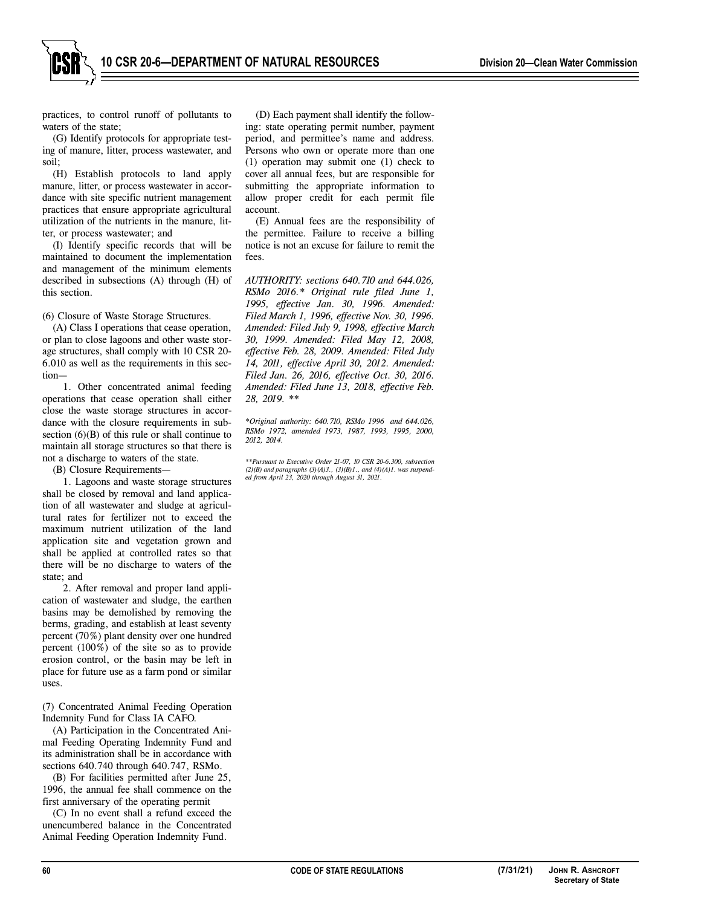practices, to control runoff of pollutants to waters of the state;

(G) Identify protocols for appropriate testing of manure, litter, process wastewater, and soil;

(H) Establish protocols to land apply manure, litter, or process wastewater in accordance with site specific nutrient management practices that ensure appropriate agricultural utilization of the nutrients in the manure, litter, or process wastewater; and

(I) Identify specific records that will be maintained to document the implementation and management of the minimum elements described in subsections (A) through (H) of this section.

(6) Closure of Waste Storage Structures.

(A) Class I operations that cease operation, or plan to close lagoons and other waste storage structures, shall comply with 10 CSR 20-6.010 as well as the requirements in this section—

1. Other concentrated animal feeding operations that cease operation shall either close the waste storage structures in accordance with the closure requirements in subsection (6)(B) of this rule or shall continue to maintain all storage structures so that there is not a discharge to waters of the state.

(B) Closure Requirements—

1. Lagoons and waste storage structures shall be closed by removal and land application of all wastewater and sludge at agricultural rates for fertilizer not to exceed the maximum nutrient utilization of the land application site and vegetation grown and shall be applied at controlled rates so that there will be no discharge to waters of the state; and

2. After removal and proper land application of wastewater and sludge, the earthen basins may be demolished by removing the berms, grading, and establish at least seventy percent (70%) plant density over one hundred percent (100%) of the site so as to provide erosion control, or the basin may be left in place for future use as a farm pond or similar uses.

(7) Concentrated Animal Feeding Operation Indemnity Fund for Class IA CAFO.

(A) Participation in the Concentrated Animal Feeding Operating Indemnity Fund and its administration shall be in accordance with sections 640.740 through 640.747, RSMo.

(B) For facilities permitted after June 25, 1996, the annual fee shall commence on the first anniversary of the operating permit

(C) In no event shall a refund exceed the unencumbered balance in the Concentrated Animal Feeding Operation Indemnity Fund.

(D) Each payment shall identify the following: state operating permit number, payment period, and permittee's name and address. Persons who own or operate more than one (1) operation may submit one (1) check to cover all annual fees, but are responsible for submitting the appropriate information to allow proper credit for each permit file account.

(E) Annual fees are the responsibility of the permittee. Failure to receive a billing notice is not an excuse for failure to remit the fees.

*AUTHORITY: sections 640.710 and 644.026, RSMo 2016.\* Original rule filed June 1, 1995, effective Jan. 30, 1996. Amended: Filed March 1, 1996, effective Nov. 30, 1996. Amended: Filed July 9, 1998, effective March 30, 1999. Amended: Filed May 12, 2008, effective Feb. 28, 2009. Amended: Filed July 14, 2011, effective April 30, 2012. Amended: Filed Jan. 26, 2016, effective Oct. 30, 2016. Amended: Filed June 13, 2018, effective Feb. 28, 2019. \*\**

*\*Original authority: 640.710, RSMo 1996 and 644.026, RSMo 1972, amended 1973, 1987, 1993, 1995, 2000, 2012, 2014.*

*\*\*Pursuant to Executive Order 21-07, 10 CSR 20-6.300, subsection (2)(B) and paragraphs (3)(A)3., (3)(B)1., and (4)(A)1. was suspended from April 23, 2020 through August 31, 2021.*